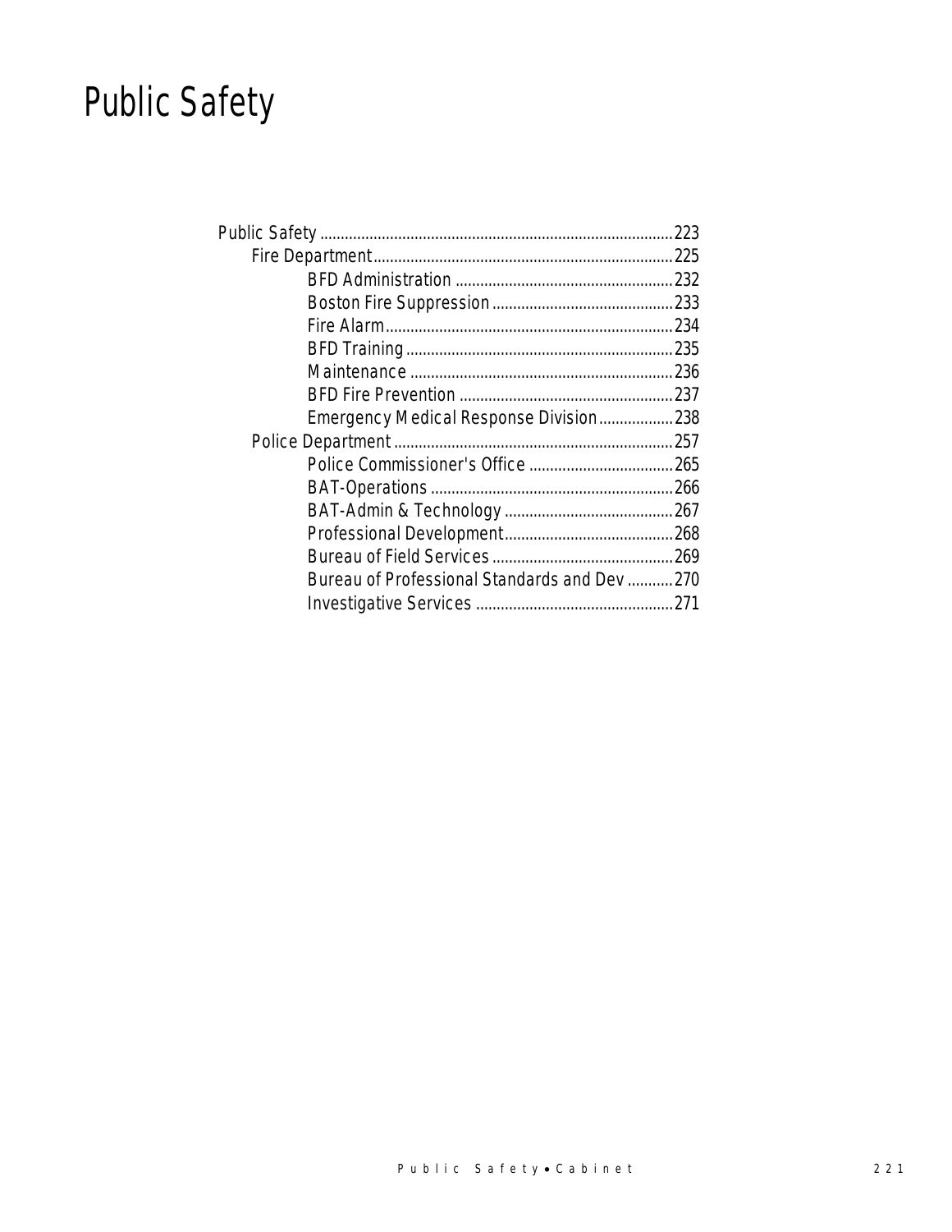# Public Safety

- Public Safety ....................................................................................223
  - Fire Department........................................................................225
    - BFD Administration .....................................................232
    - Boston Fire Suppression ............................................233
    - Fire Alarm.....................................................................234
    - BFD Training ................................................................235
    - Maintenance ................................................................236
    - BFD Fire Prevention ....................................................237
    - Emergency Medical Response Division..................238
  - Police Department ...................................................................257
    - Police Commissioner's Office ...................................265
    - BAT-Operations ...........................................................266
    - BAT-Admin & Technology .........................................267
    - Professional Development.........................................268
    - Bureau of Field Services ............................................269
    - Bureau of Professional Standards and Dev ...........270
    - Investigative Services ................................................271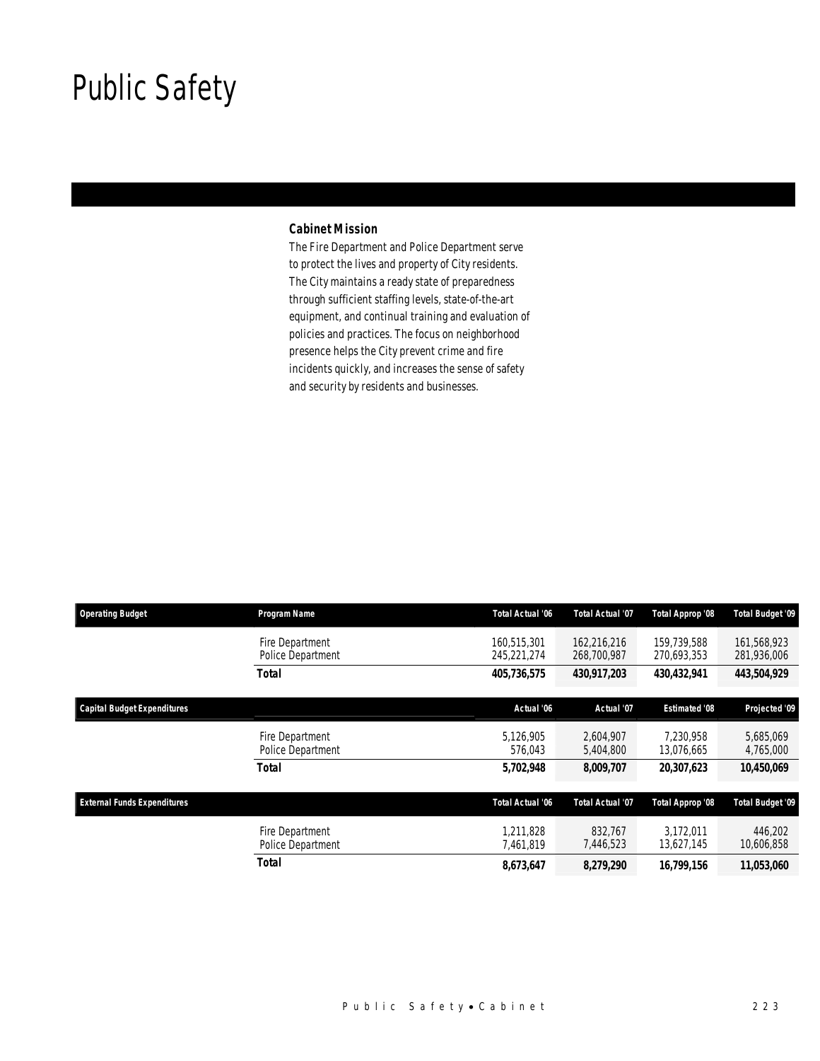# Public Safety

### Cabinet Mission

The Fire Department and Police Department serve to protect the lives and property of City residents. The City maintains a ready state of preparedness through sufficient staffing levels, state-of-the-art equipment, and continual training and evaluation of policies and practices. The focus on neighborhood presence helps the City prevent crime and fire incidents quickly, and increases the sense of safety and security by residents and businesses.

| Operating Budget | Program Name | Total Actual '06 | Total Actual '07 | Total Approp '08 | Total Budget '09 |
|---|---|---|---|---|---|
| | Fire Department | 160,515,301 | 162,216,216 | 159,739,588 | 161,568,923 |
| | Police Department | 245,221,274 | 268,700,987 | 270,693,353 | 281,936,006 |
| | **Total** | **405,736,575** | **430,917,203** | **430,432,941** | **443,504,929** |

| Capital Budget Expenditures | | Actual '06 | Actual '07 | Estimated '08 | Projected '09 |
|---|---|---|---|---|---|
| | Fire Department | 5,126,905 | 2,604,907 | 7,230,958 | 5,685,069 |
| | Police Department | 576,043 | 5,404,800 | 13,076,665 | 4,765,000 |
| | **Total** | **5,702,948** | **8,009,707** | **20,307,623** | **10,450,069** |

| External Funds Expenditures | | Total Actual '06 | Total Actual '07 | Total Approp '08 | Total Budget '09 |
|---|---|---|---|---|---|
| | Fire Department | 1,211,828 | 832,767 | 3,172,011 | 446,202 |
| | Police Department | 7,461,819 | 7,446,523 | 13,627,145 | 10,606,858 |
| | **Total** | **8,673,647** | **8,279,290** | **16,799,156** | **11,053,060** |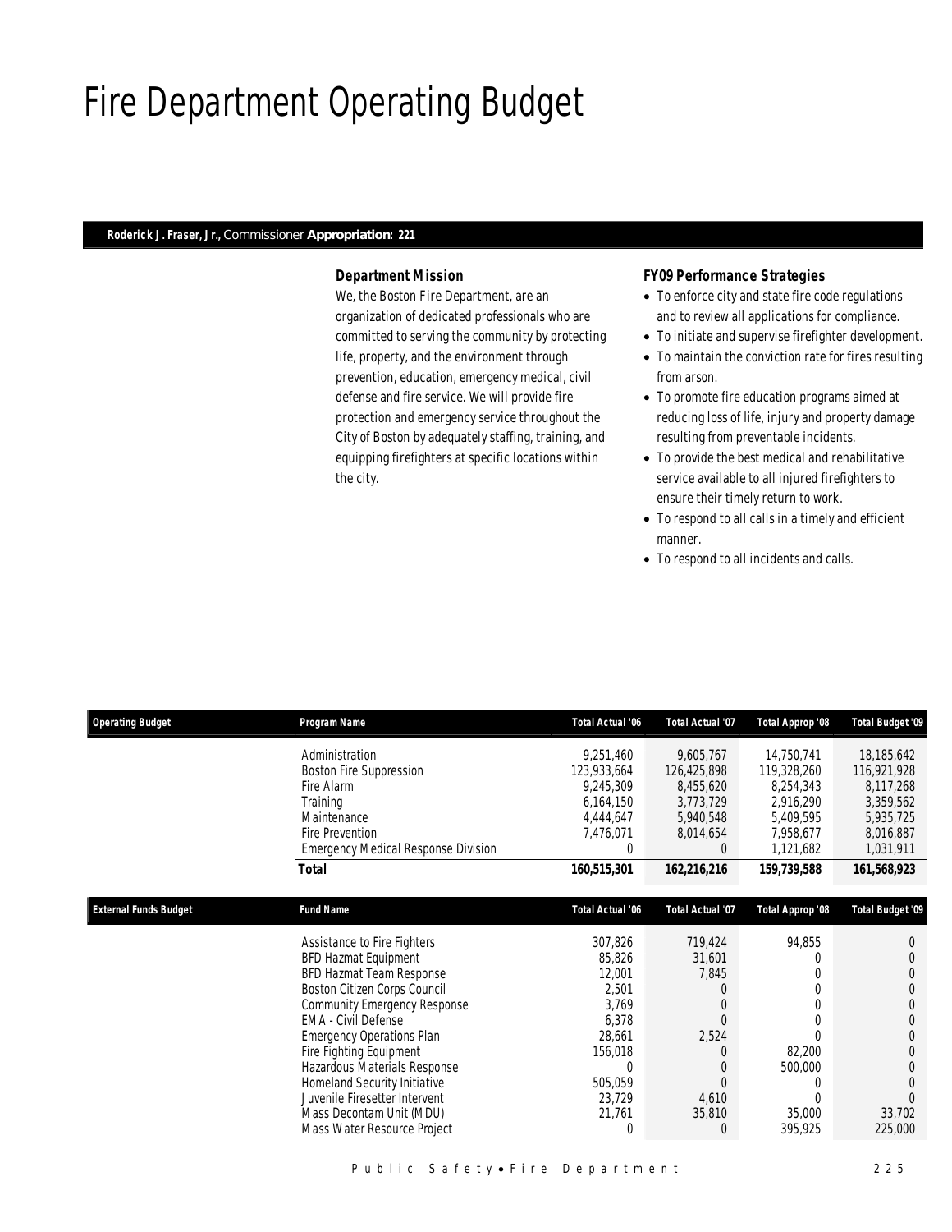# Fire Department Operating Budget

**Roderick J. Fraser, Jr.,** Commissioner **Appropriation: 221**

### Department Mission

We, the Boston Fire Department, are an organization of dedicated professionals who are committed to serving the community by protecting life, property, and the environment through prevention, education, emergency medical, civil defense and fire service. We will provide fire protection and emergency service throughout the City of Boston by adequately staffing, training, and equipping firefighters at specific locations within the city.

### FY09 Performance Strategies

- To enforce city and state fire code regulations and to review all applications for compliance.
- To initiate and supervise firefighter development.
- To maintain the conviction rate for fires resulting from arson.
- To promote fire education programs aimed at reducing loss of life, injury and property damage resulting from preventable incidents.
- To provide the best medical and rehabilitative service available to all injured firefighters to ensure their timely return to work.
- To respond to all calls in a timely and efficient manner.
- To respond to all incidents and calls.

| Operating Budget | Program Name | Total Actual '06 | Total Actual '07 | Total Approp '08 | Total Budget '09 |
|---|---|---|---|---|---|
| | Administration | 9,251,460 | 9,605,767 | 14,750,741 | 18,185,642 |
| | Boston Fire Suppression | 123,933,664 | 126,425,898 | 119,328,260 | 116,921,928 |
| | Fire Alarm | 9,245,309 | 8,455,620 | 8,254,343 | 8,117,268 |
| | Training | 6,164,150 | 3,773,729 | 2,916,290 | 3,359,562 |
| | Maintenance | 4,444,647 | 5,940,548 | 5,409,595 | 5,935,725 |
| | Fire Prevention | 7,476,071 | 8,014,654 | 7,958,677 | 8,016,887 |
| | Emergency Medical Response Division | 0 | 0 | 1,121,682 | 1,031,911 |
| | **Total** | **160,515,301** | **162,216,216** | **159,739,588** | **161,568,923** |

| External Funds Budget | Fund Name | Total Actual '06 | Total Actual '07 | Total Approp '08 | Total Budget '09 |
|---|---|---|---|---|---|
| | Assistance to Fire Fighters | 307,826 | 719,424 | 94,855 | 0 |
| | BFD Hazmat Equipment | 85,826 | 31,601 | 0 | 0 |
| | BFD Hazmat Team Response | 12,001 | 7,845 | 0 | 0 |
| | Boston Citizen Corps Council | 2,501 | 0 | 0 | 0 |
| | Community Emergency Response | 3,769 | 0 | 0 | 0 |
| | EMA - Civil Defense | 6,378 | 0 | 0 | 0 |
| | Emergency Operations Plan | 28,661 | 2,524 | 0 | 0 |
| | Fire Fighting Equipment | 156,018 | 0 | 82,200 | 0 |
| | Hazardous Materials Response | 0 | 0 | 500,000 | 0 |
| | Homeland Security Initiative | 505,059 | 0 | 0 | 0 |
| | Juvenile Firesetter Intervent | 23,729 | 4,610 | 0 | 0 |
| | Mass Decontam Unit (MDU) | 21,761 | 35,810 | 35,000 | 33,702 |
| | Mass Water Resource Project | 0 | 0 | 395,925 | 225,000 |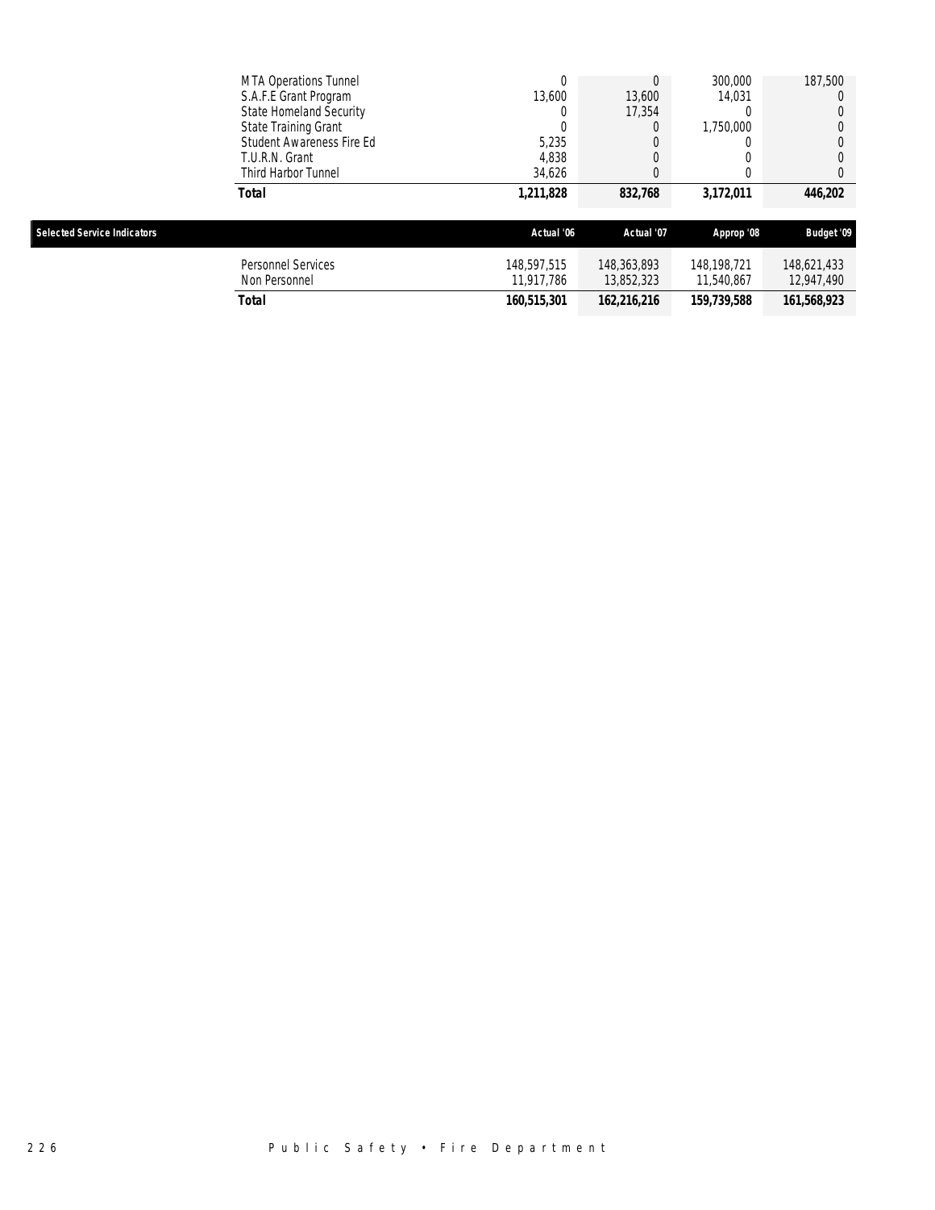| | | | | |
|---|---|---|---|---|
| MTA Operations Tunnel | 0 | 0 | 300,000 | 187,500 |
| S.A.F.E Grant Program | 13,600 | 13,600 | 14,031 | 0 |
| State Homeland Security | 0 | 17,354 | 0 | 0 |
| State Training Grant | 0 | 0 | 1,750,000 | 0 |
| Student Awareness Fire Ed | 5,235 | 0 | 0 | 0 |
| T.U.R.N. Grant | 4,838 | 0 | 0 | 0 |
| Third Harbor Tunnel | 34,626 | 0 | 0 | 0 |
| ***Total*** | ***1,211,828*** | ***832,768*** | ***3,172,011*** | ***446,202*** |

## Selected Service Indicators

| | Actual '06 | Actual '07 | Approp '08 | Budget '09 |
|---|---|---|---|---|
| Personnel Services | 148,597,515 | 148,363,893 | 148,198,721 | 148,621,433 |
| Non Personnel | 11,917,786 | 13,852,323 | 11,540,867 | 12,947,490 |
| ***Total*** | ***160,515,301*** | ***162,216,216*** | ***159,739,588*** | ***161,568,923*** |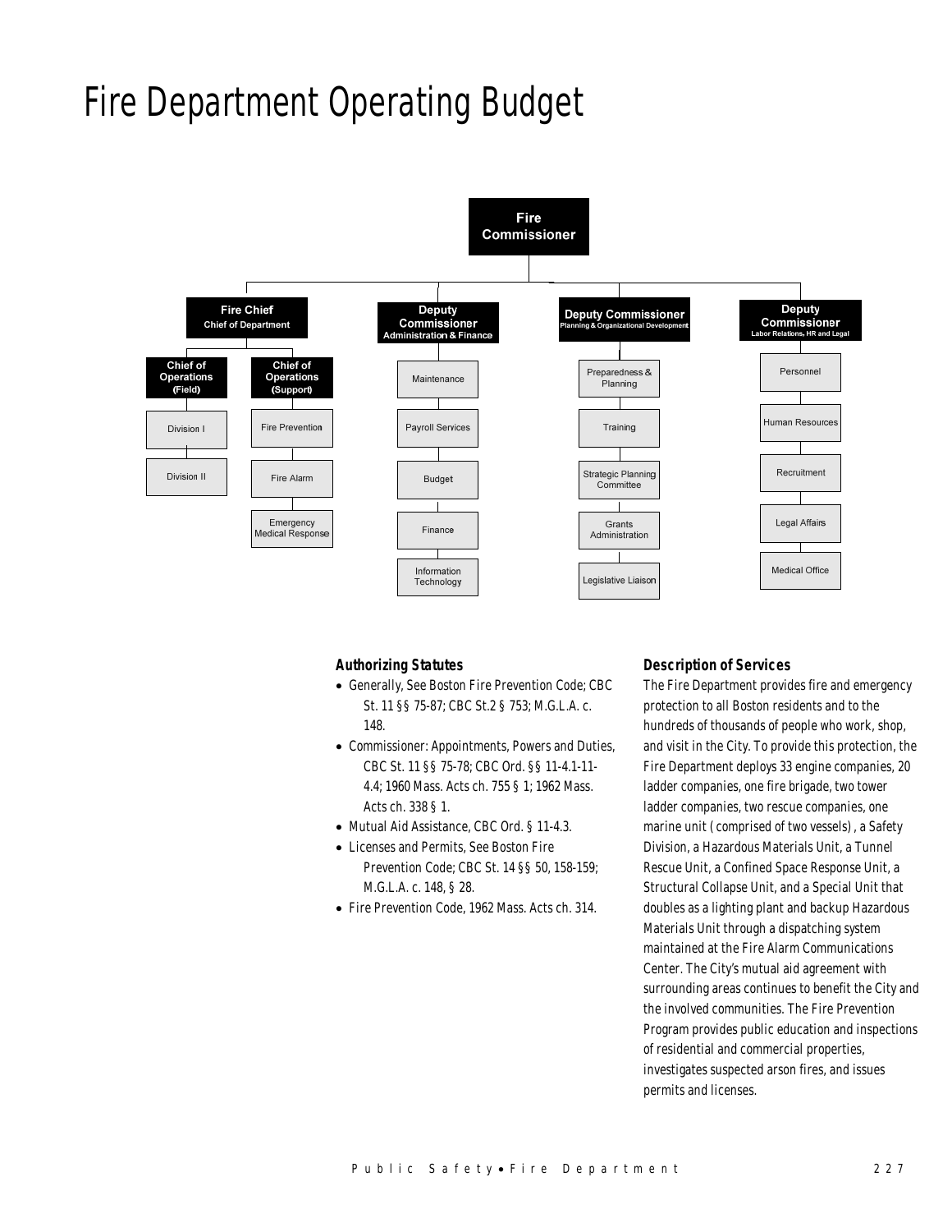# Fire Department Operating Budget

- **Fire Commissioner**
  - **Fire Chief** – Chief of Department
    - **Chief of Operations (Field)**
      - Division I
      - Division II
    - **Chief of Operations (Support)**
      - Fire Prevention
      - Fire Alarm
      - Emergency Medical Response
  - **Deputy Commissioner** – Administration & Finance
    - Maintenance
    - Payroll Services
    - Budget
    - Finance
    - Information Technology
  - **Deputy Commissioner** – Planning & Organizational Development
    - Preparedness & Planning
    - Training
    - Strategic Planning Committee
    - Grants Administration
    - Legislative Liaison
  - **Deputy Commissioner** – Labor Relations, HR and Legal
    - Personnel
    - Human Resources
    - Recruitment
    - Legal Affairs
    - Medical Office

### Authorizing Statutes

- Generally, See Boston Fire Prevention Code; CBC St. 11 §§ 75-87; CBC St.2 § 753; M.G.L.A. c. 148.
- Commissioner: Appointments, Powers and Duties, CBC St. 11 §§ 75-78; CBC Ord. §§ 11-4.1-11-4.4; 1960 Mass. Acts ch. 755 § 1; 1962 Mass. Acts ch. 338 § 1.
- Mutual Aid Assistance, CBC Ord. § 11-4.3.
- Licenses and Permits, See Boston Fire Prevention Code; CBC St. 14 §§ 50, 158-159; M.G.L.A. c. 148, § 28.
- Fire Prevention Code, 1962 Mass. Acts ch. 314.

### Description of Services

The Fire Department provides fire and emergency protection to all Boston residents and to the hundreds of thousands of people who work, shop, and visit in the City. To provide this protection, the Fire Department deploys 33 engine companies, 20 ladder companies, one fire brigade, two tower ladder companies, two rescue companies, one marine unit (comprised of two vessels), a Safety Division, a Hazardous Materials Unit, a Tunnel Rescue Unit, a Confined Space Response Unit, a Structural Collapse Unit, and a Special Unit that doubles as a lighting plant and backup Hazardous Materials Unit through a dispatching system maintained at the Fire Alarm Communications Center. The City's mutual aid agreement with surrounding areas continues to benefit the City and the involved communities. The Fire Prevention Program provides public education and inspections of residential and commercial properties, investigates suspected arson fires, and issues permits and licenses.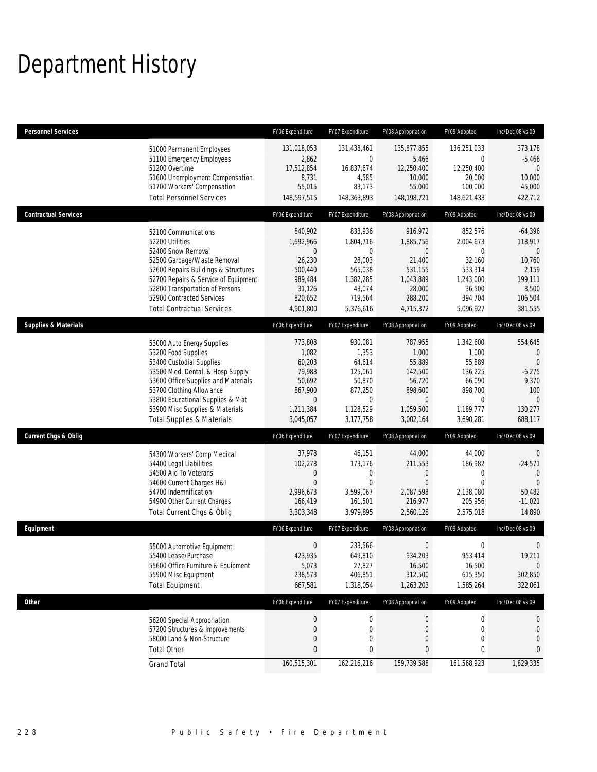# Department History

| Personnel Services | | FY06 Expenditure | FY07 Expenditure | FY08 Appropriation | FY09 Adopted | Inc/Dec 08 vs 09 |
|---|---|---|---|---|---|---|
| | 51000 Permanent Employees | 131,018,053 | 131,438,461 | 135,877,855 | 136,251,033 | 373,178 |
| | 51100 Emergency Employees | 2,862 | 0 | 5,466 | 0 | -5,466 |
| | 51200 Overtime | 17,512,854 | 16,837,674 | 12,250,400 | 12,250,400 | 0 |
| | 51600 Unemployment Compensation | 8,731 | 4,585 | 10,000 | 20,000 | 10,000 |
| | 51700 Workers' Compensation | 55,015 | 83,173 | 55,000 | 100,000 | 45,000 |
| | Total Personnel Services | 148,597,515 | 148,363,893 | 148,198,721 | 148,621,433 | 422,712 |
| **Contractual Services** | | FY06 Expenditure | FY07 Expenditure | FY08 Appropriation | FY09 Adopted | Inc/Dec 08 vs 09 |
| | 52100 Communications | 840,902 | 833,936 | 916,972 | 852,576 | -64,396 |
| | 52200 Utilities | 1,692,966 | 1,804,716 | 1,885,756 | 2,004,673 | 118,917 |
| | 52400 Snow Removal | 0 | 0 | 0 | 0 | 0 |
| | 52500 Garbage/Waste Removal | 26,230 | 28,003 | 21,400 | 32,160 | 10,760 |
| | 52600 Repairs Buildings & Structures | 500,440 | 565,038 | 531,155 | 533,314 | 2,159 |
| | 52700 Repairs & Service of Equipment | 989,484 | 1,382,285 | 1,043,889 | 1,243,000 | 199,111 |
| | 52800 Transportation of Persons | 31,126 | 43,074 | 28,000 | 36,500 | 8,500 |
| | 52900 Contracted Services | 820,652 | 719,564 | 288,200 | 394,704 | 106,504 |
| | Total Contractual Services | 4,901,800 | 5,376,616 | 4,715,372 | 5,096,927 | 381,555 |
| **Supplies & Materials** | | FY06 Expenditure | FY07 Expenditure | FY08 Appropriation | FY09 Adopted | Inc/Dec 08 vs 09 |
| | 53000 Auto Energy Supplies | 773,808 | 930,081 | 787,955 | 1,342,600 | 554,645 |
| | 53200 Food Supplies | 1,082 | 1,353 | 1,000 | 1,000 | 0 |
| | 53400 Custodial Supplies | 60,203 | 64,614 | 55,889 | 55,889 | 0 |
| | 53500 Med, Dental, & Hosp Supply | 79,988 | 125,061 | 142,500 | 136,225 | -6,275 |
| | 53600 Office Supplies and Materials | 50,692 | 50,870 | 56,720 | 66,090 | 9,370 |
| | 53700 Clothing Allowance | 867,900 | 877,250 | 898,600 | 898,700 | 100 |
| | 53800 Educational Supplies & Mat | 0 | 0 | 0 | 0 | 0 |
| | 53900 Misc Supplies & Materials | 1,211,384 | 1,128,529 | 1,059,500 | 1,189,777 | 130,277 |
| | Total Supplies & Materials | 3,045,057 | 3,177,758 | 3,002,164 | 3,690,281 | 688,117 |
| **Current Chgs & Oblig** | | FY06 Expenditure | FY07 Expenditure | FY08 Appropriation | FY09 Adopted | Inc/Dec 08 vs 09 |
| | 54300 Workers' Comp Medical | 37,978 | 46,151 | 44,000 | 44,000 | 0 |
| | 54400 Legal Liabilities | 102,278 | 173,176 | 211,553 | 186,982 | -24,571 |
| | 54500 Aid To Veterans | 0 | 0 | 0 | 0 | 0 |
| | 54600 Current Charges H&I | 0 | 0 | 0 | 0 | 0 |
| | 54700 Indemnification | 2,996,673 | 3,599,067 | 2,087,598 | 2,138,080 | 50,482 |
| | 54900 Other Current Charges | 166,419 | 161,501 | 216,977 | 205,956 | -11,021 |
| | Total Current Chgs & Oblig | 3,303,348 | 3,979,895 | 2,560,128 | 2,575,018 | 14,890 |
| **Equipment** | | FY06 Expenditure | FY07 Expenditure | FY08 Appropriation | FY09 Adopted | Inc/Dec 08 vs 09 |
| | 55000 Automotive Equipment | 0 | 233,566 | 0 | 0 | 0 |
| | 55400 Lease/Purchase | 423,935 | 649,810 | 934,203 | 953,414 | 19,211 |
| | 55600 Office Furniture & Equipment | 5,073 | 27,827 | 16,500 | 16,500 | 0 |
| | 55900 Misc Equipment | 238,573 | 406,851 | 312,500 | 615,350 | 302,850 |
| | Total Equipment | 667,581 | 1,318,054 | 1,263,203 | 1,585,264 | 322,061 |
| **Other** | | FY06 Expenditure | FY07 Expenditure | FY08 Appropriation | FY09 Adopted | Inc/Dec 08 vs 09 |
| | 56200 Special Appropriation | 0 | 0 | 0 | 0 | 0 |
| | 57200 Structures & Improvements | 0 | 0 | 0 | 0 | 0 |
| | 58000 Land & Non-Structure | 0 | 0 | 0 | 0 | 0 |
| | Total Other | 0 | 0 | 0 | 0 | 0 |
| | Grand Total | 160,515,301 | 162,216,216 | 159,739,588 | 161,568,923 | 1,829,335 |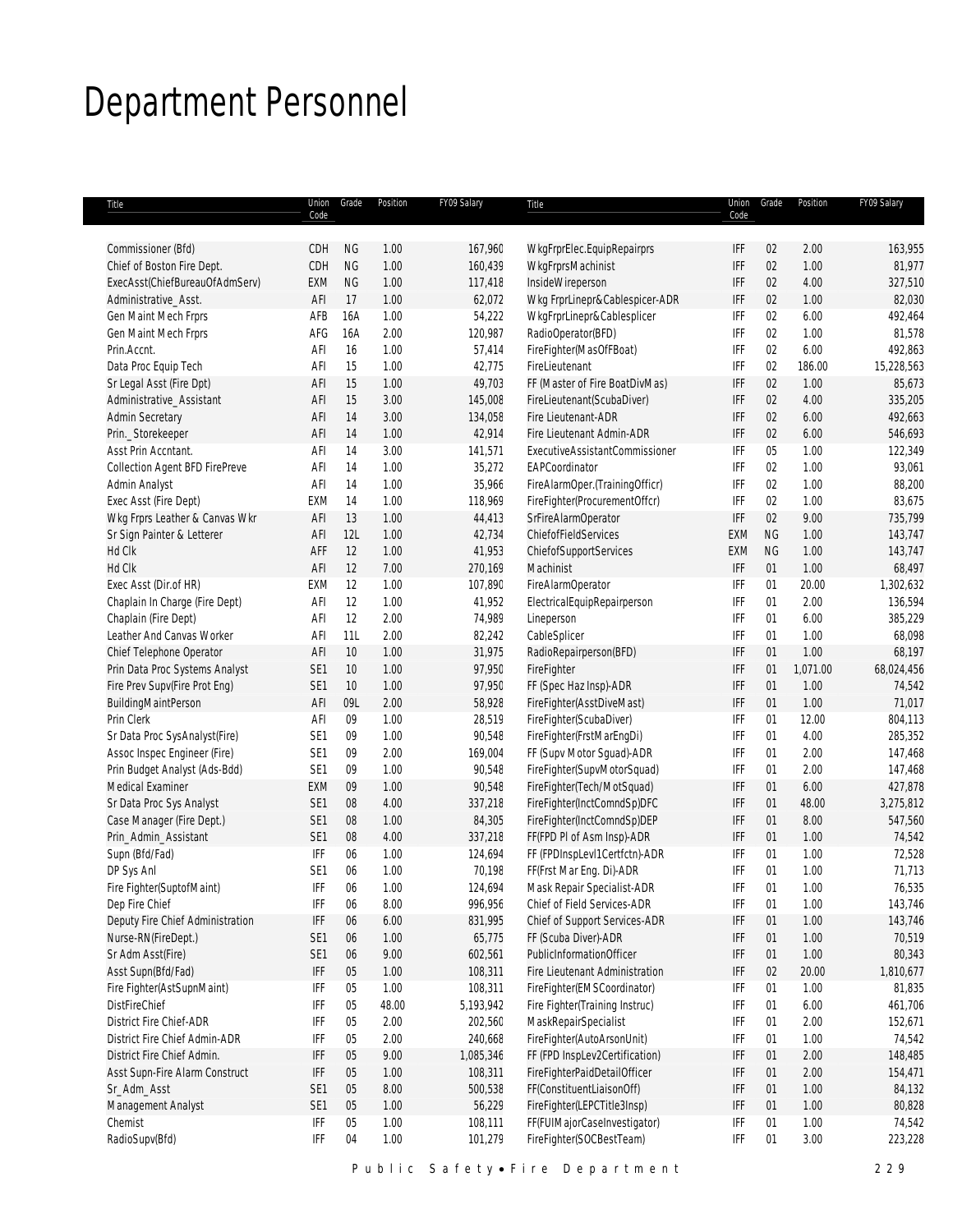# Department Personnel

| Title | Union Code | Grade | Position | FY09 Salary |
|---|---|---|---|---|
| Commissioner (Bfd) | CDH | NG | 1.00 | 167,960 |
| Chief of Boston Fire Dept. | CDH | NG | 1.00 | 160,439 |
| ExecAsst(ChiefBureauOfAdmServ) | EXM | NG | 1.00 | 117,418 |
| Administrative_Asst. | AFI | 17 | 1.00 | 62,072 |
| Gen Maint Mech Frprs | AFB | 16A | 1.00 | 54,222 |
| Gen Maint Mech Frprs | AFG | 16A | 2.00 | 120,987 |
| Prin.Accnt. | AFI | 16 | 1.00 | 57,414 |
| Data Proc Equip Tech | AFI | 15 | 1.00 | 42,775 |
| Sr Legal Asst (Fire Dpt) | AFI | 15 | 1.00 | 49,703 |
| Administrative_Assistant | AFI | 15 | 3.00 | 145,008 |
| Admin Secretary | AFI | 14 | 3.00 | 134,058 |
| Prin._Storekeeper | AFI | 14 | 1.00 | 42,914 |
| Asst Prin Accntant. | AFI | 14 | 3.00 | 141,571 |
| Collection Agent BFD FirePreve | AFI | 14 | 1.00 | 35,272 |
| Admin Analyst | AFI | 14 | 1.00 | 35,966 |
| Exec Asst (Fire Dept) | EXM | 14 | 1.00 | 118,969 |
| Wkg Frprs Leather & Canvas Wkr | AFI | 13 | 1.00 | 44,413 |
| Sr Sign Painter & Letterer | AFI | 12L | 1.00 | 42,734 |
| Hd Clk | AFF | 12 | 1.00 | 41,953 |
| Hd Clk | AFI | 12 | 7.00 | 270,169 |
| Exec Asst (Dir.of HR) | EXM | 12 | 1.00 | 107,890 |
| Chaplain In Charge (Fire Dept) | AFI | 12 | 1.00 | 41,952 |
| Chaplain (Fire Dept) | AFI | 12 | 2.00 | 74,989 |
| Leather And Canvas Worker | AFI | 11L | 2.00 | 82,242 |
| Chief Telephone Operator | AFI | 10 | 1.00 | 31,975 |
| Prin Data Proc Systems Analyst | SE1 | 10 | 1.00 | 97,950 |
| Fire Prev Supv(Fire Prot Eng) | SE1 | 10 | 1.00 | 97,950 |
| BuildingMaintPerson | AFI | 09L | 2.00 | 58,928 |
| Prin Clerk | AFI | 09 | 1.00 | 28,519 |
| Sr Data Proc SysAnalyst(Fire) | SE1 | 09 | 1.00 | 90,548 |
| Assoc Inspec Engineer (Fire) | SE1 | 09 | 2.00 | 169,004 |
| Prin Budget Analyst (Ads-Bdd) | SE1 | 09 | 1.00 | 90,548 |
| Medical Examiner | EXM | 09 | 1.00 | 90,548 |
| Sr Data Proc Sys Analyst | SE1 | 08 | 4.00 | 337,218 |
| Case Manager (Fire Dept.) | SE1 | 08 | 1.00 | 84,305 |
| Prin_Admin_Assistant | SE1 | 08 | 4.00 | 337,218 |
| Supn (Bfd/Fad) | IFF | 06 | 1.00 | 124,694 |
| DP Sys Anl | SE1 | 06 | 1.00 | 70,198 |
| Fire Fighter(SuptofMaint) | IFF | 06 | 1.00 | 124,694 |
| Dep Fire Chief | IFF | 06 | 8.00 | 996,956 |
| Deputy Fire Chief Administration | IFF | 06 | 6.00 | 831,995 |
| Nurse-RN(FireDept.) | SE1 | 06 | 1.00 | 65,775 |
| Sr Adm Asst(Fire) | SE1 | 06 | 9.00 | 602,561 |
| Asst Supn(Bfd/Fad) | IFF | 05 | 1.00 | 108,311 |
| Fire Fighter(AstSupnMaint) | IFF | 05 | 1.00 | 108,311 |
| DistFireChief | IFF | 05 | 48.00 | 5,193,942 |
| District Fire Chief-ADR | IFF | 05 | 2.00 | 202,560 |
| District Fire Chief Admin-ADR | IFF | 05 | 2.00 | 240,668 |
| District Fire Chief Admin. | IFF | 05 | 9.00 | 1,085,346 |
| Asst Supn-Fire Alarm Construct | IFF | 05 | 1.00 | 108,311 |
| Sr_Adm_Asst | SE1 | 05 | 8.00 | 500,538 |
| Management Analyst | SE1 | 05 | 1.00 | 56,229 |
| Chemist | IFF | 05 | 1.00 | 108,111 |
| RadioSupv(Bfd) | IFF | 04 | 1.00 | 101,279 |
| WkgFrprElec.EquipRepairprs | IFF | 02 | 2.00 | 163,955 |
| WkgFrprsMachinist | IFF | 02 | 1.00 | 81,977 |
| InsideWireperson | IFF | 02 | 4.00 | 327,510 |
| Wkg FrprLinepr&Cablespicer-ADR | IFF | 02 | 1.00 | 82,030 |
| WkgFrprLinepr&Cablesplicer | IFF | 02 | 6.00 | 492,464 |
| RadioOperator(BFD) | IFF | 02 | 1.00 | 81,578 |
| FireFighter(MasOfFBoat) | IFF | 02 | 6.00 | 492,863 |
| FireLieutenant | IFF | 02 | 186.00 | 15,228,563 |
| FF (Master of Fire BoatDivMas) | IFF | 02 | 1.00 | 85,673 |
| FireLieutenant(ScubaDiver) | IFF | 02 | 4.00 | 335,205 |
| Fire Lieutenant-ADR | IFF | 02 | 6.00 | 492,663 |
| Fire Lieutenant Admin-ADR | IFF | 02 | 6.00 | 546,693 |
| ExecutiveAssistantCommissioner | IFF | 05 | 1.00 | 122,349 |
| EAPCoordinator | IFF | 02 | 1.00 | 93,061 |
| FireAlarmOper.(TrainingOfficr) | IFF | 02 | 1.00 | 88,200 |
| FireFighter(ProcurementOffcr) | IFF | 02 | 1.00 | 83,675 |
| SrFireAlarmOperator | IFF | 02 | 9.00 | 735,799 |
| ChiefofFieldServices | EXM | NG | 1.00 | 143,747 |
| ChiefofSupportServices | EXM | NG | 1.00 | 143,747 |
| Machinist | IFF | 01 | 1.00 | 68,497 |
| FireAlarmOperator | IFF | 01 | 20.00 | 1,302,632 |
| ElectricalEquipRepairperson | IFF | 01 | 2.00 | 136,594 |
| Lineperson | IFF | 01 | 6.00 | 385,229 |
| CableSplicer | IFF | 01 | 1.00 | 68,098 |
| RadioRepairperson(BFD) | IFF | 01 | 1.00 | 68,197 |
| FireFighter | IFF | 01 | 1,071.00 | 68,024,456 |
| FF (Spec Haz Insp)-ADR | IFF | 01 | 1.00 | 74,542 |
| FireFighter(AsstDiveMast) | IFF | 01 | 1.00 | 71,017 |
| FireFighter(ScubaDiver) | IFF | 01 | 12.00 | 804,113 |
| FireFighter(FrstMarEngDi) | IFF | 01 | 4.00 | 285,352 |
| FF (Supv Motor Sguad)-ADR | IFF | 01 | 2.00 | 147,468 |
| FireFighter(SupvMotorSquad) | IFF | 01 | 2.00 | 147,468 |
| FireFighter(Tech/MotSquad) | IFF | 01 | 6.00 | 427,878 |
| FireFighter(InctComndSp)DFC | IFF | 01 | 48.00 | 3,275,812 |
| FireFighter(InctComndSp)DEP | IFF | 01 | 8.00 | 547,560 |
| FF(FPD Pl of Asm Insp)-ADR | IFF | 01 | 1.00 | 74,542 |
| FF (FPDInspLevl1Certfctn)-ADR | IFF | 01 | 1.00 | 72,528 |
| FF(Frst Mar Eng. Di)-ADR | IFF | 01 | 1.00 | 71,713 |
| Mask Repair Specialist-ADR | IFF | 01 | 1.00 | 76,535 |
| Chief of Field Services-ADR | IFF | 01 | 1.00 | 143,746 |
| Chief of Support Services-ADR | IFF | 01 | 1.00 | 143,746 |
| FF (Scuba Diver)-ADR | IFF | 01 | 1.00 | 70,519 |
| PublicInformationOfficer | IFF | 01 | 1.00 | 80,343 |
| Fire Lieutenant Administration | IFF | 02 | 20.00 | 1,810,677 |
| FireFighter(EMSCoordinator) | IFF | 01 | 1.00 | 81,835 |
| Fire Fighter(Training Instruc) | IFF | 01 | 6.00 | 461,706 |
| MaskRepairSpecialist | IFF | 01 | 2.00 | 152,671 |
| FireFighter(AutoArsonUnit) | IFF | 01 | 1.00 | 74,542 |
| FF (FPD InspLev2Certification) | IFF | 01 | 2.00 | 148,485 |
| FireFighterPaidDetailOfficer | IFF | 01 | 2.00 | 154,471 |
| FF(ConstituentLiaisonOff) | IFF | 01 | 1.00 | 84,132 |
| FireFighter(LEPCTitle3Insp) | IFF | 01 | 1.00 | 80,828 |
| FF(FUIMajorCaseInvestigator) | IFF | 01 | 1.00 | 74,542 |
| FireFighter(SOCBestTeam) | IFF | 01 | 3.00 | 223,228 |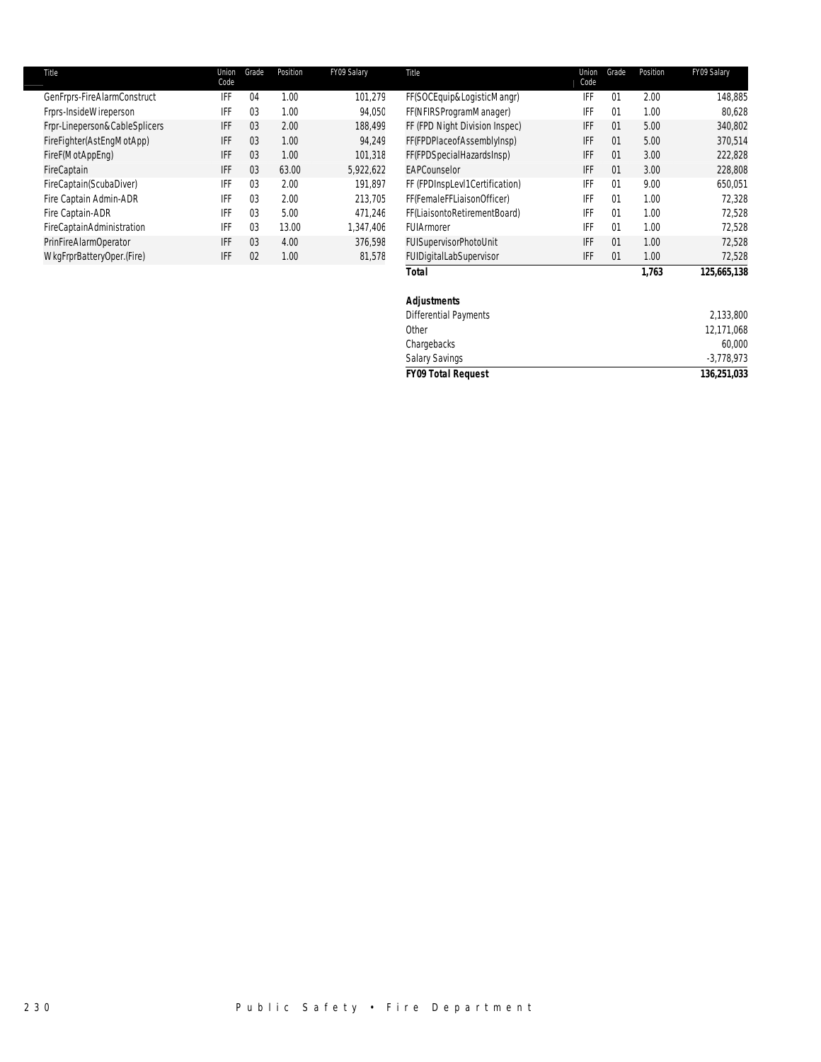| Title | Union Code | Grade | Position | FY09 Salary |
|---|---|---|---|---|
| GenFrprs-FireAlarmConstruct | IFF | 04 | 1.00 | 101,279 |
| Frprs-InsideWireperson | IFF | 03 | 1.00 | 94,050 |
| Frpr-Lineperson&CableSplicers | IFF | 03 | 2.00 | 188,499 |
| FireFighter(AstEngMotApp) | IFF | 03 | 1.00 | 94,249 |
| FireF(MotAppEng) | IFF | 03 | 1.00 | 101,318 |
| FireCaptain | IFF | 03 | 63.00 | 5,922,622 |
| FireCaptain(ScubaDiver) | IFF | 03 | 2.00 | 191,897 |
| Fire Captain Admin-ADR | IFF | 03 | 2.00 | 213,705 |
| Fire Captain-ADR | IFF | 03 | 5.00 | 471,246 |
| FireCaptainAdministration | IFF | 03 | 13.00 | 1,347,406 |
| PrinFireAlarmOperator | IFF | 03 | 4.00 | 376,598 |
| WkgFrprBatteryOper.(Fire) | IFF | 02 | 1.00 | 81,578 |
| FF(SOCEquip&LogisticMangr) | IFF | 01 | 2.00 | 148,885 |
| FF(NFIRSProgramManager) | IFF | 01 | 1.00 | 80,628 |
| FF (FPD Night Division Inspec) | IFF | 01 | 5.00 | 340,802 |
| FF(FPDPlaceofAssemblyInsp) | IFF | 01 | 5.00 | 370,514 |
| FF(FPDSpecialHazardsInsp) | IFF | 01 | 3.00 | 222,828 |
| EAPCounselor | IFF | 01 | 3.00 | 228,808 |
| FF (FPDInspLevl1Certification) | IFF | 01 | 9.00 | 650,051 |
| FF(FemaleFFLiaisonOfficer) | IFF | 01 | 1.00 | 72,328 |
| FF(LiaisontoRetirementBoard) | IFF | 01 | 1.00 | 72,528 |
| FUIArmorer | IFF | 01 | 1.00 | 72,528 |
| FUISupervisorPhotoUnit | IFF | 01 | 1.00 | 72,528 |
| FUIDigitalLabSupervisor | IFF | 01 | 1.00 | 72,528 |
| **Total** | | | **1,763** | **125,665,138** |

| **Adjustments** | |
|---|---|
| Differential Payments | 2,133,800 |
| Other | 12,171,068 |
| Chargebacks | 60,000 |
| Salary Savings | -3,778,973 |
| **FY09 Total Request** | **136,251,033** |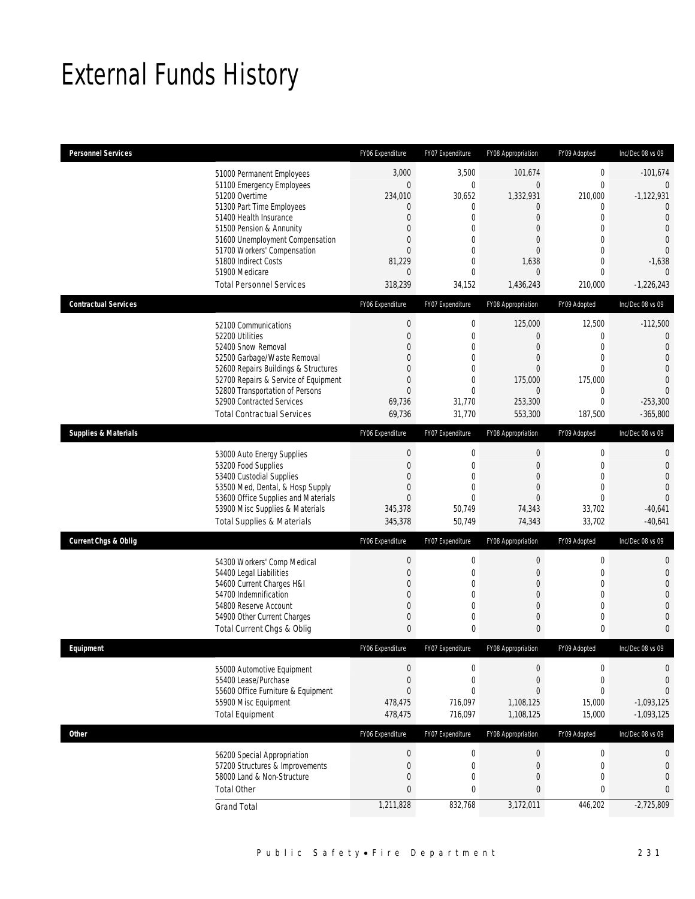# External Funds History

| Personnel Services | | FY06 Expenditure | FY07 Expenditure | FY08 Appropriation | FY09 Adopted | Inc/Dec 08 vs 09 |
|---|---|---|---|---|---|---|
| | 51000 Permanent Employees | 3,000 | 3,500 | 101,674 | 0 | -101,674 |
| | 51100 Emergency Employees | 0 | 0 | 0 | 0 | 0 |
| | 51200 Overtime | 234,010 | 30,652 | 1,332,931 | 210,000 | -1,122,931 |
| | 51300 Part Time Employees | 0 | 0 | 0 | 0 | 0 |
| | 51400 Health Insurance | 0 | 0 | 0 | 0 | 0 |
| | 51500 Pension & Annunity | 0 | 0 | 0 | 0 | 0 |
| | 51600 Unemployment Compensation | 0 | 0 | 0 | 0 | 0 |
| | 51700 Workers' Compensation | 0 | 0 | 0 | 0 | 0 |
| | 51800 Indirect Costs | 81,229 | 0 | 1,638 | 0 | -1,638 |
| | 51900 Medicare | 0 | 0 | 0 | 0 | 0 |
| | Total Personnel Services | 318,239 | 34,152 | 1,436,243 | 210,000 | -1,226,243 |
| **Contractual Services** | | FY06 Expenditure | FY07 Expenditure | FY08 Appropriation | FY09 Adopted | Inc/Dec 08 vs 09 |
| | 52100 Communications | 0 | 0 | 125,000 | 12,500 | -112,500 |
| | 52200 Utilities | 0 | 0 | 0 | 0 | 0 |
| | 52400 Snow Removal | 0 | 0 | 0 | 0 | 0 |
| | 52500 Garbage/Waste Removal | 0 | 0 | 0 | 0 | 0 |
| | 52600 Repairs Buildings & Structures | 0 | 0 | 0 | 0 | 0 |
| | 52700 Repairs & Service of Equipment | 0 | 0 | 175,000 | 175,000 | 0 |
| | 52800 Transportation of Persons | 0 | 0 | 0 | 0 | 0 |
| | 52900 Contracted Services | 69,736 | 31,770 | 253,300 | 0 | -253,300 |
| | Total Contractual Services | 69,736 | 31,770 | 553,300 | 187,500 | -365,800 |
| **Supplies & Materials** | | FY06 Expenditure | FY07 Expenditure | FY08 Appropriation | FY09 Adopted | Inc/Dec 08 vs 09 |
| | 53000 Auto Energy Supplies | 0 | 0 | 0 | 0 | 0 |
| | 53200 Food Supplies | 0 | 0 | 0 | 0 | 0 |
| | 53400 Custodial Supplies | 0 | 0 | 0 | 0 | 0 |
| | 53500 Med, Dental, & Hosp Supply | 0 | 0 | 0 | 0 | 0 |
| | 53600 Office Supplies and Materials | 0 | 0 | 0 | 0 | 0 |
| | 53900 Misc Supplies & Materials | 345,378 | 50,749 | 74,343 | 33,702 | -40,641 |
| | Total Supplies & Materials | 345,378 | 50,749 | 74,343 | 33,702 | -40,641 |
| **Current Chgs & Oblig** | | FY06 Expenditure | FY07 Expenditure | FY08 Appropriation | FY09 Adopted | Inc/Dec 08 vs 09 |
| | 54300 Workers' Comp Medical | 0 | 0 | 0 | 0 | 0 |
| | 54400 Legal Liabilities | 0 | 0 | 0 | 0 | 0 |
| | 54600 Current Charges H&I | 0 | 0 | 0 | 0 | 0 |
| | 54700 Indemnification | 0 | 0 | 0 | 0 | 0 |
| | 54800 Reserve Account | 0 | 0 | 0 | 0 | 0 |
| | 54900 Other Current Charges | 0 | 0 | 0 | 0 | 0 |
| | Total Current Chgs & Oblig | 0 | 0 | 0 | 0 | 0 |
| **Equipment** | | FY06 Expenditure | FY07 Expenditure | FY08 Appropriation | FY09 Adopted | Inc/Dec 08 vs 09 |
| | 55000 Automotive Equipment | 0 | 0 | 0 | 0 | 0 |
| | 55400 Lease/Purchase | 0 | 0 | 0 | 0 | 0 |
| | 55600 Office Furniture & Equipment | 0 | 0 | 0 | 0 | 0 |
| | 55900 Misc Equipment | 478,475 | 716,097 | 1,108,125 | 15,000 | -1,093,125 |
| | Total Equipment | 478,475 | 716,097 | 1,108,125 | 15,000 | -1,093,125 |
| **Other** | | FY06 Expenditure | FY07 Expenditure | FY08 Appropriation | FY09 Adopted | Inc/Dec 08 vs 09 |
| | 56200 Special Appropriation | 0 | 0 | 0 | 0 | 0 |
| | 57200 Structures & Improvements | 0 | 0 | 0 | 0 | 0 |
| | 58000 Land & Non-Structure | 0 | 0 | 0 | 0 | 0 |
| | Total Other | 0 | 0 | 0 | 0 | 0 |
| | Grand Total | 1,211,828 | 832,768 | 3,172,011 | 446,202 | -2,725,809 |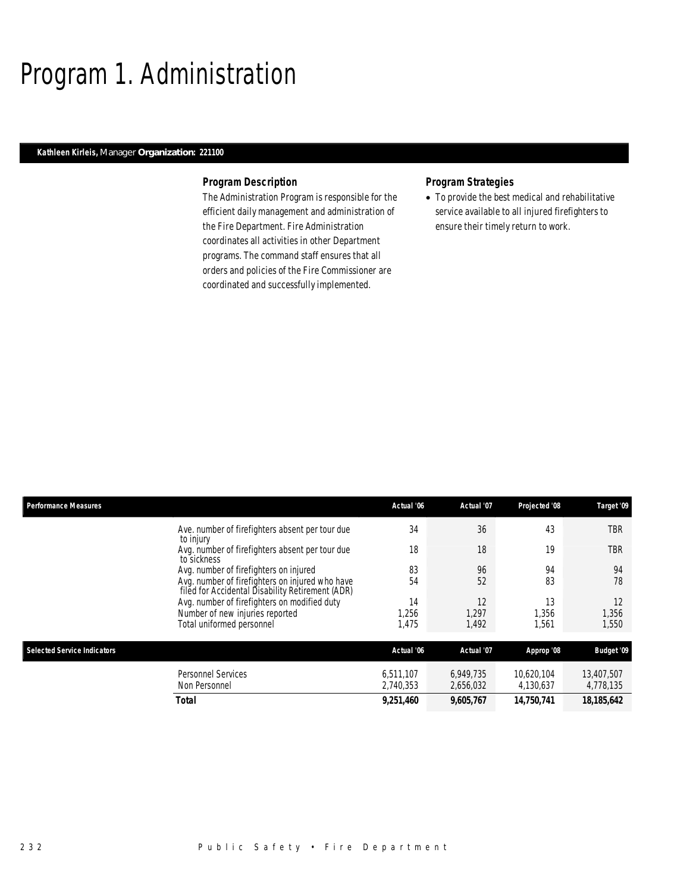# Program 1. Administration

**Kathleen Kirleis,** Manager **Organization: 221100**

### *Program Description*

The Administration Program is responsible for the efficient daily management and administration of the Fire Department. Fire Administration coordinates all activities in other Department programs. The command staff ensures that all orders and policies of the Fire Commissioner are coordinated and successfully implemented.

### *Program Strategies*

- To provide the best medical and rehabilitative service available to all injured firefighters to ensure their timely return to work.

| Performance Measures | Actual '06 | Actual '07 | Projected '08 | Target '09 |
|---|---|---|---|---|
| Ave. number of firefighters absent per tour due to injury | 34 | 36 | 43 | TBR |
| Avg. number of firefighters absent per tour due to sickness | 18 | 18 | 19 | TBR |
| Avg. number of firefighters on injured | 83 | 96 | 94 | 94 |
| Avg. number of firefighters on injured who have filed for Accidental Disability Retirement (ADR) | 54 | 52 | 83 | 78 |
| Avg. number of firefighters on modified duty | 14 | 12 | 13 | 12 |
| Number of new injuries reported | 1,256 | 1,297 | 1,356 | 1,356 |
| Total uniformed personnel | 1,475 | 1,492 | 1,561 | 1,550 |

| Selected Service Indicators | Actual '06 | Actual '07 | Approp '08 | Budget '09 |
|---|---|---|---|---|
| Personnel Services | 6,511,107 | 6,949,735 | 10,620,104 | 13,407,507 |
| Non Personnel | 2,740,353 | 2,656,032 | 4,130,637 | 4,778,135 |
| **Total** | **9,251,460** | **9,605,767** | **14,750,741** | **18,185,642** |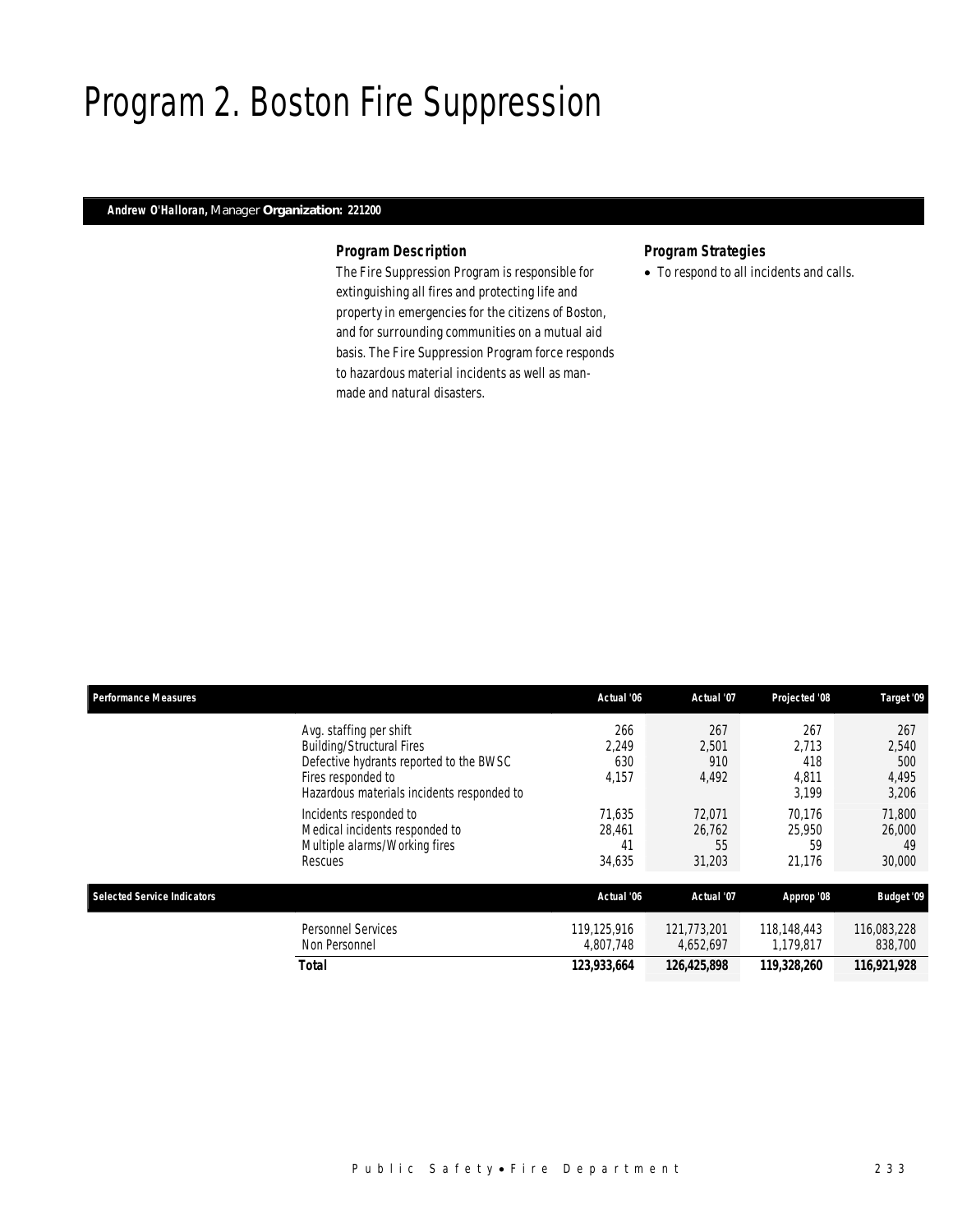# Program 2. Boston Fire Suppression

***Andrew O'Halloran,*** *Manager* ***Organization: 221200***

### *Program Description*

The Fire Suppression Program is responsible for extinguishing all fires and protecting life and property in emergencies for the citizens of Boston, and for surrounding communities on a mutual aid basis. The Fire Suppression Program force responds to hazardous material incidents as well as man-made and natural disasters.

### *Program Strategies*

- To respond to all incidents and calls.

| Performance Measures | | Actual '06 | Actual '07 | Projected '08 | Target '09 |
|---|---|---|---|---|---|
| | Avg. staffing per shift | 266 | 267 | 267 | 267 |
| | Building/Structural Fires | 2,249 | 2,501 | 2,713 | 2,540 |
| | Defective hydrants reported to the BWSC | 630 | 910 | 418 | 500 |
| | Fires responded to | 4,157 | 4,492 | 4,811 | 4,495 |
| | Hazardous materials incidents responded to | | | 3,199 | 3,206 |
| | Incidents responded to | 71,635 | 72,071 | 70,176 | 71,800 |
| | Medical incidents responded to | 28,461 | 26,762 | 25,950 | 26,000 |
| | Multiple alarms/Working fires | 41 | 55 | 59 | 49 |
| | Rescues | 34,635 | 31,203 | 21,176 | 30,000 |

| Selected Service Indicators | | Actual '06 | Actual '07 | Approp '08 | Budget '09 |
|---|---|---|---|---|---|
| | Personnel Services | 119,125,916 | 121,773,201 | 118,148,443 | 116,083,228 |
| | Non Personnel | 4,807,748 | 4,652,697 | 1,179,817 | 838,700 |
| | **Total** | **123,933,664** | **126,425,898** | **119,328,260** | **116,921,928** |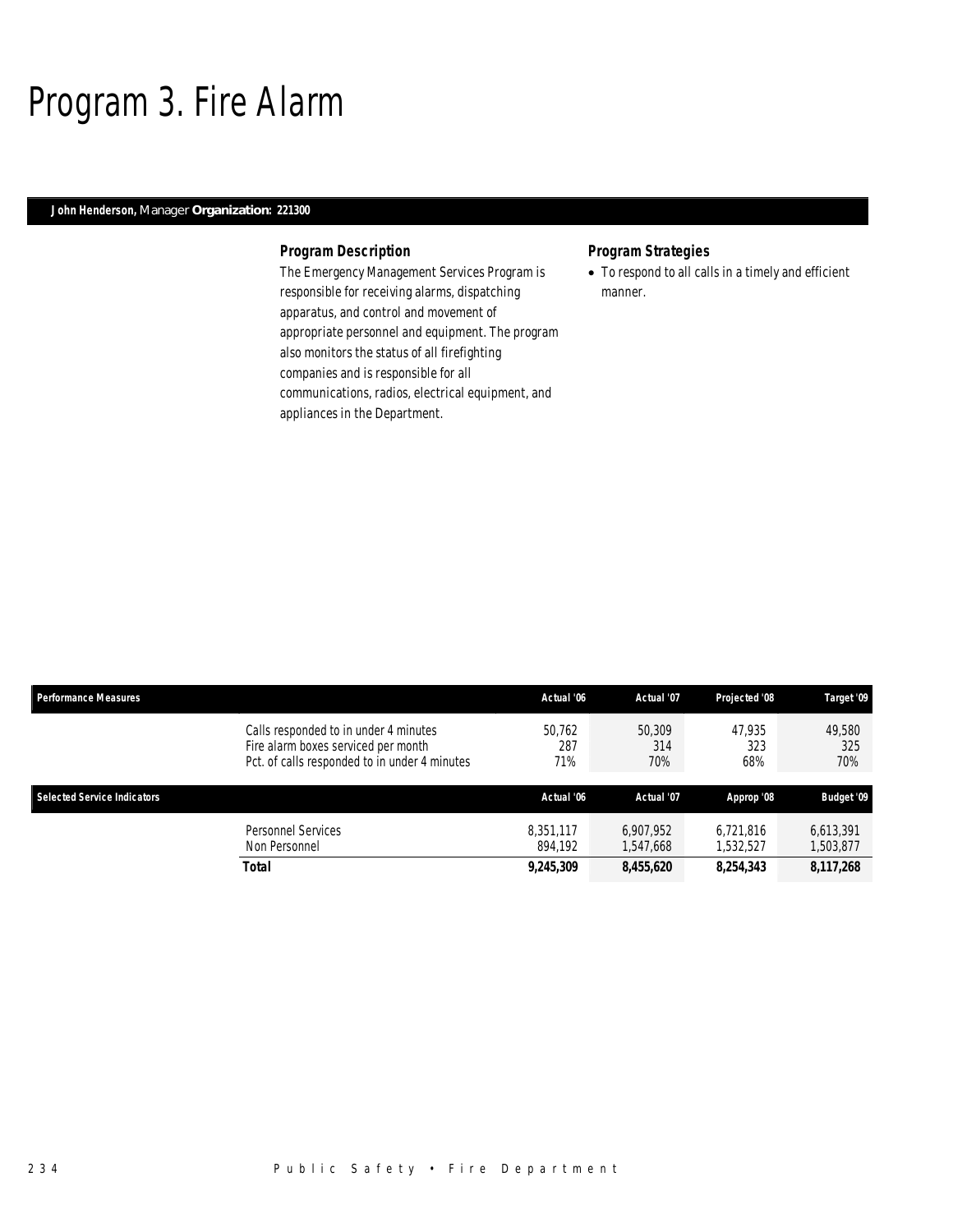# Program 3. Fire Alarm

**John Henderson,** Manager **Organization: 221300**

### Program Description

The Emergency Management Services Program is responsible for receiving alarms, dispatching apparatus, and control and movement of appropriate personnel and equipment. The program also monitors the status of all firefighting companies and is responsible for all communications, radios, electrical equipment, and appliances in the Department.

### Program Strategies

- To respond to all calls in a timely and efficient manner.

| Performance Measures | Actual '06 | Actual '07 | Projected '08 | Target '09 |
|---|---|---|---|---|
| Calls responded to in under 4 minutes | 50,762 | 50,309 | 47,935 | 49,580 |
| Fire alarm boxes serviced per month | 287 | 314 | 323 | 325 |
| Pct. of calls responded to in under 4 minutes | 71% | 70% | 68% | 70% |

| Selected Service Indicators | Actual '06 | Actual '07 | Approp '08 | Budget '09 |
|---|---|---|---|---|
| Personnel Services | 8,351,117 | 6,907,952 | 6,721,816 | 6,613,391 |
| Non Personnel | 894,192 | 1,547,668 | 1,532,527 | 1,503,877 |
| **Total** | **9,245,309** | **8,455,620** | **8,254,343** | **8,117,268** |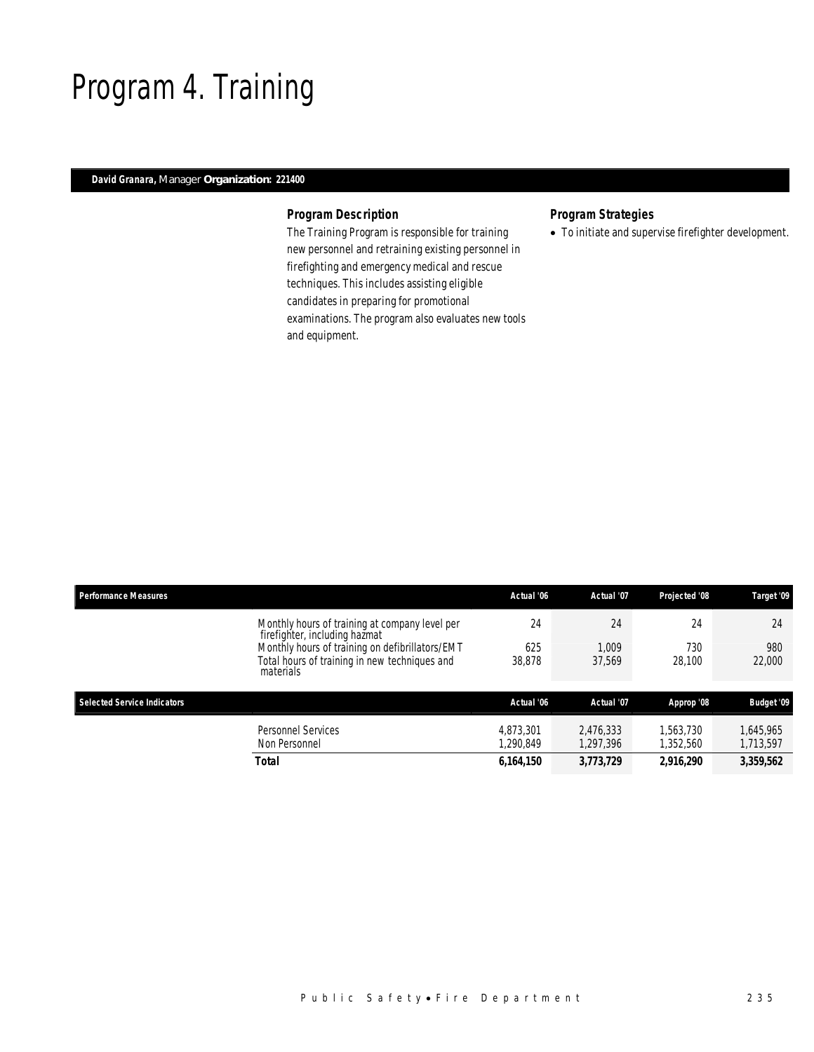# Program 4. Training

**David Granara,** Manager **Organization: 221400**

### Program Description

The Training Program is responsible for training new personnel and retraining existing personnel in firefighting and emergency medical and rescue techniques. This includes assisting eligible candidates in preparing for promotional examinations. The program also evaluates new tools and equipment.

### Program Strategies

- To initiate and supervise firefighter development.

| Performance Measures | | Actual '06 | Actual '07 | Projected '08 | Target '09 |
|---|---|---|---|---|---|
| | Monthly hours of training at company level per firefighter, including hazmat | 24 | 24 | 24 | 24 |
| | Monthly hours of training on defibrillators/EMT | 625 | 1,009 | 730 | 980 |
| | Total hours of training in new techniques and materials | 38,878 | 37,569 | 28,100 | 22,000 |

| Selected Service Indicators | | Actual '06 | Actual '07 | Approp '08 | Budget '09 |
|---|---|---|---|---|---|
| | Personnel Services | 4,873,301 | 2,476,333 | 1,563,730 | 1,645,965 |
| | Non Personnel | 1,290,849 | 1,297,396 | 1,352,560 | 1,713,597 |
| | **Total** | **6,164,150** | **3,773,729** | **2,916,290** | **3,359,562** |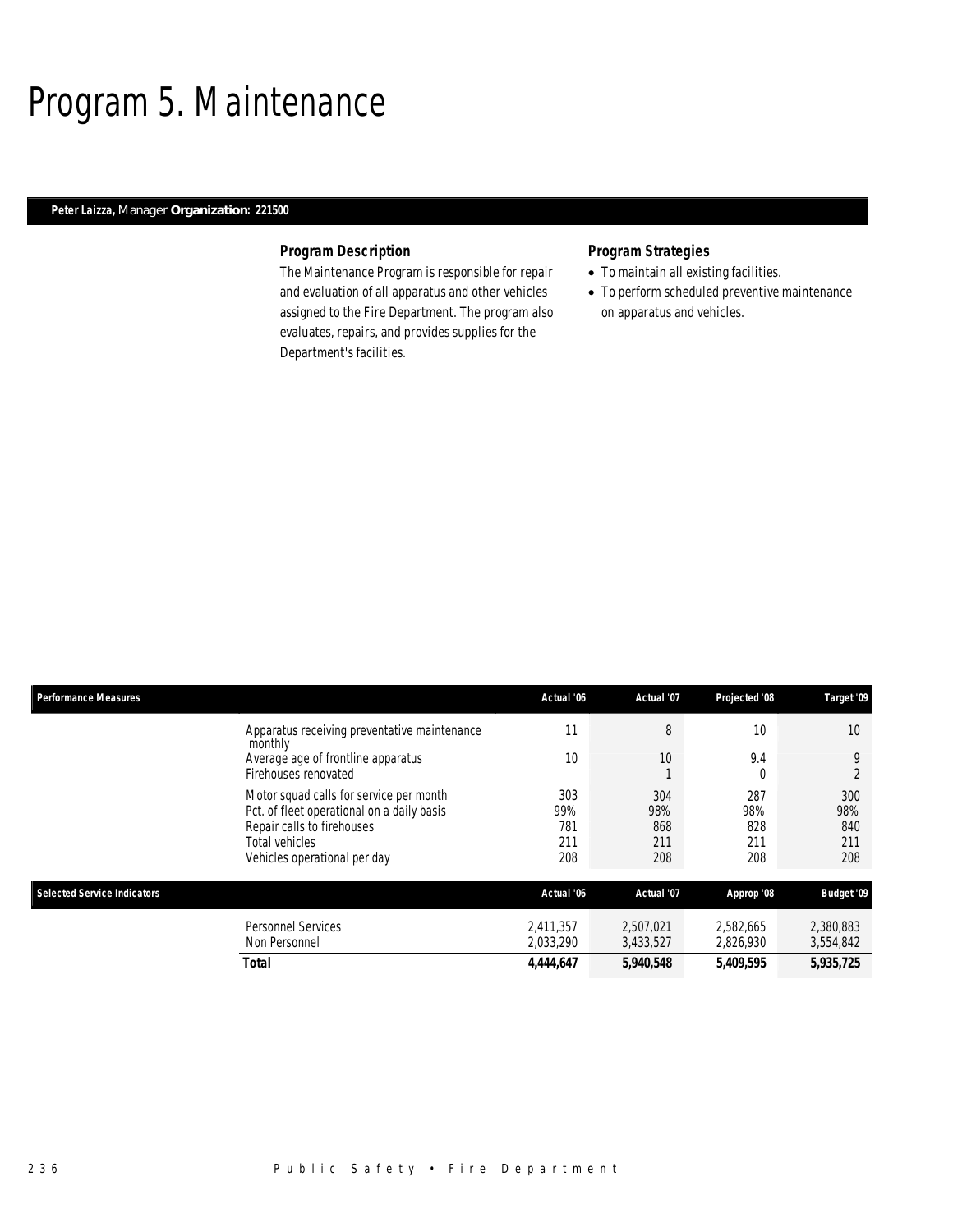# Program 5. Maintenance

**Peter Laizza,** Manager **Organization: 221500**

### *Program Description*

The Maintenance Program is responsible for repair and evaluation of all apparatus and other vehicles assigned to the Fire Department. The program also evaluates, repairs, and provides supplies for the Department's facilities.

### *Program Strategies*

- To maintain all existing facilities.
- To perform scheduled preventive maintenance on apparatus and vehicles.

| Performance Measures | | Actual '06 | Actual '07 | Projected '08 | Target '09 |
|---|---|---|---|---|---|
| | Apparatus receiving preventative maintenance monthly | 11 | 8 | 10 | 10 |
| | Average age of frontline apparatus | 10 | 10 | 9.4 | 9 |
| | Firehouses renovated | | 1 | 0 | 2 |
| | Motor squad calls for service per month | 303 | 304 | 287 | 300 |
| | Pct. of fleet operational on a daily basis | 99% | 98% | 98% | 98% |
| | Repair calls to firehouses | 781 | 868 | 828 | 840 |
| | Total vehicles | 211 | 211 | 211 | 211 |
| | Vehicles operational per day | 208 | 208 | 208 | 208 |

| Selected Service Indicators | | Actual '06 | Actual '07 | Approp '08 | Budget '09 |
|---|---|---|---|---|---|
| | Personnel Services | 2,411,357 | 2,507,021 | 2,582,665 | 2,380,883 |
| | Non Personnel | 2,033,290 | 3,433,527 | 2,826,930 | 3,554,842 |
| | **Total** | **4,444,647** | **5,940,548** | **5,409,595** | **5,935,725** |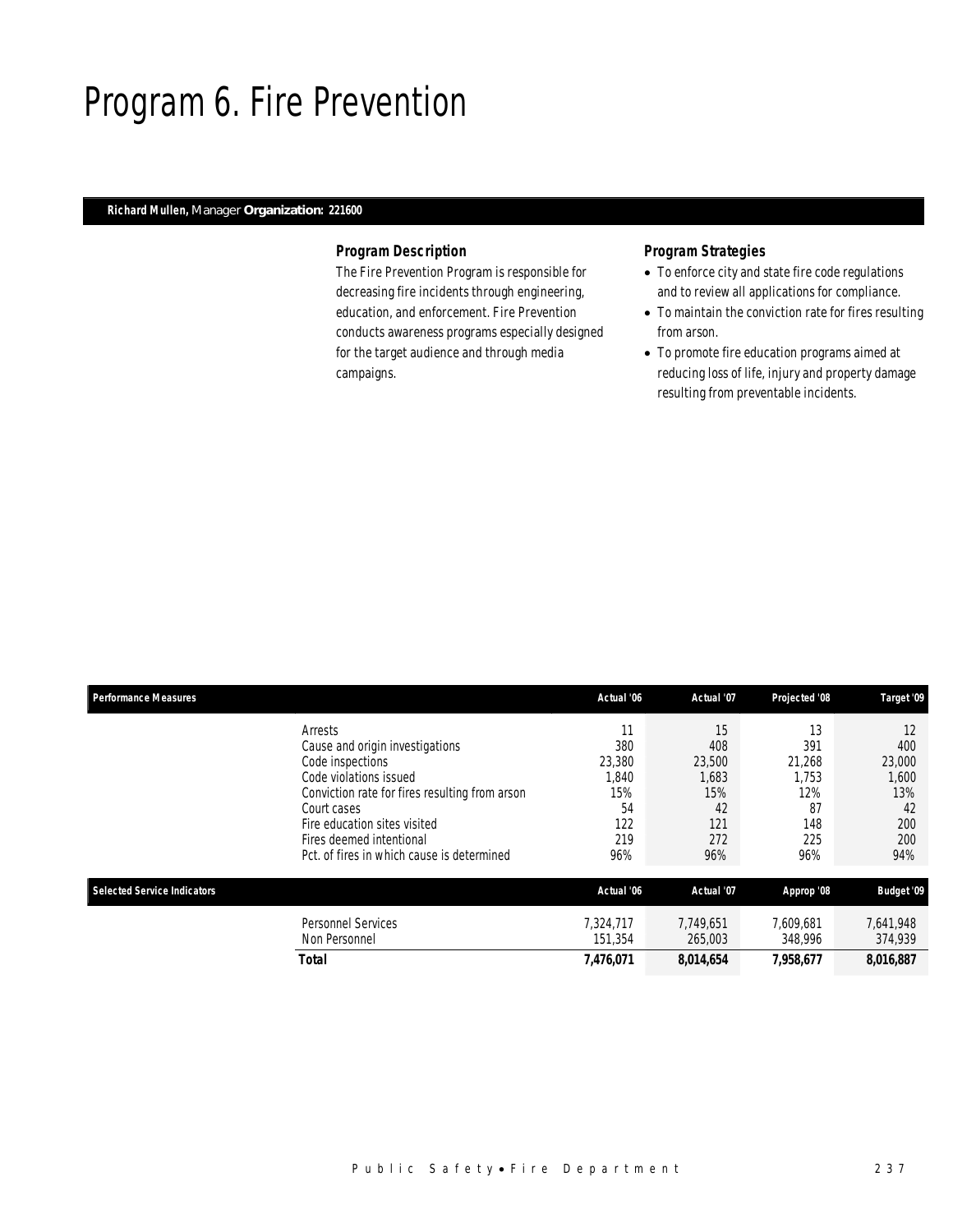# Program 6. Fire Prevention

**Richard Mullen,** Manager **Organization: 221600**

### *Program Description*

The Fire Prevention Program is responsible for decreasing fire incidents through engineering, education, and enforcement. Fire Prevention conducts awareness programs especially designed for the target audience and through media campaigns.

### *Program Strategies*

- To enforce city and state fire code regulations and to review all applications for compliance.
- To maintain the conviction rate for fires resulting from arson.
- To promote fire education programs aimed at reducing loss of life, injury and property damage resulting from preventable incidents.

| Performance Measures | Actual '06 | Actual '07 | Projected '08 | Target '09 |
|---|---|---|---|---|
| Arrests | 11 | 15 | 13 | 12 |
| Cause and origin investigations | 380 | 408 | 391 | 400 |
| Code inspections | 23,380 | 23,500 | 21,268 | 23,000 |
| Code violations issued | 1,840 | 1,683 | 1,753 | 1,600 |
| Conviction rate for fires resulting from arson | 15% | 15% | 12% | 13% |
| Court cases | 54 | 42 | 87 | 42 |
| Fire education sites visited | 122 | 121 | 148 | 200 |
| Fires deemed intentional | 219 | 272 | 225 | 200 |
| Pct. of fires in which cause is determined | 96% | 96% | 96% | 94% |

| Selected Service Indicators | Actual '06 | Actual '07 | Approp '08 | Budget '09 |
|---|---|---|---|---|
| Personnel Services | 7,324,717 | 7,749,651 | 7,609,681 | 7,641,948 |
| Non Personnel | 151,354 | 265,003 | 348,996 | 374,939 |
| **Total** | **7,476,071** | **8,014,654** | **7,958,677** | **8,016,887** |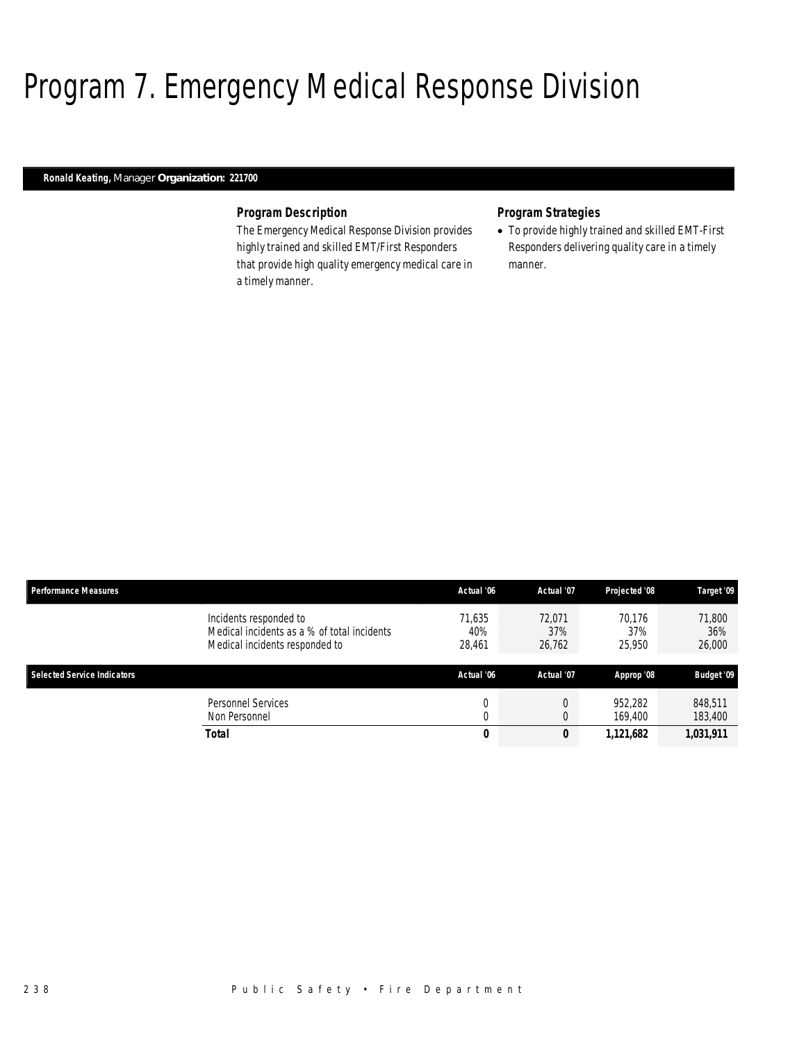# Program 7. Emergency Medical Response Division

***Ronald Keating,*** *Manager* ***Organization: 221700***

### *Program Description*

The Emergency Medical Response Division provides highly trained and skilled EMT/First Responders that provide high quality emergency medical care in a timely manner.

### *Program Strategies*

- To provide highly trained and skilled EMT-First Responders delivering quality care in a timely manner.

| Performance Measures | | Actual '06 | Actual '07 | Projected '08 | Target '09 |
|---|---|---|---|---|---|
| | Incidents responded to | 71,635 | 72,071 | 70,176 | 71,800 |
| | Medical incidents as a % of total incidents | 40% | 37% | 37% | 36% |
| | Medical incidents responded to | 28,461 | 26,762 | 25,950 | 26,000 |

| Selected Service Indicators | | Actual '06 | Actual '07 | Approp '08 | Budget '09 |
|---|---|---|---|---|---|
| | Personnel Services | 0 | 0 | 952,282 | 848,511 |
| | Non Personnel | 0 | 0 | 169,400 | 183,400 |
| | **Total** | **0** | **0** | **1,121,682** | **1,031,911** |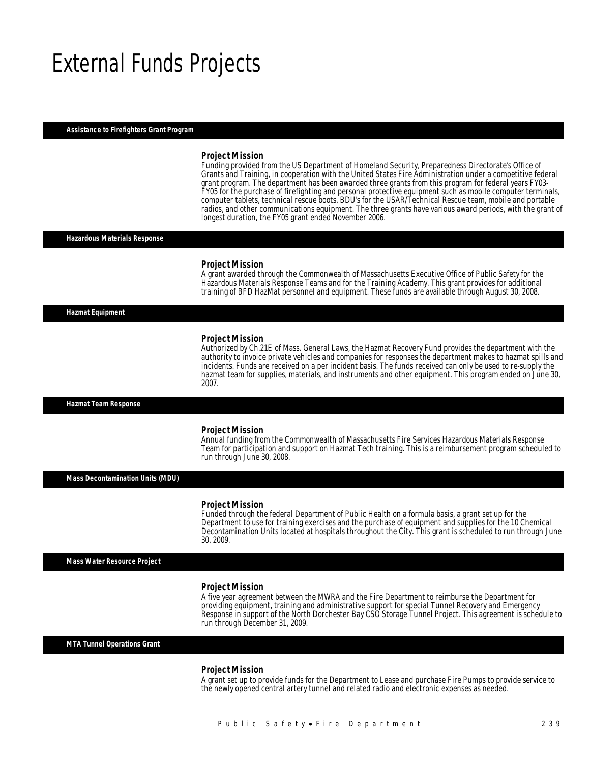# External Funds Projects

## Assistance to Firefighters Grant Program

### Project Mission

Funding provided from the US Department of Homeland Security, Preparedness Directorate's Office of Grants and Training, in cooperation with the United States Fire Administration under a competitive federal grant program. The department has been awarded three grants from this program for federal years FY03-FY05 for the purchase of firefighting and personal protective equipment such as mobile computer terminals, computer tablets, technical rescue boots, BDU's for the USAR/Technical Rescue team, mobile and portable radios, and other communications equipment. The three grants have various award periods, with the grant of longest duration, the FY05 grant ended November 2006.

## Hazardous Materials Response

### Project Mission

A grant awarded through the Commonwealth of Massachusetts Executive Office of Public Safety for the Hazardous Materials Response Teams and for the Training Academy. This grant provides for additional training of BFD HazMat personnel and equipment. These funds are available through August 30, 2008.

## Hazmat Equipment

### Project Mission

Authorized by Ch.21E of Mass. General Laws, the Hazmat Recovery Fund provides the department with the authority to invoice private vehicles and companies for responses the department makes to hazmat spills and incidents. Funds are received on a per incident basis. The funds received can only be used to re-supply the hazmat team for supplies, materials, and instruments and other equipment. This program ended on June 30, 2007.

## Hazmat Team Response

### Project Mission

Annual funding from the Commonwealth of Massachusetts Fire Services Hazardous Materials Response Team for participation and support on Hazmat Tech training. This is a reimbursement program scheduled to run through June 30, 2008.

## Mass Decontamination Units (MDU)

### Project Mission

Funded through the federal Department of Public Health on a formula basis, a grant set up for the Department to use for training exercises and the purchase of equipment and supplies for the 10 Chemical Decontamination Units located at hospitals throughout the City. This grant is scheduled to run through June 30, 2009.

## Mass Water Resource Project

### Project Mission

A five year agreement between the MWRA and the Fire Department to reimburse the Department for providing equipment, training and administrative support for special Tunnel Recovery and Emergency Response in support of the North Dorchester Bay CSO Storage Tunnel Project. This agreement is schedule to run through December 31, 2009.

## MTA Tunnel Operations Grant

### Project Mission

A grant set up to provide funds for the Department to Lease and purchase Fire Pumps to provide service to the newly opened central artery tunnel and related radio and electronic expenses as needed.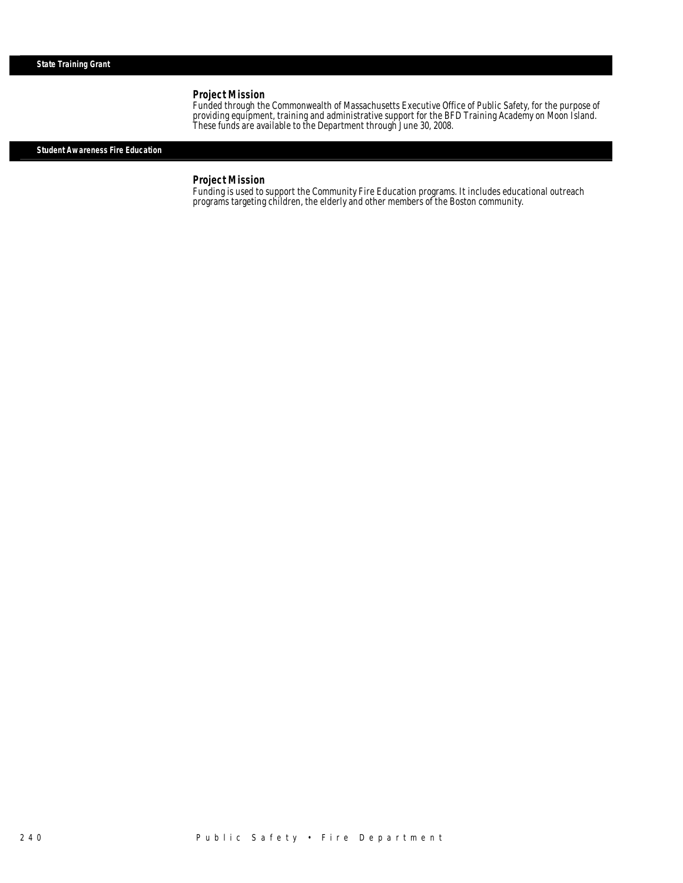## State Training Grant

### Project Mission

Funded through the Commonwealth of Massachusetts Executive Office of Public Safety, for the purpose of providing equipment, training and administrative support for the BFD Training Academy on Moon Island. These funds are available to the Department through June 30, 2008.

## Student Awareness Fire Education

### Project Mission

Funding is used to support the Community Fire Education programs. It includes educational outreach programs targeting children, the elderly and other members of the Boston community.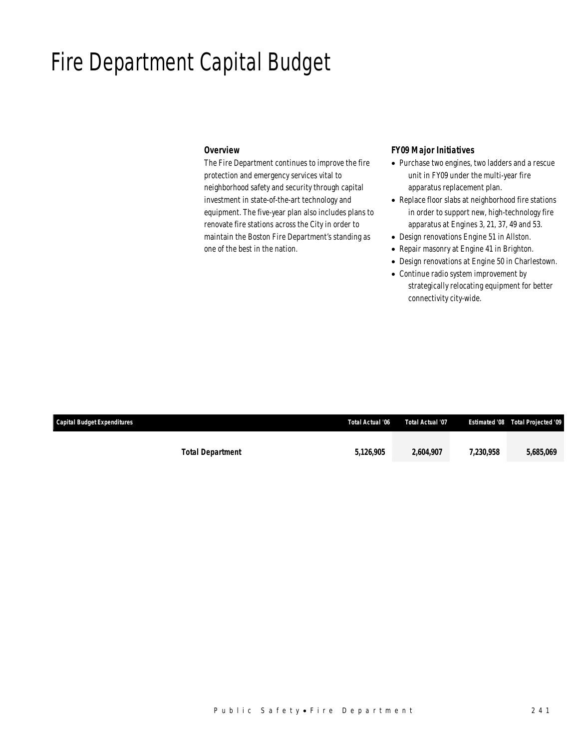# Fire Department Capital Budget

### Overview

The Fire Department continues to improve the fire protection and emergency services vital to neighborhood safety and security through capital investment in state-of-the-art technology and equipment. The five-year plan also includes plans to renovate fire stations across the City in order to maintain the Boston Fire Department's standing as one of the best in the nation.

### FY09 Major Initiatives

- Purchase two engines, two ladders and a rescue unit in FY09 under the multi-year fire apparatus replacement plan.
- Replace floor slabs at neighborhood fire stations in order to support new, high-technology fire apparatus at Engines 3, 21, 37, 49 and 53.
- Design renovations Engine 51 in Allston.
- Repair masonry at Engine 41 in Brighton.
- Design renovations at Engine 50 in Charlestown.
- Continue radio system improvement by strategically relocating equipment for better connectivity city-wide.

| Capital Budget Expenditures | Total Actual '06 | Total Actual '07 | Estimated '08 | Total Projected '09 |
|---|---|---|---|---|
| **Total Department** | **5,126,905** | **2,604,907** | **7,230,958** | **5,685,069** |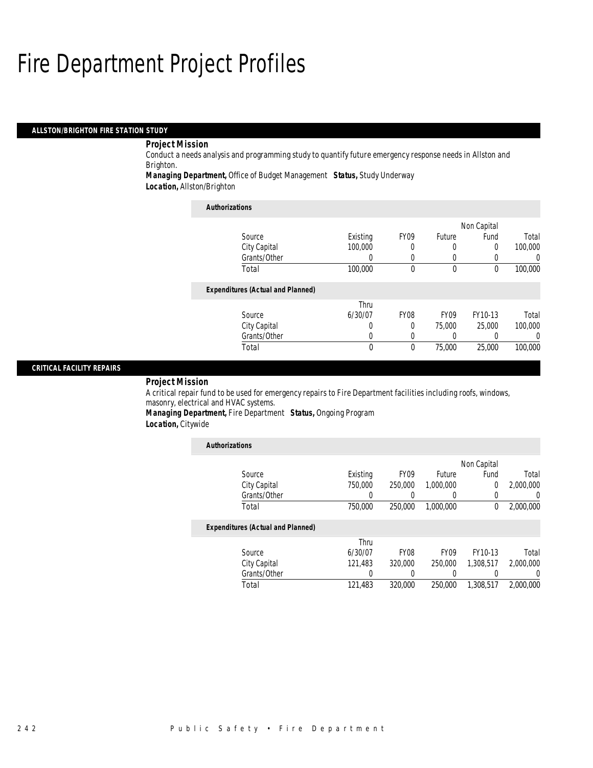# Fire Department Project Profiles

## ALLSTON/BRIGHTON FIRE STATION STUDY

***Project Mission***

Conduct a needs analysis and programming study to quantify future emergency response needs in Allston and Brighton.

***Managing Department,*** Office of Budget Management ***Status,*** Study Underway

***Location,*** Allston/Brighton

***Authorizations***

| Source | Existing | FY09 | Future | Non Capital Fund | Total |
|---|---|---|---|---|---|
| City Capital | 100,000 | 0 | 0 | 0 | 100,000 |
| Grants/Other | 0 | 0 | 0 | 0 | 0 |
| Total | 100,000 | 0 | 0 | 0 | 100,000 |

***Expenditures (Actual and Planned)***

| Source | Thru 6/30/07 | FY08 | FY09 | FY10-13 | Total |
|---|---|---|---|---|---|
| City Capital | 0 | 0 | 75,000 | 25,000 | 100,000 |
| Grants/Other | 0 | 0 | 0 | 0 | 0 |
| Total | 0 | 0 | 75,000 | 25,000 | 100,000 |

## CRITICAL FACILITY REPAIRS

***Project Mission***

A critical repair fund to be used for emergency repairs to Fire Department facilities including roofs, windows, masonry, electrical and HVAC systems.

***Managing Department,*** Fire Department ***Status,*** Ongoing Program

***Location,*** Citywide

***Authorizations***

| Source | Existing | FY09 | Future | Non Capital Fund | Total |
|---|---|---|---|---|---|
| City Capital | 750,000 | 250,000 | 1,000,000 | 0 | 2,000,000 |
| Grants/Other | 0 | 0 | 0 | 0 | 0 |
| Total | 750,000 | 250,000 | 1,000,000 | 0 | 2,000,000 |

***Expenditures (Actual and Planned)***

| Source | Thru 6/30/07 | FY08 | FY09 | FY10-13 | Total |
|---|---|---|---|---|---|
| City Capital | 121,483 | 320,000 | 250,000 | 1,308,517 | 2,000,000 |
| Grants/Other | 0 | 0 | 0 | 0 | 0 |
| Total | 121,483 | 320,000 | 250,000 | 1,308,517 | 2,000,000 |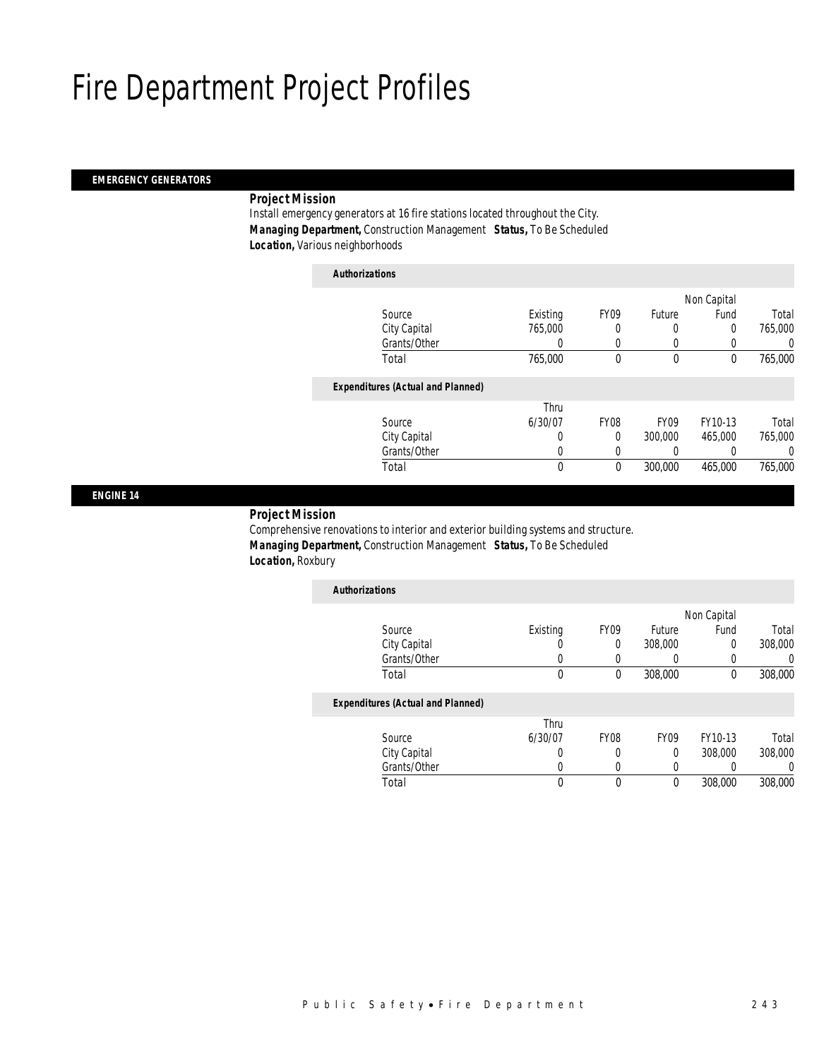# Fire Department Project Profiles

## EMERGENCY GENERATORS

**Project Mission**

Install emergency generators at 16 fire stations located throughout the City.

***Managing Department,*** Construction Management ***Status,*** To Be Scheduled

***Location,*** Various neighborhoods

**Authorizations**

| Source | Existing | FY09 | Future | Non Capital Fund | Total |
|---|---|---|---|---|---|
| City Capital | 765,000 | 0 | 0 | 0 | 765,000 |
| Grants/Other | 0 | 0 | 0 | 0 | 0 |
| Total | 765,000 | 0 | 0 | 0 | 765,000 |

**Expenditures (Actual and Planned)**

| Source | Thru 6/30/07 | FY08 | FY09 | FY10-13 | Total |
|---|---|---|---|---|---|
| City Capital | 0 | 0 | 300,000 | 465,000 | 765,000 |
| Grants/Other | 0 | 0 | 0 | 0 | 0 |
| Total | 0 | 0 | 300,000 | 465,000 | 765,000 |

## ENGINE 14

**Project Mission**

Comprehensive renovations to interior and exterior building systems and structure.

***Managing Department,*** Construction Management ***Status,*** To Be Scheduled

***Location,*** Roxbury

**Authorizations**

| Source | Existing | FY09 | Future | Non Capital Fund | Total |
|---|---|---|---|---|---|
| City Capital | 0 | 0 | 308,000 | 0 | 308,000 |
| Grants/Other | 0 | 0 | 0 | 0 | 0 |
| Total | 0 | 0 | 308,000 | 0 | 308,000 |

**Expenditures (Actual and Planned)**

| Source | Thru 6/30/07 | FY08 | FY09 | FY10-13 | Total |
|---|---|---|---|---|---|
| City Capital | 0 | 0 | 0 | 308,000 | 308,000 |
| Grants/Other | 0 | 0 | 0 | 0 | 0 |
| Total | 0 | 0 | 0 | 308,000 | 308,000 |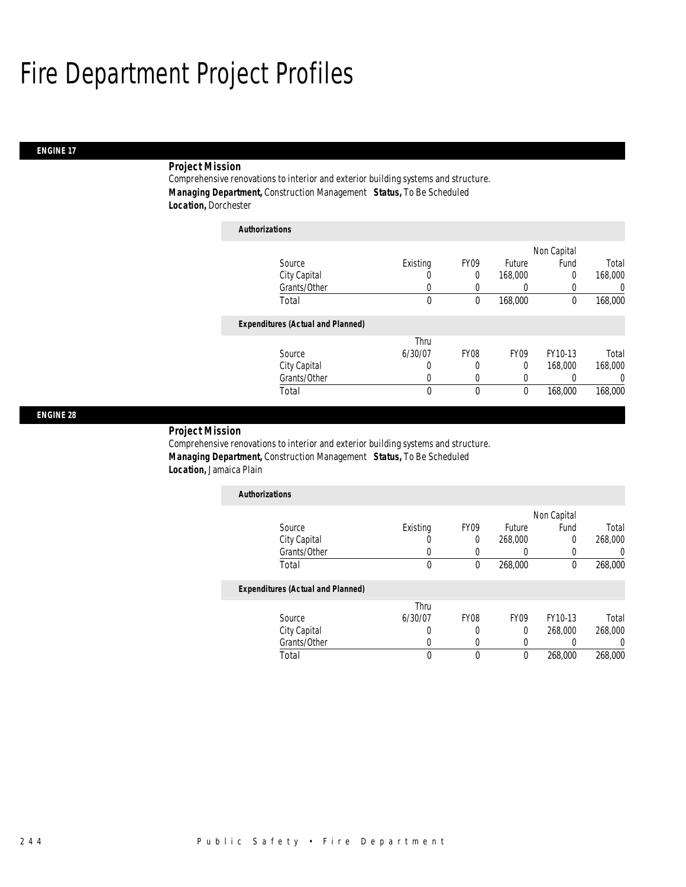# Fire Department Project Profiles

## ENGINE 17

**Project Mission**

Comprehensive renovations to interior and exterior building systems and structure.

**Managing Department,** Construction Management **Status,** To Be Scheduled

**Location,** Dorchester

**Authorizations**

| Source | Existing | FY09 | Future | Non Capital Fund | Total |
|---|---|---|---|---|---|
| City Capital | 0 | 0 | 168,000 | 0 | 168,000 |
| Grants/Other | 0 | 0 | 0 | 0 | 0 |
| Total | 0 | 0 | 168,000 | 0 | 168,000 |

**Expenditures (Actual and Planned)**

| Source | Thru 6/30/07 | FY08 | FY09 | FY10-13 | Total |
|---|---|---|---|---|---|
| City Capital | 0 | 0 | 0 | 168,000 | 168,000 |
| Grants/Other | 0 | 0 | 0 | 0 | 0 |
| Total | 0 | 0 | 0 | 168,000 | 168,000 |

## ENGINE 28

**Project Mission**

Comprehensive renovations to interior and exterior building systems and structure.

**Managing Department,** Construction Management **Status,** To Be Scheduled

**Location,** Jamaica Plain

**Authorizations**

| Source | Existing | FY09 | Future | Non Capital Fund | Total |
|---|---|---|---|---|---|
| City Capital | 0 | 0 | 268,000 | 0 | 268,000 |
| Grants/Other | 0 | 0 | 0 | 0 | 0 |
| Total | 0 | 0 | 268,000 | 0 | 268,000 |

**Expenditures (Actual and Planned)**

| Source | Thru 6/30/07 | FY08 | FY09 | FY10-13 | Total |
|---|---|---|---|---|---|
| City Capital | 0 | 0 | 0 | 268,000 | 268,000 |
| Grants/Other | 0 | 0 | 0 | 0 | 0 |
| Total | 0 | 0 | 0 | 268,000 | 268,000 |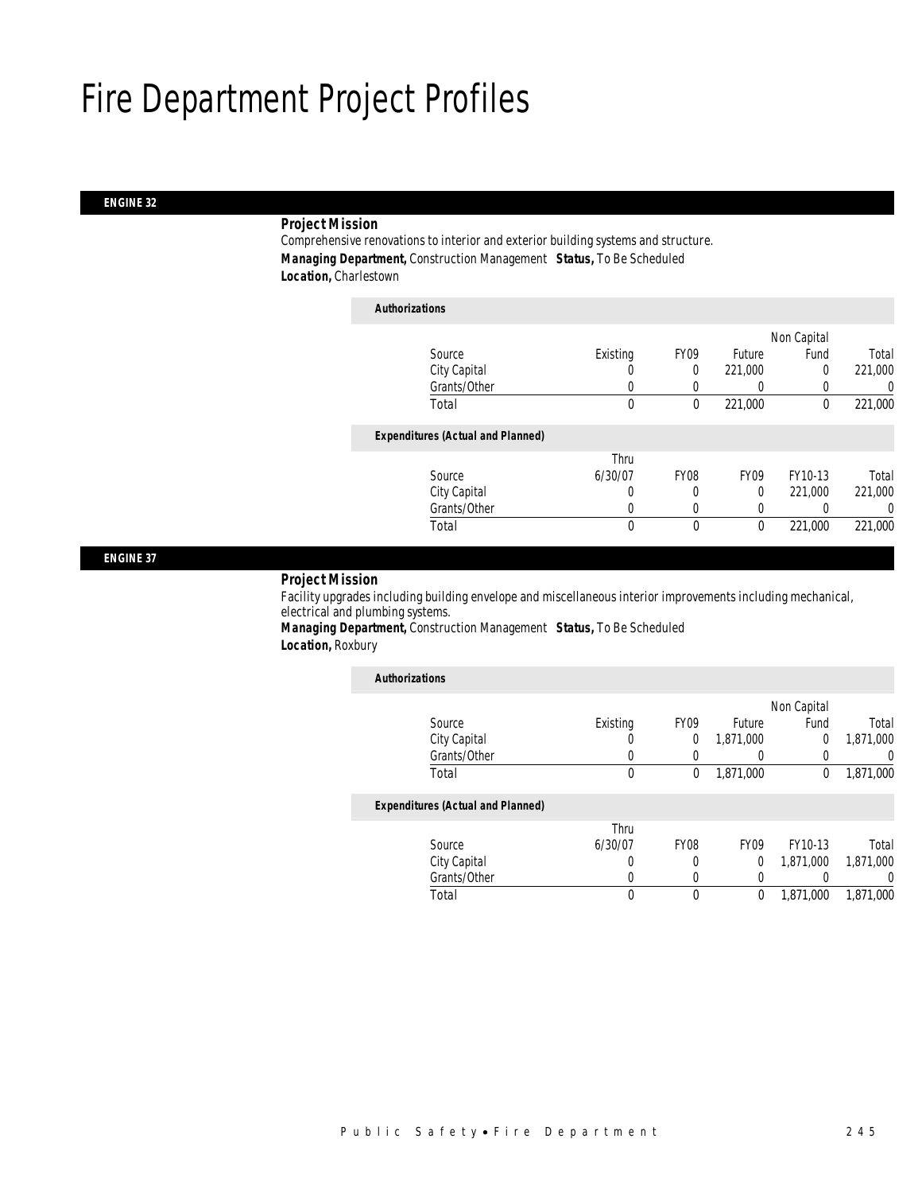# Fire Department Project Profiles

## ENGINE 32

**Project Mission**

Comprehensive renovations to interior and exterior building systems and structure.

***Managing Department,*** Construction Management ***Status,*** To Be Scheduled

***Location,*** Charlestown

***Authorizations***

| Source | Existing | FY09 | Future | Non Capital Fund | Total |
|---|---|---|---|---|---|
| City Capital | 0 | 0 | 221,000 | 0 | 221,000 |
| Grants/Other | 0 | 0 | 0 | 0 | 0 |
| Total | 0 | 0 | 221,000 | 0 | 221,000 |

***Expenditures (Actual and Planned)***

| Source | Thru 6/30/07 | FY08 | FY09 | FY10-13 | Total |
|---|---|---|---|---|---|
| City Capital | 0 | 0 | 0 | 221,000 | 221,000 |
| Grants/Other | 0 | 0 | 0 | 0 | 0 |
| Total | 0 | 0 | 0 | 221,000 | 221,000 |

## ENGINE 37

**Project Mission**

Facility upgrades including building envelope and miscellaneous interior improvements including mechanical, electrical and plumbing systems.

***Managing Department,*** Construction Management ***Status,*** To Be Scheduled

***Location,*** Roxbury

***Authorizations***

| Source | Existing | FY09 | Future | Non Capital Fund | Total |
|---|---|---|---|---|---|
| City Capital | 0 | 0 | 1,871,000 | 0 | 1,871,000 |
| Grants/Other | 0 | 0 | 0 | 0 | 0 |
| Total | 0 | 0 | 1,871,000 | 0 | 1,871,000 |

***Expenditures (Actual and Planned)***

| Source | Thru 6/30/07 | FY08 | FY09 | FY10-13 | Total |
|---|---|---|---|---|---|
| City Capital | 0 | 0 | 0 | 1,871,000 | 1,871,000 |
| Grants/Other | 0 | 0 | 0 | 0 | 0 |
| Total | 0 | 0 | 0 | 1,871,000 | 1,871,000 |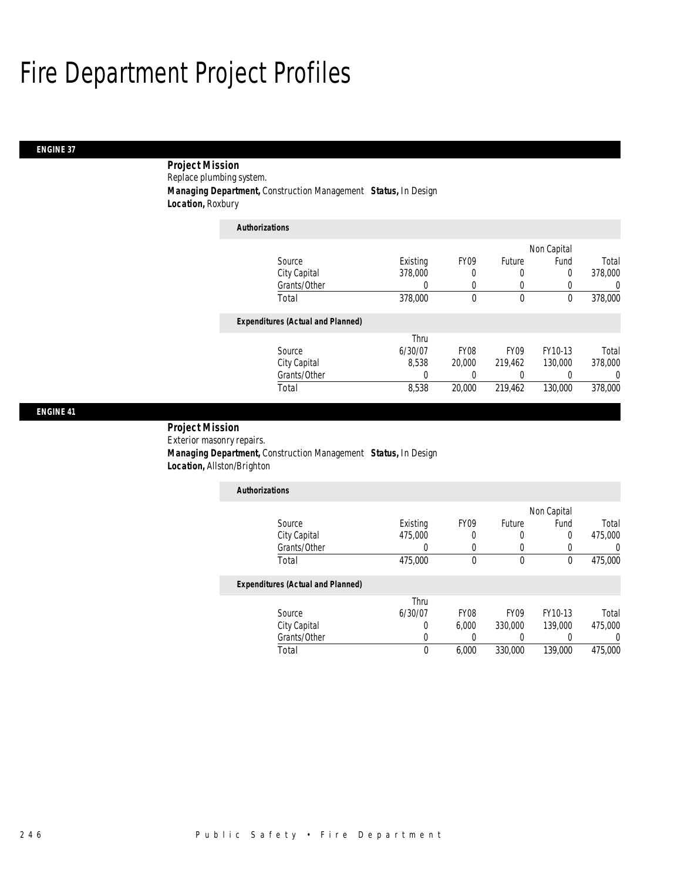# Fire Department Project Profiles

## ENGINE 37

**Project Mission**

Replace plumbing system.

**Managing Department,** Construction Management **Status,** In Design

**Location,** Roxbury

*Authorizations*

| Source | Existing | FY09 | Future | Non Capital Fund | Total |
|---|---|---|---|---|---|
| City Capital | 378,000 | 0 | 0 | 0 | 378,000 |
| Grants/Other | 0 | 0 | 0 | 0 | 0 |
| Total | 378,000 | 0 | 0 | 0 | 378,000 |

*Expenditures (Actual and Planned)*

| Source | Thru 6/30/07 | FY08 | FY09 | FY10-13 | Total |
|---|---|---|---|---|---|
| City Capital | 8,538 | 20,000 | 219,462 | 130,000 | 378,000 |
| Grants/Other | 0 | 0 | 0 | 0 | 0 |
| Total | 8,538 | 20,000 | 219,462 | 130,000 | 378,000 |

## ENGINE 41

**Project Mission**

Exterior masonry repairs.

**Managing Department,** Construction Management **Status,** In Design

**Location,** Allston/Brighton

*Authorizations*

| Source | Existing | FY09 | Future | Non Capital Fund | Total |
|---|---|---|---|---|---|
| City Capital | 475,000 | 0 | 0 | 0 | 475,000 |
| Grants/Other | 0 | 0 | 0 | 0 | 0 |
| Total | 475,000 | 0 | 0 | 0 | 475,000 |

*Expenditures (Actual and Planned)*

| Source | Thru 6/30/07 | FY08 | FY09 | FY10-13 | Total |
|---|---|---|---|---|---|
| City Capital | 0 | 6,000 | 330,000 | 139,000 | 475,000 |
| Grants/Other | 0 | 0 | 0 | 0 | 0 |
| Total | 0 | 6,000 | 330,000 | 139,000 | 475,000 |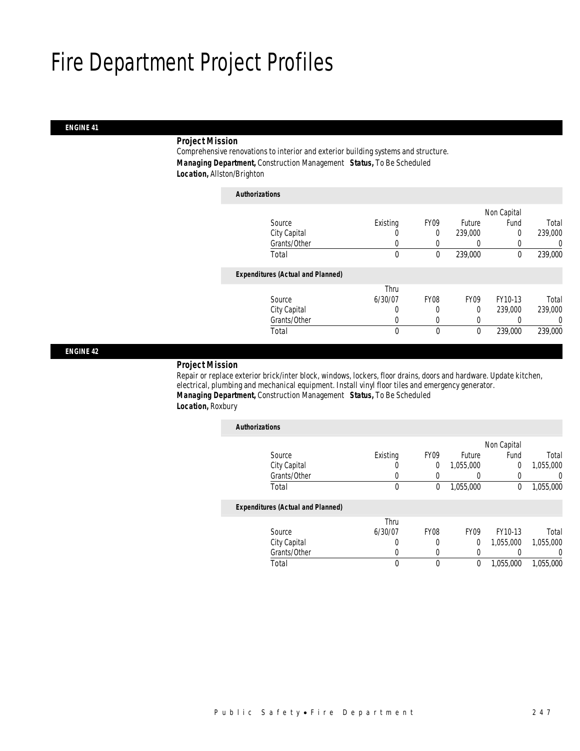# Fire Department Project Profiles

## ENGINE 41

**Project Mission**

Comprehensive renovations to interior and exterior building systems and structure.

***Managing Department,*** Construction Management ***Status,*** To Be Scheduled

***Location,*** Allston/Brighton

***Authorizations***

| Source | Existing | FY09 | Future | Non Capital Fund | Total |
|---|---|---|---|---|---|
| City Capital | 0 | 0 | 239,000 | 0 | 239,000 |
| Grants/Other | 0 | 0 | 0 | 0 | 0 |
| Total | 0 | 0 | 239,000 | 0 | 239,000 |

***Expenditures (Actual and Planned)***

| Source | Thru 6/30/07 | FY08 | FY09 | FY10-13 | Total |
|---|---|---|---|---|---|
| City Capital | 0 | 0 | 0 | 239,000 | 239,000 |
| Grants/Other | 0 | 0 | 0 | 0 | 0 |
| Total | 0 | 0 | 0 | 239,000 | 239,000 |

## ENGINE 42

**Project Mission**

Repair or replace exterior brick/inter block, windows, lockers, floor drains, doors and hardware. Update kitchen, electrical, plumbing and mechanical equipment. Install vinyl floor tiles and emergency generator.

***Managing Department,*** Construction Management ***Status,*** To Be Scheduled

***Location,*** Roxbury

***Authorizations***

| Source | Existing | FY09 | Future | Non Capital Fund | Total |
|---|---|---|---|---|---|
| City Capital | 0 | 0 | 1,055,000 | 0 | 1,055,000 |
| Grants/Other | 0 | 0 | 0 | 0 | 0 |
| Total | 0 | 0 | 1,055,000 | 0 | 1,055,000 |

***Expenditures (Actual and Planned)***

| Source | Thru 6/30/07 | FY08 | FY09 | FY10-13 | Total |
|---|---|---|---|---|---|
| City Capital | 0 | 0 | 0 | 1,055,000 | 1,055,000 |
| Grants/Other | 0 | 0 | 0 | 0 | 0 |
| Total | 0 | 0 | 0 | 1,055,000 | 1,055,000 |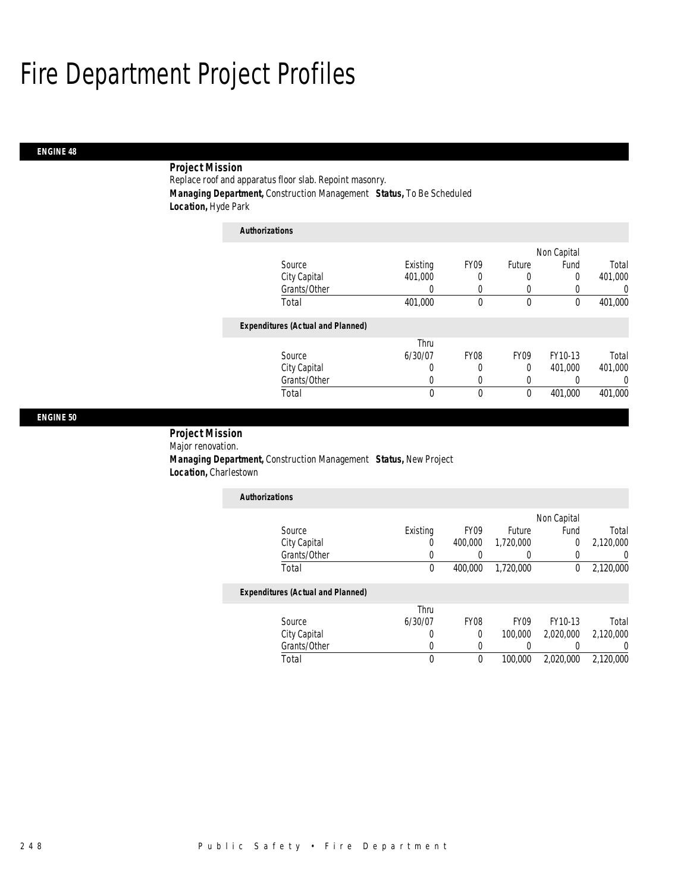# Fire Department Project Profiles

## ENGINE 48

**Project Mission**

Replace roof and apparatus floor slab. Repoint masonry.

**Managing Department,** Construction Management **Status,** To Be Scheduled

**Location,** Hyde Park

**Authorizations**

| Source | Existing | FY09 | Future | Non Capital Fund | Total |
|---|---|---|---|---|---|
| City Capital | 401,000 | 0 | 0 | 0 | 401,000 |
| Grants/Other | 0 | 0 | 0 | 0 | 0 |
| Total | 401,000 | 0 | 0 | 0 | 401,000 |

**Expenditures (Actual and Planned)**

| Source | Thru 6/30/07 | FY08 | FY09 | FY10-13 | Total |
|---|---|---|---|---|---|
| City Capital | 0 | 0 | 0 | 401,000 | 401,000 |
| Grants/Other | 0 | 0 | 0 | 0 | 0 |
| Total | 0 | 0 | 0 | 401,000 | 401,000 |

## ENGINE 50

**Project Mission**

Major renovation.

**Managing Department,** Construction Management **Status,** New Project

**Location,** Charlestown

**Authorizations**

| Source | Existing | FY09 | Future | Non Capital Fund | Total |
|---|---|---|---|---|---|
| City Capital | 0 | 400,000 | 1,720,000 | 0 | 2,120,000 |
| Grants/Other | 0 | 0 | 0 | 0 | 0 |
| Total | 0 | 400,000 | 1,720,000 | 0 | 2,120,000 |

**Expenditures (Actual and Planned)**

| Source | Thru 6/30/07 | FY08 | FY09 | FY10-13 | Total |
|---|---|---|---|---|---|
| City Capital | 0 | 0 | 100,000 | 2,020,000 | 2,120,000 |
| Grants/Other | 0 | 0 | 0 | 0 | 0 |
| Total | 0 | 0 | 100,000 | 2,020,000 | 2,120,000 |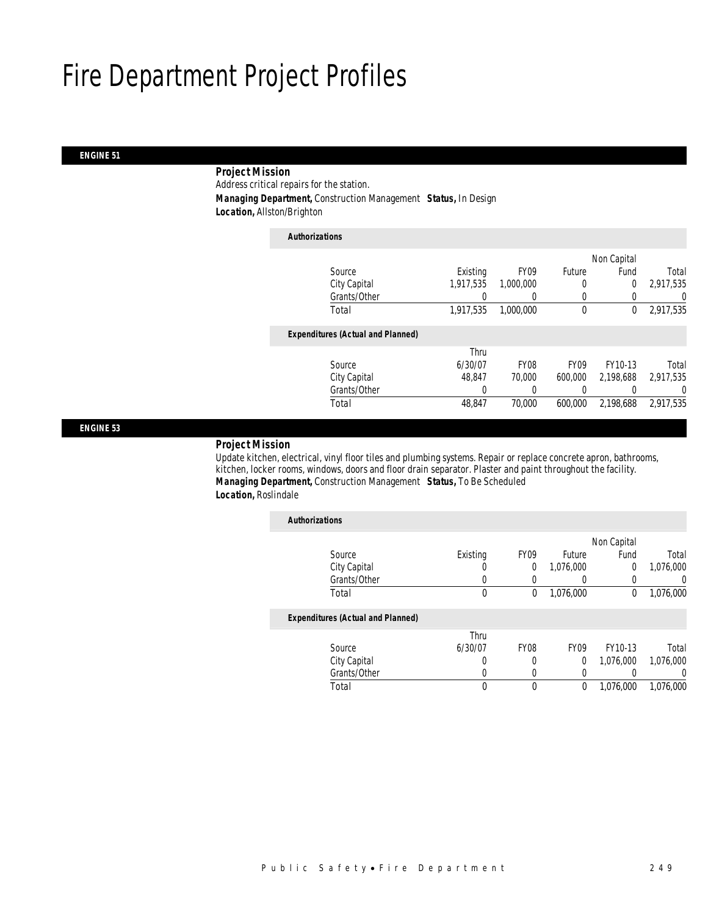# Fire Department Project Profiles

## ENGINE 51

***Project Mission***

Address critical repairs for the station.

***Managing Department,*** Construction Management ***Status,*** In Design

***Location,*** Allston/Brighton

***Authorizations***

| Source | Existing | FY09 | Future | Non Capital Fund | Total |
|---|---|---|---|---|---|
| City Capital | 1,917,535 | 1,000,000 | 0 | 0 | 2,917,535 |
| Grants/Other | 0 | 0 | 0 | 0 | 0 |
| Total | 1,917,535 | 1,000,000 | 0 | 0 | 2,917,535 |

***Expenditures (Actual and Planned)***

| Source | Thru 6/30/07 | FY08 | FY09 | FY10-13 | Total |
|---|---|---|---|---|---|
| City Capital | 48,847 | 70,000 | 600,000 | 2,198,688 | 2,917,535 |
| Grants/Other | 0 | 0 | 0 | 0 | 0 |
| Total | 48,847 | 70,000 | 600,000 | 2,198,688 | 2,917,535 |

## ENGINE 53

***Project Mission***

Update kitchen, electrical, vinyl floor tiles and plumbing systems. Repair or replace concrete apron, bathrooms, kitchen, locker rooms, windows, doors and floor drain separator. Plaster and paint throughout the facility.

***Managing Department,*** Construction Management ***Status,*** To Be Scheduled

***Location,*** Roslindale

***Authorizations***

| Source | Existing | FY09 | Future | Non Capital Fund | Total |
|---|---|---|---|---|---|
| City Capital | 0 | 0 | 1,076,000 | 0 | 1,076,000 |
| Grants/Other | 0 | 0 | 0 | 0 | 0 |
| Total | 0 | 0 | 1,076,000 | 0 | 1,076,000 |

***Expenditures (Actual and Planned)***

| Source | Thru 6/30/07 | FY08 | FY09 | FY10-13 | Total |
|---|---|---|---|---|---|
| City Capital | 0 | 0 | 0 | 1,076,000 | 1,076,000 |
| Grants/Other | 0 | 0 | 0 | 0 | 0 |
| Total | 0 | 0 | 0 | 1,076,000 | 1,076,000 |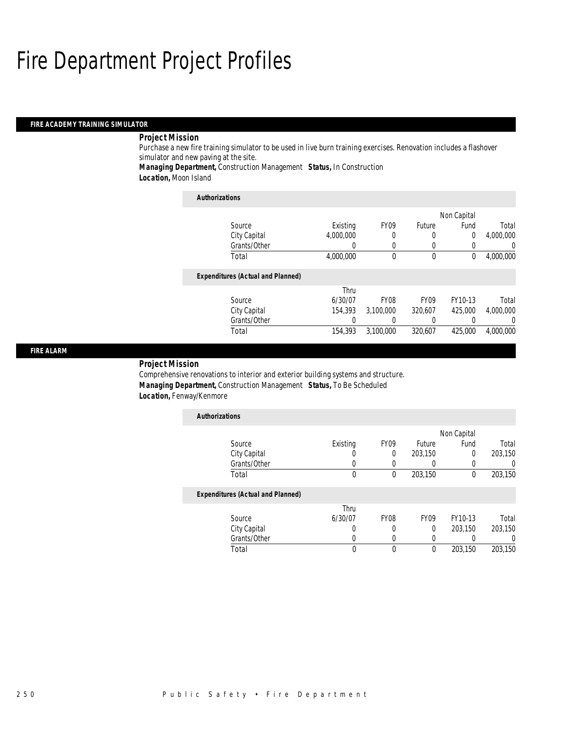# Fire Department Project Profiles

## FIRE ACADEMY TRAINING SIMULATOR

### Project Mission

Purchase a new fire training simulator to be used in live burn training exercises. Renovation includes a flashover simulator and new paving at the site.

***Managing Department,*** Construction Management ***Status,*** In Construction

***Location,*** Moon Island

**Authorizations**

| Source | Existing | FY09 | Future | Non Capital Fund | Total |
|---|---|---|---|---|---|
| City Capital | 4,000,000 | 0 | 0 | 0 | 4,000,000 |
| Grants/Other | 0 | 0 | 0 | 0 | 0 |
| Total | 4,000,000 | 0 | 0 | 0 | 4,000,000 |

**Expenditures (Actual and Planned)**

| Source | Thru 6/30/07 | FY08 | FY09 | FY10-13 | Total |
|---|---|---|---|---|---|
| City Capital | 154,393 | 3,100,000 | 320,607 | 425,000 | 4,000,000 |
| Grants/Other | 0 | 0 | 0 | 0 | 0 |
| Total | 154,393 | 3,100,000 | 320,607 | 425,000 | 4,000,000 |

## FIRE ALARM

### Project Mission

Comprehensive renovations to interior and exterior building systems and structure.

***Managing Department,*** Construction Management ***Status,*** To Be Scheduled

***Location,*** Fenway/Kenmore

**Authorizations**

| Source | Existing | FY09 | Future | Non Capital Fund | Total |
|---|---|---|---|---|---|
| City Capital | 0 | 0 | 203,150 | 0 | 203,150 |
| Grants/Other | 0 | 0 | 0 | 0 | 0 |
| Total | 0 | 0 | 203,150 | 0 | 203,150 |

**Expenditures (Actual and Planned)**

| Source | Thru 6/30/07 | FY08 | FY09 | FY10-13 | Total |
|---|---|---|---|---|---|
| City Capital | 0 | 0 | 0 | 203,150 | 203,150 |
| Grants/Other | 0 | 0 | 0 | 0 | 0 |
| Total | 0 | 0 | 0 | 203,150 | 203,150 |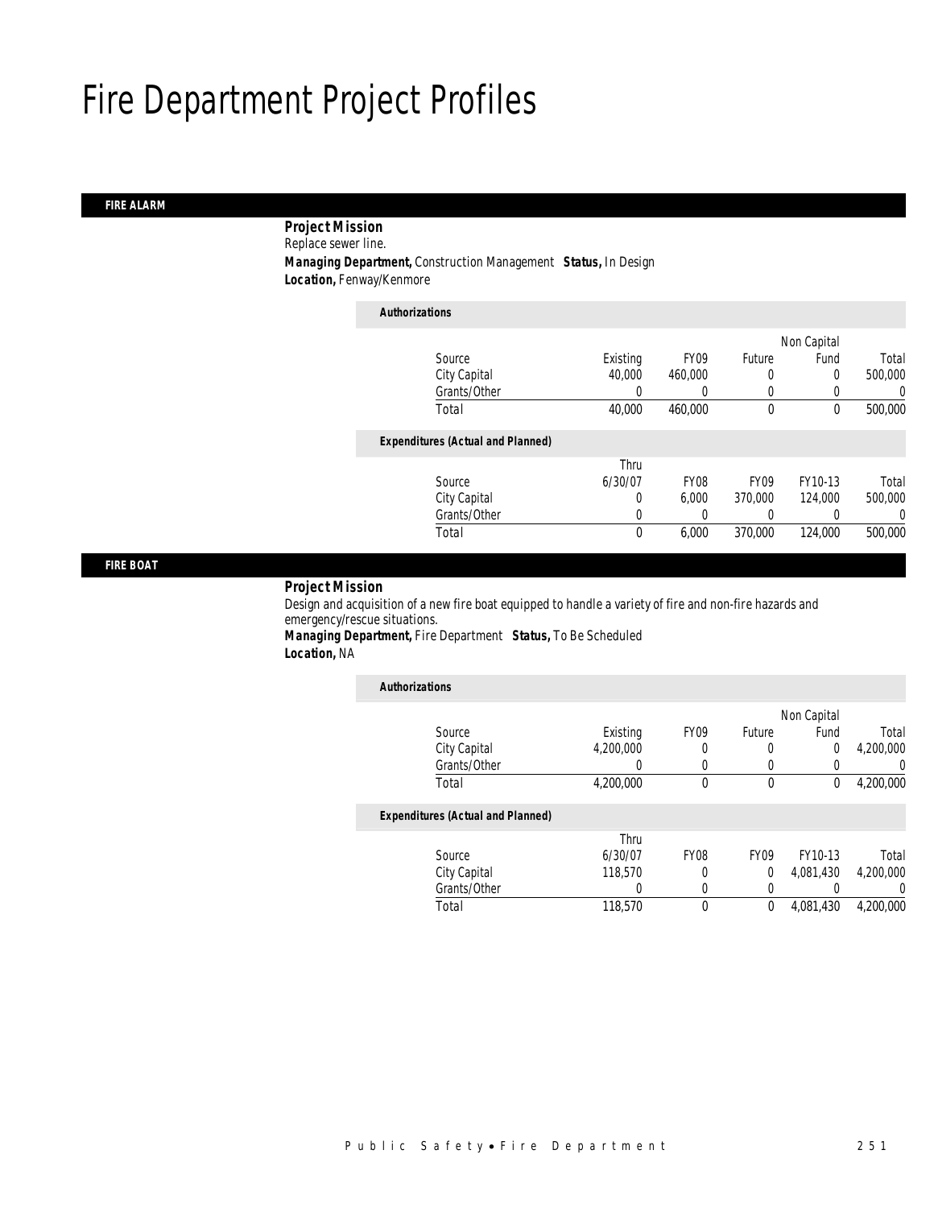# Fire Department Project Profiles

## FIRE ALARM

**Project Mission**

Replace sewer line.

***Managing Department,*** Construction Management ***Status,*** In Design

***Location,*** Fenway/Kenmore

***Authorizations***

| Source | Existing | FY09 | Future | Non Capital Fund | Total |
|---|---|---|---|---|---|
| City Capital | 40,000 | 460,000 | 0 | 0 | 500,000 |
| Grants/Other | 0 | 0 | 0 | 0 | 0 |
| Total | 40,000 | 460,000 | 0 | 0 | 500,000 |

***Expenditures (Actual and Planned)***

| Source | Thru 6/30/07 | FY08 | FY09 | FY10-13 | Total |
|---|---|---|---|---|---|
| City Capital | 0 | 6,000 | 370,000 | 124,000 | 500,000 |
| Grants/Other | 0 | 0 | 0 | 0 | 0 |
| Total | 0 | 6,000 | 370,000 | 124,000 | 500,000 |

## FIRE BOAT

**Project Mission**

Design and acquisition of a new fire boat equipped to handle a variety of fire and non-fire hazards and emergency/rescue situations.

***Managing Department,*** Fire Department ***Status,*** To Be Scheduled

***Location,*** NA

***Authorizations***

| Source | Existing | FY09 | Future | Non Capital Fund | Total |
|---|---|---|---|---|---|
| City Capital | 4,200,000 | 0 | 0 | 0 | 4,200,000 |
| Grants/Other | 0 | 0 | 0 | 0 | 0 |
| Total | 4,200,000 | 0 | 0 | 0 | 4,200,000 |

***Expenditures (Actual and Planned)***

| Source | Thru 6/30/07 | FY08 | FY09 | FY10-13 | Total |
|---|---|---|---|---|---|
| City Capital | 118,570 | 0 | 0 | 4,081,430 | 4,200,000 |
| Grants/Other | 0 | 0 | 0 | 0 | 0 |
| Total | 118,570 | 0 | 0 | 4,081,430 | 4,200,000 |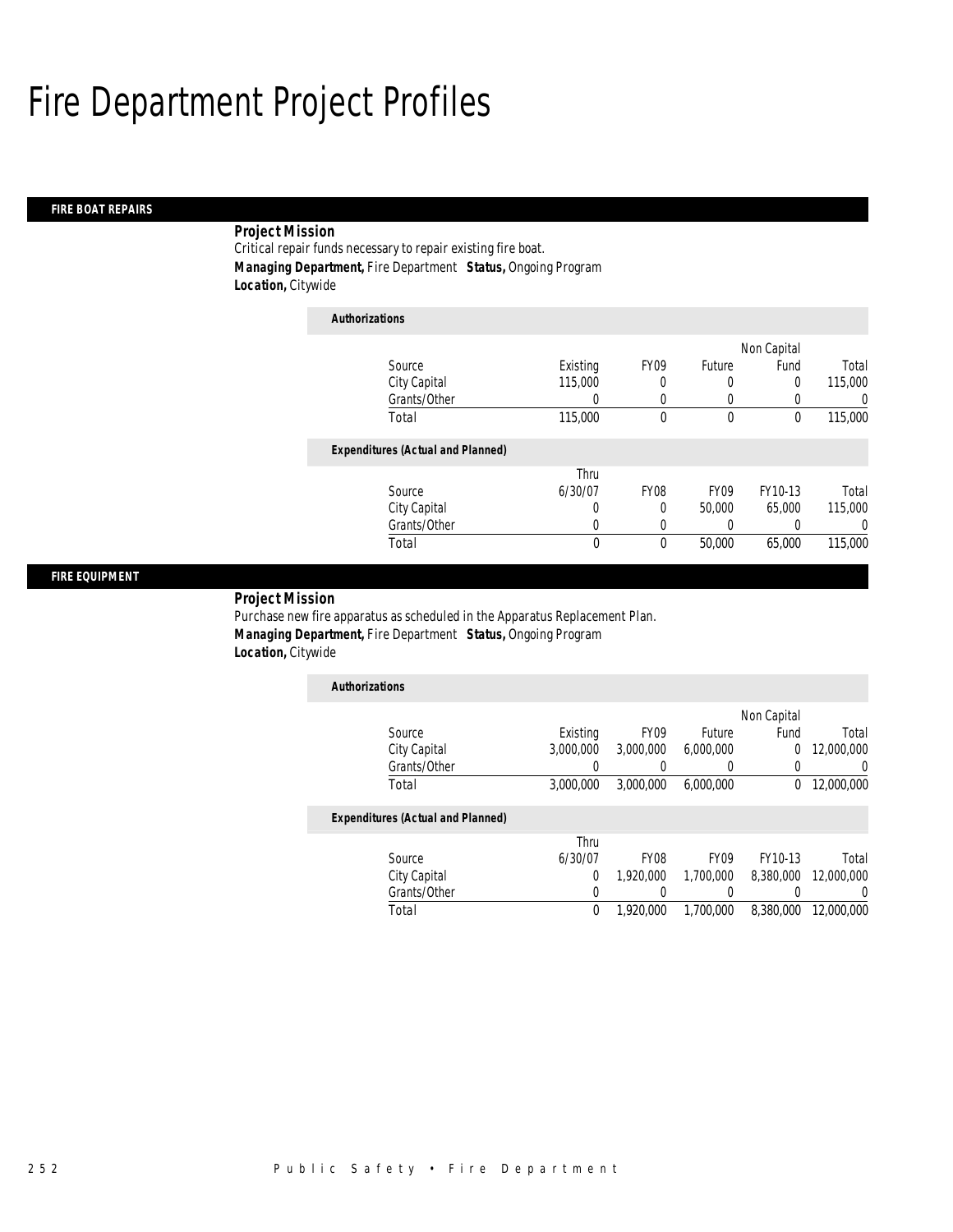# Fire Department Project Profiles

## FIRE BOAT REPAIRS

***Project Mission***

Critical repair funds necessary to repair existing fire boat.

***Managing Department,*** Fire Department ***Status,*** Ongoing Program

***Location,*** Citywide

***Authorizations***

| Source | Existing | FY09 | Future | Non Capital Fund | Total |
|---|---|---|---|---|---|
| City Capital | 115,000 | 0 | 0 | 0 | 115,000 |
| Grants/Other | 0 | 0 | 0 | 0 | 0 |
| Total | 115,000 | 0 | 0 | 0 | 115,000 |

***Expenditures (Actual and Planned)***

| Source | Thru 6/30/07 | FY08 | FY09 | FY10-13 | Total |
|---|---|---|---|---|---|
| City Capital | 0 | 0 | 50,000 | 65,000 | 115,000 |
| Grants/Other | 0 | 0 | 0 | 0 | 0 |
| Total | 0 | 0 | 50,000 | 65,000 | 115,000 |

## FIRE EQUIPMENT

***Project Mission***

Purchase new fire apparatus as scheduled in the Apparatus Replacement Plan.

***Managing Department,*** Fire Department ***Status,*** Ongoing Program

***Location,*** Citywide

***Authorizations***

| Source | Existing | FY09 | Future | Non Capital Fund | Total |
|---|---|---|---|---|---|
| City Capital | 3,000,000 | 3,000,000 | 6,000,000 | 0 | 12,000,000 |
| Grants/Other | 0 | 0 | 0 | 0 | 0 |
| Total | 3,000,000 | 3,000,000 | 6,000,000 | 0 | 12,000,000 |

***Expenditures (Actual and Planned)***

| Source | Thru 6/30/07 | FY08 | FY09 | FY10-13 | Total |
|---|---|---|---|---|---|
| City Capital | 0 | 1,920,000 | 1,700,000 | 8,380,000 | 12,000,000 |
| Grants/Other | 0 | 0 | 0 | 0 | 0 |
| Total | 0 | 1,920,000 | 1,700,000 | 8,380,000 | 12,000,000 |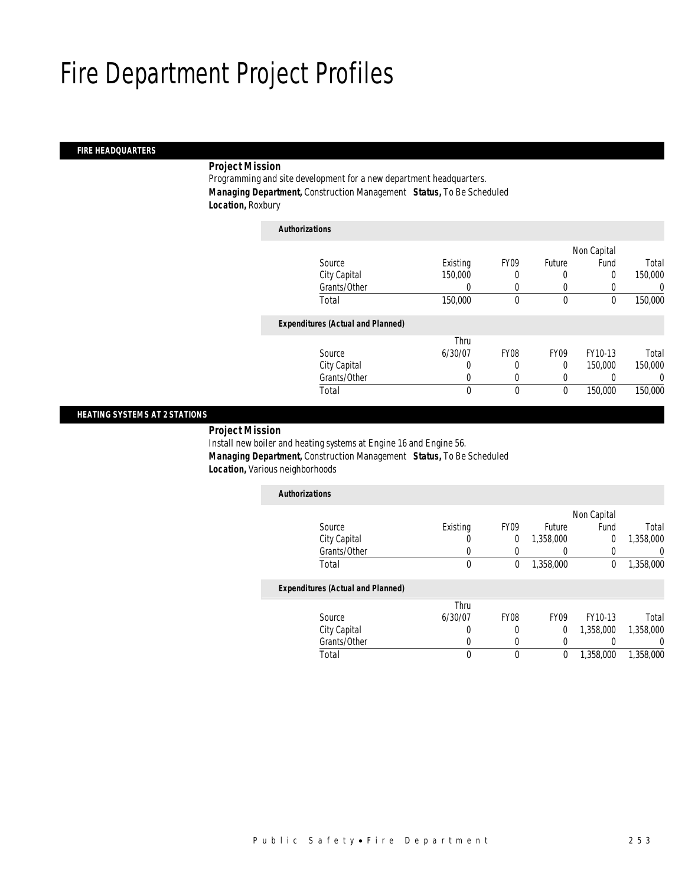# Fire Department Project Profiles

## FIRE HEADQUARTERS

***Project Mission***

Programming and site development for a new department headquarters.

***Managing Department,*** Construction Management ***Status,*** To Be Scheduled

***Location,*** Roxbury

***Authorizations***

| Source | Existing | FY09 | Future | Non Capital Fund | Total |
|---|---|---|---|---|---|
| City Capital | 150,000 | 0 | 0 | 0 | 150,000 |
| Grants/Other | 0 | 0 | 0 | 0 | 0 |
| Total | 150,000 | 0 | 0 | 0 | 150,000 |

***Expenditures (Actual and Planned)***

| Source | Thru 6/30/07 | FY08 | FY09 | FY10-13 | Total |
|---|---|---|---|---|---|
| City Capital | 0 | 0 | 0 | 150,000 | 150,000 |
| Grants/Other | 0 | 0 | 0 | 0 | 0 |
| Total | 0 | 0 | 0 | 150,000 | 150,000 |

## HEATING SYSTEMS AT 2 STATIONS

***Project Mission***

Install new boiler and heating systems at Engine 16 and Engine 56.

***Managing Department,*** Construction Management ***Status,*** To Be Scheduled

***Location,*** Various neighborhoods

***Authorizations***

| Source | Existing | FY09 | Future | Non Capital Fund | Total |
|---|---|---|---|---|---|
| City Capital | 0 | 0 | 1,358,000 | 0 | 1,358,000 |
| Grants/Other | 0 | 0 | 0 | 0 | 0 |
| Total | 0 | 0 | 1,358,000 | 0 | 1,358,000 |

***Expenditures (Actual and Planned)***

| Source | Thru 6/30/07 | FY08 | FY09 | FY10-13 | Total |
|---|---|---|---|---|---|
| City Capital | 0 | 0 | 0 | 1,358,000 | 1,358,000 |
| Grants/Other | 0 | 0 | 0 | 0 | 0 |
| Total | 0 | 0 | 0 | 1,358,000 | 1,358,000 |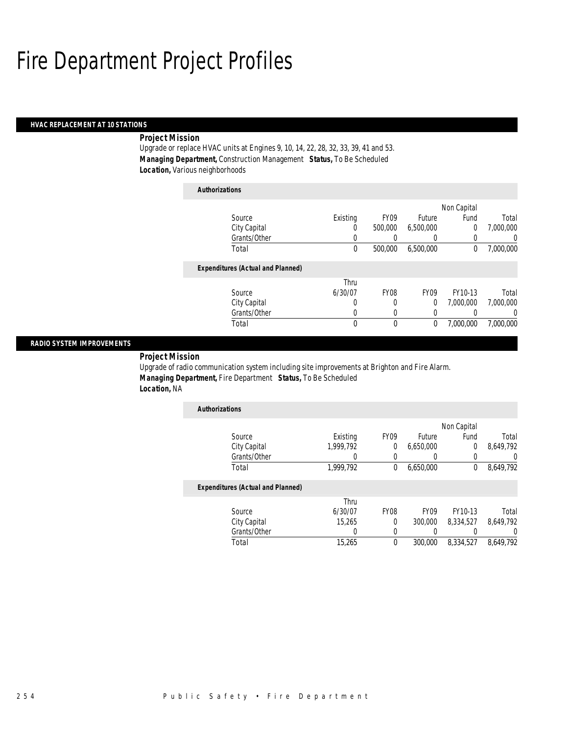# Fire Department Project Profiles

## HVAC REPLACEMENT AT 10 STATIONS

***Project Mission***

Upgrade or replace HVAC units at Engines 9, 10, 14, 22, 28, 32, 33, 39, 41 and 53.

***Managing Department,*** Construction Management ***Status,*** To Be Scheduled

***Location,*** Various neighborhoods

***Authorizations***

| Source | Existing | FY09 | Future | Non Capital Fund | Total |
|---|---|---|---|---|---|
| City Capital | 0 | 500,000 | 6,500,000 | 0 | 7,000,000 |
| Grants/Other | 0 | 0 | 0 | 0 | 0 |
| Total | 0 | 500,000 | 6,500,000 | 0 | 7,000,000 |

***Expenditures (Actual and Planned)***

| Source | Thru 6/30/07 | FY08 | FY09 | FY10-13 | Total |
|---|---|---|---|---|---|
| City Capital | 0 | 0 | 0 | 7,000,000 | 7,000,000 |
| Grants/Other | 0 | 0 | 0 | 0 | 0 |
| Total | 0 | 0 | 0 | 7,000,000 | 7,000,000 |

## RADIO SYSTEM IMPROVEMENTS

***Project Mission***

Upgrade of radio communication system including site improvements at Brighton and Fire Alarm.

***Managing Department,*** Fire Department ***Status,*** To Be Scheduled

***Location,*** NA

***Authorizations***

| Source | Existing | FY09 | Future | Non Capital Fund | Total |
|---|---|---|---|---|---|
| City Capital | 1,999,792 | 0 | 6,650,000 | 0 | 8,649,792 |
| Grants/Other | 0 | 0 | 0 | 0 | 0 |
| Total | 1,999,792 | 0 | 6,650,000 | 0 | 8,649,792 |

***Expenditures (Actual and Planned)***

| Source | Thru 6/30/07 | FY08 | FY09 | FY10-13 | Total |
|---|---|---|---|---|---|
| City Capital | 15,265 | 0 | 300,000 | 8,334,527 | 8,649,792 |
| Grants/Other | 0 | 0 | 0 | 0 | 0 |
| Total | 15,265 | 0 | 300,000 | 8,334,527 | 8,649,792 |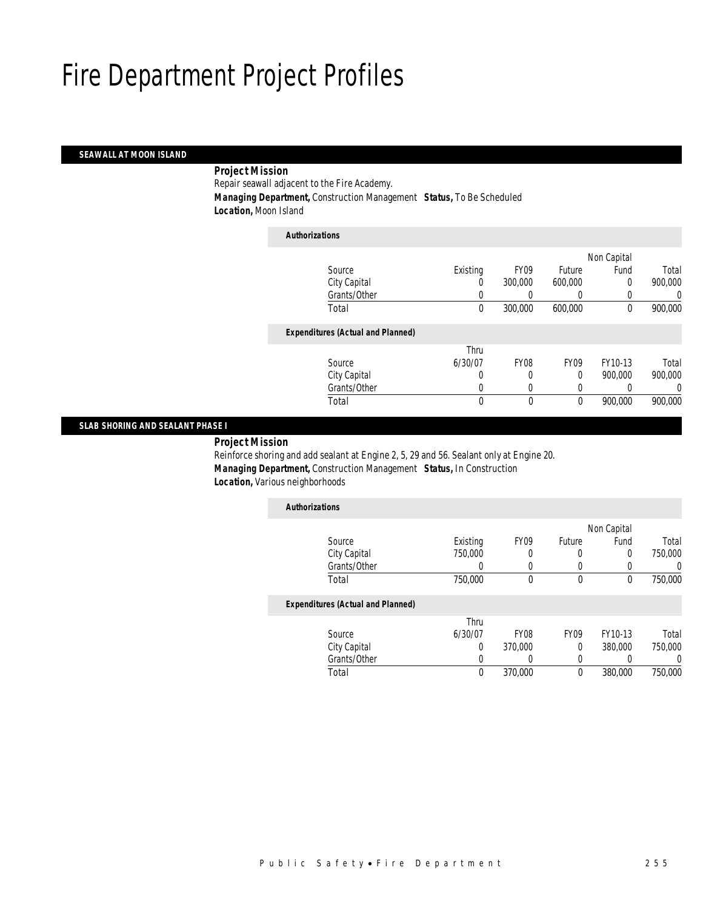# Fire Department Project Profiles

## SEAWALL AT MOON ISLAND

***Project Mission***

Repair seawall adjacent to the Fire Academy.

***Managing Department,*** Construction Management ***Status,*** To Be Scheduled

***Location,*** Moon Island

***Authorizations***

| Source | Existing | FY09 | Future | Non Capital Fund | Total |
|---|---|---|---|---|---|
| City Capital | 0 | 300,000 | 600,000 | 0 | 900,000 |
| Grants/Other | 0 | 0 | 0 | 0 | 0 |
| Total | 0 | 300,000 | 600,000 | 0 | 900,000 |

***Expenditures (Actual and Planned)***

| Source | Thru 6/30/07 | FY08 | FY09 | FY10-13 | Total |
|---|---|---|---|---|---|
| City Capital | 0 | 0 | 0 | 900,000 | 900,000 |
| Grants/Other | 0 | 0 | 0 | 0 | 0 |
| Total | 0 | 0 | 0 | 900,000 | 900,000 |

## SLAB SHORING AND SEALANT PHASE I

***Project Mission***

Reinforce shoring and add sealant at Engine 2, 5, 29 and 56. Sealant only at Engine 20.

***Managing Department,*** Construction Management ***Status,*** In Construction

***Location,*** Various neighborhoods

***Authorizations***

| Source | Existing | FY09 | Future | Non Capital Fund | Total |
|---|---|---|---|---|---|
| City Capital | 750,000 | 0 | 0 | 0 | 750,000 |
| Grants/Other | 0 | 0 | 0 | 0 | 0 |
| Total | 750,000 | 0 | 0 | 0 | 750,000 |

***Expenditures (Actual and Planned)***

| Source | Thru 6/30/07 | FY08 | FY09 | FY10-13 | Total |
|---|---|---|---|---|---|
| City Capital | 0 | 370,000 | 0 | 380,000 | 750,000 |
| Grants/Other | 0 | 0 | 0 | 0 | 0 |
| Total | 0 | 370,000 | 0 | 380,000 | 750,000 |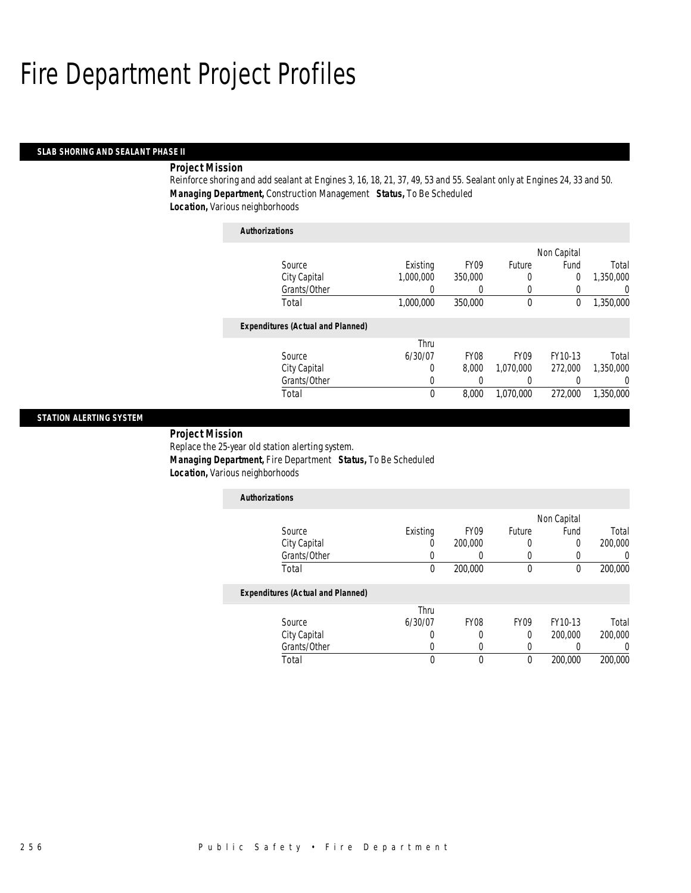# Fire Department Project Profiles

## SLAB SHORING AND SEALANT PHASE II

***Project Mission***

Reinforce shoring and add sealant at Engines 3, 16, 18, 21, 37, 49, 53 and 55. Sealant only at Engines 24, 33 and 50.

***Managing Department,*** Construction Management ***Status,*** To Be Scheduled

***Location,*** Various neighborhoods

***Authorizations***

| Source | Existing | FY09 | Future | Non Capital Fund | Total |
|---|---|---|---|---|---|
| City Capital | 1,000,000 | 350,000 | 0 | 0 | 1,350,000 |
| Grants/Other | 0 | 0 | 0 | 0 | 0 |
| Total | 1,000,000 | 350,000 | 0 | 0 | 1,350,000 |

***Expenditures (Actual and Planned)***

| Source | Thru 6/30/07 | FY08 | FY09 | FY10-13 | Total |
|---|---|---|---|---|---|
| City Capital | 0 | 8,000 | 1,070,000 | 272,000 | 1,350,000 |
| Grants/Other | 0 | 0 | 0 | 0 | 0 |
| Total | 0 | 8,000 | 1,070,000 | 272,000 | 1,350,000 |

## STATION ALERTING SYSTEM

***Project Mission***

Replace the 25-year old station alerting system.

***Managing Department,*** Fire Department ***Status,*** To Be Scheduled

***Location,*** Various neighborhoods

***Authorizations***

| Source | Existing | FY09 | Future | Non Capital Fund | Total |
|---|---|---|---|---|---|
| City Capital | 0 | 200,000 | 0 | 0 | 200,000 |
| Grants/Other | 0 | 0 | 0 | 0 | 0 |
| Total | 0 | 200,000 | 0 | 0 | 200,000 |

***Expenditures (Actual and Planned)***

| Source | Thru 6/30/07 | FY08 | FY09 | FY10-13 | Total |
|---|---|---|---|---|---|
| City Capital | 0 | 0 | 0 | 200,000 | 200,000 |
| Grants/Other | 0 | 0 | 0 | 0 | 0 |
| Total | 0 | 0 | 0 | 200,000 | 200,000 |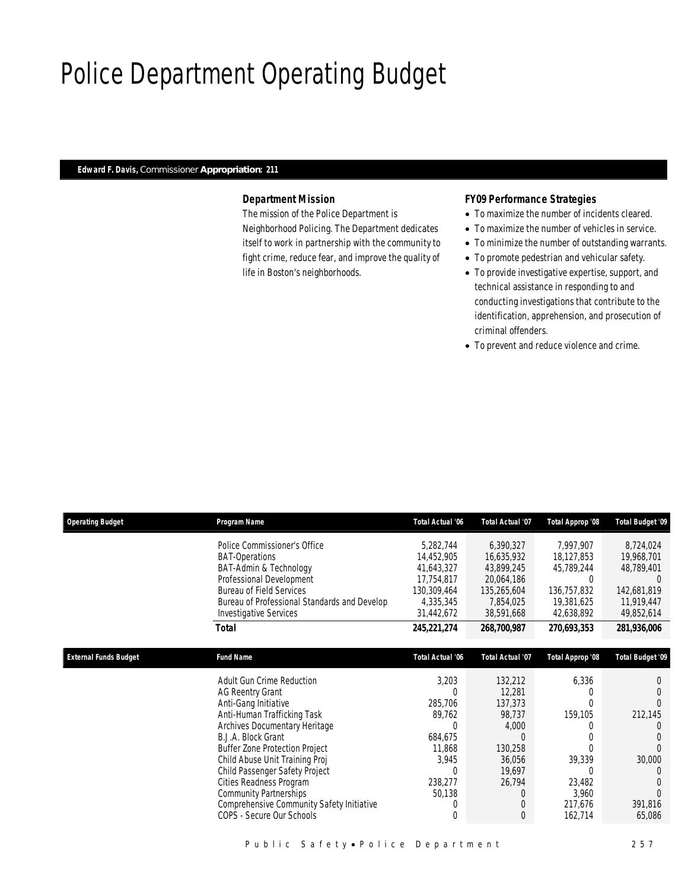# Police Department Operating Budget

**Edward F. Davis,** Commissioner **Appropriation: 211**

### Department Mission

The mission of the Police Department is Neighborhood Policing. The Department dedicates itself to work in partnership with the community to fight crime, reduce fear, and improve the quality of life in Boston's neighborhoods.

### FY09 Performance Strategies

- To maximize the number of incidents cleared.
- To maximize the number of vehicles in service.
- To minimize the number of outstanding warrants.
- To promote pedestrian and vehicular safety.
- To provide investigative expertise, support, and technical assistance in responding to and conducting investigations that contribute to the identification, apprehension, and prosecution of criminal offenders.
- To prevent and reduce violence and crime.

| Operating Budget | Program Name | Total Actual '06 | Total Actual '07 | Total Approp '08 | Total Budget '09 |
|---|---|---|---|---|---|
| | Police Commissioner's Office | 5,282,744 | 6,390,327 | 7,997,907 | 8,724,024 |
| | BAT-Operations | 14,452,905 | 16,635,932 | 18,127,853 | 19,968,701 |
| | BAT-Admin & Technology | 41,643,327 | 43,899,245 | 45,789,244 | 48,789,401 |
| | Professional Development | 17,754,817 | 20,064,186 | 0 | 0 |
| | Bureau of Field Services | 130,309,464 | 135,265,604 | 136,757,832 | 142,681,819 |
| | Bureau of Professional Standards and Develop | 4,335,345 | 7,854,025 | 19,381,625 | 11,919,447 |
| | Investigative Services | 31,442,672 | 38,591,668 | 42,638,892 | 49,852,614 |
| | **Total** | **245,221,274** | **268,700,987** | **270,693,353** | **281,936,006** |

| External Funds Budget | Fund Name | Total Actual '06 | Total Actual '07 | Total Approp '08 | Total Budget '09 |
|---|---|---|---|---|---|
| | Adult Gun Crime Reduction | 3,203 | 132,212 | 6,336 | 0 |
| | AG Reentry Grant | 0 | 12,281 | 0 | 0 |
| | Anti-Gang Initiative | 285,706 | 137,373 | 0 | 0 |
| | Anti-Human Trafficking Task | 89,762 | 98,737 | 159,105 | 212,145 |
| | Archives Documentary Heritage | 0 | 4,000 | 0 | 0 |
| | B.J.A. Block Grant | 684,675 | 0 | 0 | 0 |
| | Buffer Zone Protection Project | 11,868 | 130,258 | 0 | 0 |
| | Child Abuse Unit Training Proj | 3,945 | 36,056 | 39,339 | 30,000 |
| | Child Passenger Safety Project | 0 | 19,697 | 0 | 0 |
| | Cities Readness Program | 238,277 | 26,794 | 23,482 | 0 |
| | Community Partnerships | 50,138 | 0 | 3,960 | 0 |
| | Comprehensive Community Safety Initiative | 0 | 0 | 217,676 | 391,816 |
| | COPS - Secure Our Schools | 0 | 0 | 162,714 | 65,086 |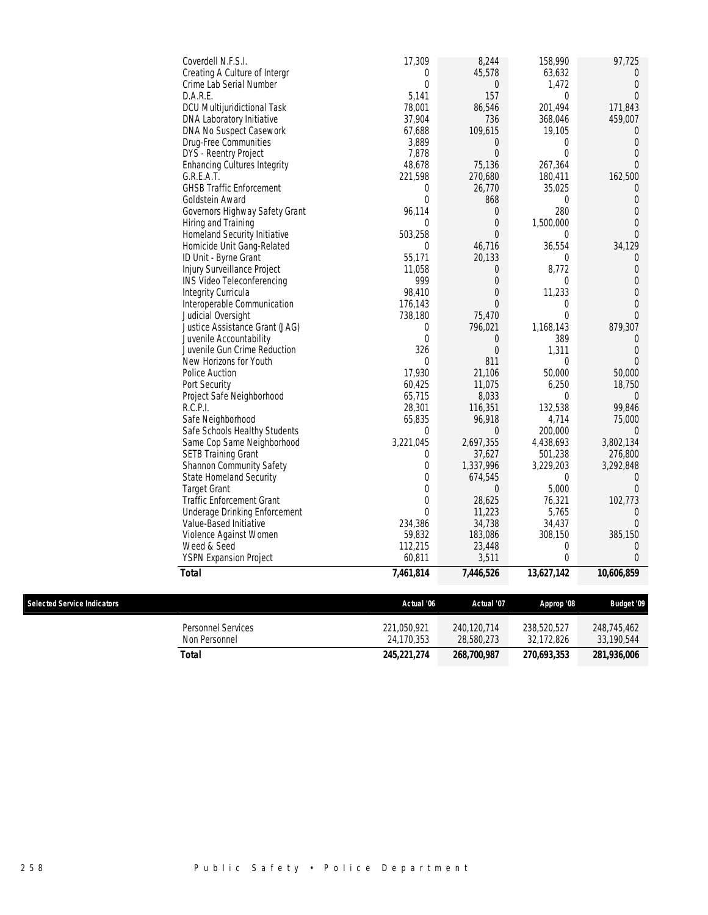| | | | | |
|---|---|---|---|---|
| Coverdell N.F.S.I. | 17,309 | 8,244 | 158,990 | 97,725 |
| Creating A Culture of Intergr | 0 | 45,578 | 63,632 | 0 |
| Crime Lab Serial Number | 0 | 0 | 1,472 | 0 |
| D.A.R.E. | 5,141 | 157 | 0 | 0 |
| DCU Multijuridictional Task | 78,001 | 86,546 | 201,494 | 171,843 |
| DNA Laboratory Initiative | 37,904 | 736 | 368,046 | 459,007 |
| DNA No Suspect Casework | 67,688 | 109,615 | 19,105 | 0 |
| Drug-Free Communities | 3,889 | 0 | 0 | 0 |
| DYS - Reentry Project | 7,878 | 0 | 0 | 0 |
| Enhancing Cultures Integrity | 48,678 | 75,136 | 267,364 | 0 |
| G.R.E.A.T. | 221,598 | 270,680 | 180,411 | 162,500 |
| GHSB Traffic Enforcement | 0 | 26,770 | 35,025 | 0 |
| Goldstein Award | 0 | 868 | 0 | 0 |
| Governors Highway Safety Grant | 96,114 | 0 | 280 | 0 |
| Hiring and Training | 0 | 0 | 1,500,000 | 0 |
| Homeland Security Initiative | 503,258 | 0 | 0 | 0 |
| Homicide Unit Gang-Related | 0 | 46,716 | 36,554 | 34,129 |
| ID Unit - Byrne Grant | 55,171 | 20,133 | 0 | 0 |
| Injury Surveillance Project | 11,058 | 0 | 8,772 | 0 |
| INS Video Teleconferencing | 999 | 0 | 0 | 0 |
| Integrity Curricula | 98,410 | 0 | 11,233 | 0 |
| Interoperable Communication | 176,143 | 0 | 0 | 0 |
| Judicial Oversight | 738,180 | 75,470 | 0 | 0 |
| Justice Assistance Grant (JAG) | 0 | 796,021 | 1,168,143 | 879,307 |
| Juvenile Accountability | 0 | 0 | 389 | 0 |
| Juvenile Gun Crime Reduction | 326 | 0 | 1,311 | 0 |
| New Horizons for Youth | 0 | 811 | 0 | 0 |
| Police Auction | 17,930 | 21,106 | 50,000 | 50,000 |
| Port Security | 60,425 | 11,075 | 6,250 | 18,750 |
| Project Safe Neighborhood | 65,715 | 8,033 | 0 | 0 |
| R.C.P.I. | 28,301 | 116,351 | 132,538 | 99,846 |
| Safe Neighborhood | 65,835 | 96,918 | 4,714 | 75,000 |
| Safe Schools Healthy Students | 0 | 0 | 200,000 | 0 |
| Same Cop Same Neighborhood | 3,221,045 | 2,697,355 | 4,438,693 | 3,802,134 |
| SETB Training Grant | 0 | 37,627 | 501,238 | 276,800 |
| Shannon Community Safety | 0 | 1,337,996 | 3,229,203 | 3,292,848 |
| State Homeland Security | 0 | 674,545 | 0 | 0 |
| Target Grant | 0 | 0 | 5,000 | 0 |
| Traffic Enforcement Grant | 0 | 28,625 | 76,321 | 102,773 |
| Underage Drinking Enforcement | 0 | 11,223 | 5,765 | 0 |
| Value-Based Initiative | 234,386 | 34,738 | 34,437 | 0 |
| Violence Against Women | 59,832 | 183,086 | 308,150 | 385,150 |
| Weed & Seed | 112,215 | 23,448 | 0 | 0 |
| YSPN Expansion Project | 60,811 | 3,511 | 0 | 0 |
| ***Total*** | ***7,461,814*** | ***7,446,526*** | ***13,627,142*** | ***10,606,859*** |

## Selected Service Indicators

| | Actual '06 | Actual '07 | Approp '08 | Budget '09 |
|---|---|---|---|---|
| Personnel Services | 221,050,921 | 240,120,714 | 238,520,527 | 248,745,462 |
| Non Personnel | 24,170,353 | 28,580,273 | 32,172,826 | 33,190,544 |
| ***Total*** | ***245,221,274*** | ***268,700,987*** | ***270,693,353*** | ***281,936,006*** |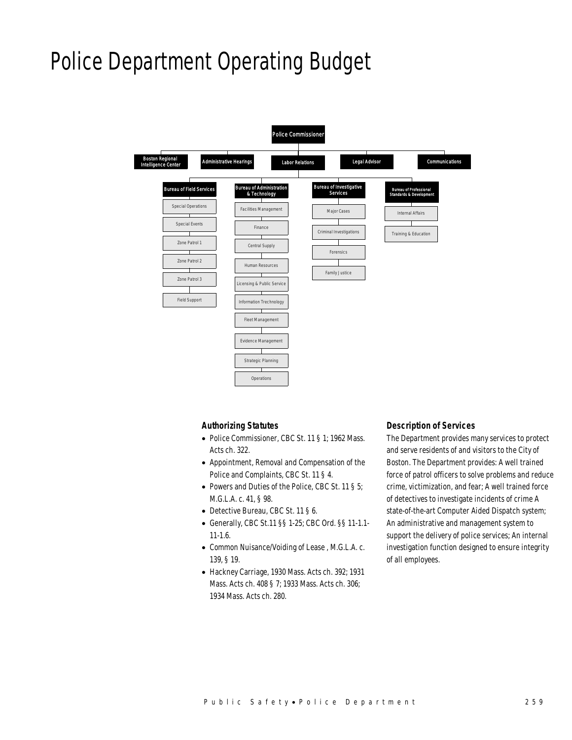# Police Department Operating Budget

Police Commissioner

- Boston Regional Intelligence Center
- Administrative Hearings
- Labor Relations
- Legal Advisor
- Communications

**Bureau of Field Services**
- Special Operations
- Special Events
- Zone Patrol 1
- Zone Patrol 2
- Zone Patrol 3
- Field Support

**Bureau of Administration & Technology**
- Facilities Management
- Finance
- Central Supply
- Human Resources
- Licensing & Public Service
- Information Technology
- Fleet Management
- Evidence Management
- Strategic Planning
- Operations

**Bureau of Investigative Services**
- Major Cases
- Criminal Investigations
- Forensics
- Family Justice

**Bureau of Professional Standards & Development**
- Internal Affairs
- Training & Education

### Authorizing Statutes

- Police Commissioner, CBC St. 11 § 1; 1962 Mass. Acts ch. 322.
- Appointment, Removal and Compensation of the Police and Complaints, CBC St. 11 § 4.
- Powers and Duties of the Police, CBC St. 11 § 5; M.G.L.A. c. 41, § 98.
- Detective Bureau, CBC St. 11 § 6.
- Generally, CBC St.11 §§ 1-25; CBC Ord. §§ 11-1.1-11-1.6.
- Common Nuisance/Voiding of Lease , M.G.L.A. c. 139, § 19.
- Hackney Carriage, 1930 Mass. Acts ch. 392; 1931 Mass. Acts ch. 408 § 7; 1933 Mass. Acts ch. 306; 1934 Mass. Acts ch. 280.

### Description of Services

The Department provides many services to protect and serve residents of and visitors to the City of Boston. The Department provides: A well trained force of patrol officers to solve problems and reduce crime, victimization, and fear; A well trained force of detectives to investigate incidents of crime A state-of-the-art Computer Aided Dispatch system; An administrative and management system to support the delivery of police services; An internal investigation function designed to ensure integrity of all employees.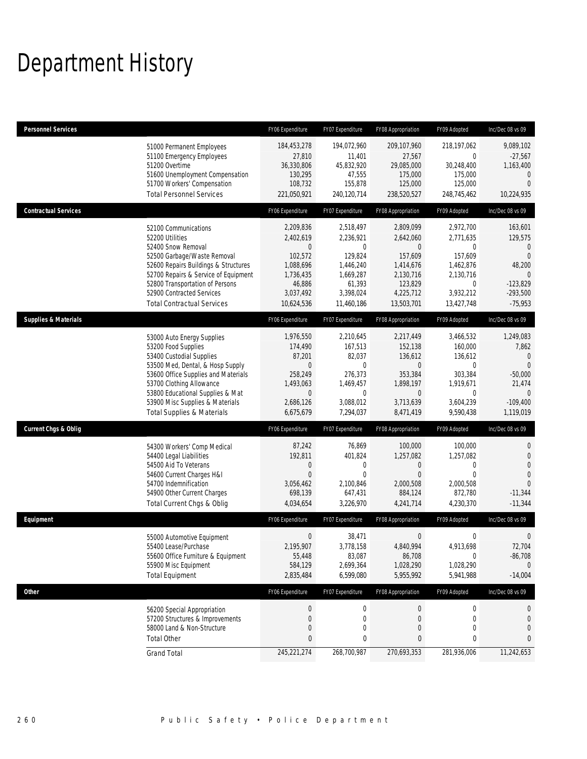# Department History

| Personnel Services | FY06 Expenditure | FY07 Expenditure | FY08 Appropriation | FY09 Adopted | Inc/Dec 08 vs 09 |
|---|---|---|---|---|---|
| 51000 Permanent Employees | 184,453,278 | 194,072,960 | 209,107,960 | 218,197,062 | 9,089,102 |
| 51100 Emergency Employees | 27,810 | 11,401 | 27,567 | 0 | -27,567 |
| 51200 Overtime | 36,330,806 | 45,832,920 | 29,085,000 | 30,248,400 | 1,163,400 |
| 51600 Unemployment Compensation | 130,295 | 47,555 | 175,000 | 175,000 | 0 |
| 51700 Workers' Compensation | 108,732 | 155,878 | 125,000 | 125,000 | 0 |
| Total Personnel Services | 221,050,921 | 240,120,714 | 238,520,527 | 248,745,462 | 10,224,935 |
| **Contractual Services** | **FY06 Expenditure** | **FY07 Expenditure** | **FY08 Appropriation** | **FY09 Adopted** | **Inc/Dec 08 vs 09** |
| 52100 Communications | 2,209,836 | 2,518,497 | 2,809,099 | 2,972,700 | 163,601 |
| 52200 Utilities | 2,402,619 | 2,236,921 | 2,642,060 | 2,771,635 | 129,575 |
| 52400 Snow Removal | 0 | 0 | 0 | 0 | 0 |
| 52500 Garbage/Waste Removal | 102,572 | 129,824 | 157,609 | 157,609 | 0 |
| 52600 Repairs Buildings & Structures | 1,088,696 | 1,446,240 | 1,414,676 | 1,462,876 | 48,200 |
| 52700 Repairs & Service of Equipment | 1,736,435 | 1,669,287 | 2,130,716 | 2,130,716 | 0 |
| 52800 Transportation of Persons | 46,886 | 61,393 | 123,829 | 0 | -123,829 |
| 52900 Contracted Services | 3,037,492 | 3,398,024 | 4,225,712 | 3,932,212 | -293,500 |
| Total Contractual Services | 10,624,536 | 11,460,186 | 13,503,701 | 13,427,748 | -75,953 |
| **Supplies & Materials** | **FY06 Expenditure** | **FY07 Expenditure** | **FY08 Appropriation** | **FY09 Adopted** | **Inc/Dec 08 vs 09** |
| 53000 Auto Energy Supplies | 1,976,550 | 2,210,645 | 2,217,449 | 3,466,532 | 1,249,083 |
| 53200 Food Supplies | 174,490 | 167,513 | 152,138 | 160,000 | 7,862 |
| 53400 Custodial Supplies | 87,201 | 82,037 | 136,612 | 136,612 | 0 |
| 53500 Med, Dental, & Hosp Supply | 0 | 0 | 0 | 0 | 0 |
| 53600 Office Supplies and Materials | 258,249 | 276,373 | 353,384 | 303,384 | -50,000 |
| 53700 Clothing Allowance | 1,493,063 | 1,469,457 | 1,898,197 | 1,919,671 | 21,474 |
| 53800 Educational Supplies & Mat | 0 | 0 | 0 | 0 | 0 |
| 53900 Misc Supplies & Materials | 2,686,126 | 3,088,012 | 3,713,639 | 3,604,239 | -109,400 |
| Total Supplies & Materials | 6,675,679 | 7,294,037 | 8,471,419 | 9,590,438 | 1,119,019 |
| **Current Chgs & Oblig** | **FY06 Expenditure** | **FY07 Expenditure** | **FY08 Appropriation** | **FY09 Adopted** | **Inc/Dec 08 vs 09** |
| 54300 Workers' Comp Medical | 87,242 | 76,869 | 100,000 | 100,000 | 0 |
| 54400 Legal Liabilities | 192,811 | 401,824 | 1,257,082 | 1,257,082 | 0 |
| 54500 Aid To Veterans | 0 | 0 | 0 | 0 | 0 |
| 54600 Current Charges H&I | 0 | 0 | 0 | 0 | 0 |
| 54700 Indemnification | 3,056,462 | 2,100,846 | 2,000,508 | 2,000,508 | 0 |
| 54900 Other Current Charges | 698,139 | 647,431 | 884,124 | 872,780 | -11,344 |
| Total Current Chgs & Oblig | 4,034,654 | 3,226,970 | 4,241,714 | 4,230,370 | -11,344 |
| **Equipment** | **FY06 Expenditure** | **FY07 Expenditure** | **FY08 Appropriation** | **FY09 Adopted** | **Inc/Dec 08 vs 09** |
| 55000 Automotive Equipment | 0 | 38,471 | 0 | 0 | 0 |
| 55400 Lease/Purchase | 2,195,907 | 3,778,158 | 4,840,994 | 4,913,698 | 72,704 |
| 55600 Office Furniture & Equipment | 55,448 | 83,087 | 86,708 | 0 | -86,708 |
| 55900 Misc Equipment | 584,129 | 2,699,364 | 1,028,290 | 1,028,290 | 0 |
| Total Equipment | 2,835,484 | 6,599,080 | 5,955,992 | 5,941,988 | -14,004 |
| **Other** | **FY06 Expenditure** | **FY07 Expenditure** | **FY08 Appropriation** | **FY09 Adopted** | **Inc/Dec 08 vs 09** |
| 56200 Special Appropriation | 0 | 0 | 0 | 0 | 0 |
| 57200 Structures & Improvements | 0 | 0 | 0 | 0 | 0 |
| 58000 Land & Non-Structure | 0 | 0 | 0 | 0 | 0 |
| Total Other | 0 | 0 | 0 | 0 | 0 |
| Grand Total | 245,221,274 | 268,700,987 | 270,693,353 | 281,936,006 | 11,242,653 |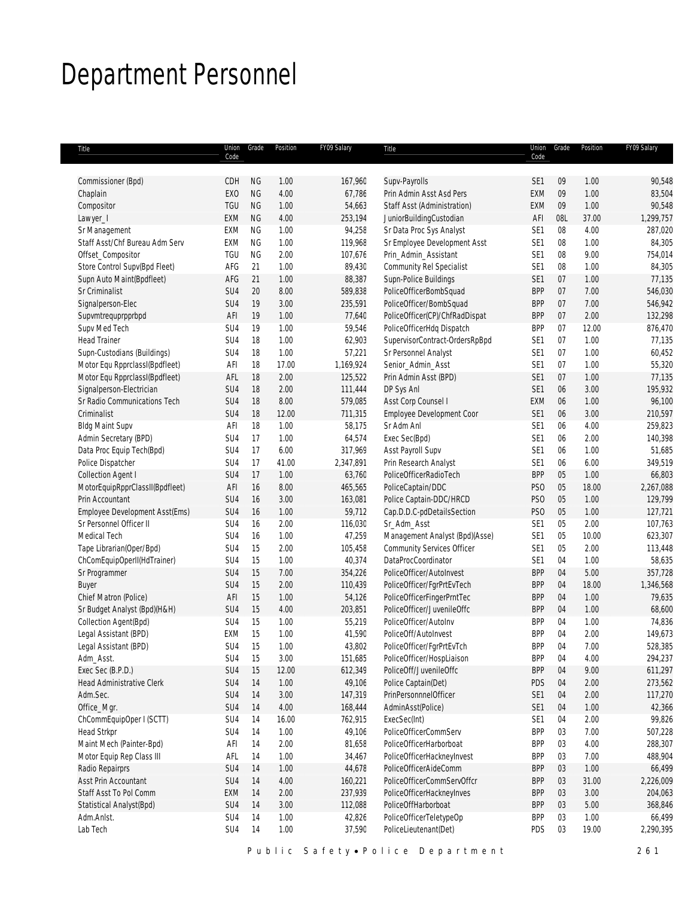# Department Personnel

| Title | Union Code | Grade | Position | FY09 Salary | Title | Union Code | Grade | Position | FY09 Salary |
|---|---|---|---|---|---|---|---|---|---|
| Commissioner (Bpd) | CDH | NG | 1.00 | 167,960 | Supv-Payrolls | SE1 | 09 | 1.00 | 90,548 |
| Chaplain | EXO | NG | 4.00 | 67,786 | Prin Admin Asst Asd Pers | EXM | 09 | 1.00 | 83,504 |
| Compositor | TGU | NG | 1.00 | 54,663 | Staff Asst (Administration) | EXM | 09 | 1.00 | 90,548 |
| Lawyer_I | EXM | NG | 4.00 | 253,194 | JuniorBuildingCustodian | AFI | 08L | 37.00 | 1,299,757 |
| Sr Management | EXM | NG | 1.00 | 94,258 | Sr Data Proc Sys Analyst | SE1 | 08 | 4.00 | 287,020 |
| Staff Asst/Chf Bureau Adm Serv | EXM | NG | 1.00 | 119,968 | Sr Employee Development Asst | SE1 | 08 | 1.00 | 84,305 |
| Offset_Compositor | TGU | NG | 2.00 | 107,676 | Prin_Admin_Assistant | SE1 | 08 | 9.00 | 754,014 |
| Store Control Supv(Bpd Fleet) | AFG | 21 | 1.00 | 89,430 | Community Rel Specialist | SE1 | 08 | 1.00 | 84,305 |
| Supn Auto Maint(Bpdfleet) | AFG | 21 | 1.00 | 88,387 | Supn-Police Buildings | SE1 | 07 | 1.00 | 77,135 |
| Sr Criminalist | SU4 | 20 | 8.00 | 589,838 | PoliceOfficerBombSquad | BPP | 07 | 7.00 | 546,030 |
| Signalperson-Elec | SU4 | 19 | 3.00 | 235,591 | PoliceOfficer/BombSquad | BPP | 07 | 7.00 | 546,942 |
| Supvmtrequprpprbpd | AFI | 19 | 1.00 | 77,640 | PoliceOfficer(CP)/ChfRadDispat | BPP | 07 | 2.00 | 132,298 |
| Supv Med Tech | SU4 | 19 | 1.00 | 59,546 | PoliceOfficerHdq Dispatch | BPP | 07 | 12.00 | 876,470 |
| Head Trainer | SU4 | 18 | 1.00 | 62,903 | SupervisorContract-OrdersRpBpd | SE1 | 07 | 1.00 | 77,135 |
| Supn-Custodians (Buildings) | SU4 | 18 | 1.00 | 57,221 | Sr Personnel Analyst | SE1 | 07 | 1.00 | 60,452 |
| Motor Equ RpprclassI(Bpdfleet) | AFI | 18 | 17.00 | 1,169,924 | Senior_Admin_Asst | SE1 | 07 | 1.00 | 55,320 |
| Motor Equ RpprclassI(Bpdfleet) | AFL | 18 | 2.00 | 125,522 | Prin Admin Asst (BPD) | SE1 | 07 | 1.00 | 77,135 |
| Signalperson-Electrician | SU4 | 18 | 2.00 | 111,444 | DP Sys Anl | SE1 | 06 | 3.00 | 195,932 |
| Sr Radio Communications Tech | SU4 | 18 | 8.00 | 579,085 | Asst Corp Counsel I | EXM | 06 | 1.00 | 96,100 |
| Criminalist | SU4 | 18 | 12.00 | 711,315 | Employee Development Coor | SE1 | 06 | 3.00 | 210,597 |
| Bldg Maint Supv | AFI | 18 | 1.00 | 58,175 | Sr Adm Anl | SE1 | 06 | 4.00 | 259,823 |
| Admin Secretary (BPD) | SU4 | 17 | 1.00 | 64,574 | Exec Sec(Bpd) | SE1 | 06 | 2.00 | 140,398 |
| Data Proc Equip Tech(Bpd) | SU4 | 17 | 6.00 | 317,969 | Asst Payroll Supv | SE1 | 06 | 1.00 | 51,685 |
| Police Dispatcher | SU4 | 17 | 41.00 | 2,347,891 | Prin Research Analyst | SE1 | 06 | 6.00 | 349,519 |
| Collection Agent I | SU4 | 17 | 1.00 | 63,760 | PoliceOfficerRadioTech | BPP | 05 | 1.00 | 66,803 |
| MotorEquipRpprClassII(Bpdfleet) | AFI | 16 | 8.00 | 465,565 | PoliceCaptain/DDC | PSO | 05 | 18.00 | 2,267,088 |
| Prin Accountant | SU4 | 16 | 3.00 | 163,081 | Police Captain-DDC/HRCD | PSO | 05 | 1.00 | 129,799 |
| Employee Development Asst(Ems) | SU4 | 16 | 1.00 | 59,712 | Cap.D.D.C-pdDetailsSection | PSO | 05 | 1.00 | 127,721 |
| Sr Personnel Officer II | SU4 | 16 | 2.00 | 116,030 | Sr_Adm_Asst | SE1 | 05 | 2.00 | 107,763 |
| Medical Tech | SU4 | 16 | 1.00 | 47,259 | Management Analyst (Bpd)(Asse) | SE1 | 05 | 10.00 | 623,307 |
| Tape Librarian(Oper/Bpd) | SU4 | 15 | 2.00 | 105,458 | Community Services Officer | SE1 | 05 | 2.00 | 113,448 |
| ChComEquipOperII(HdTrainer) | SU4 | 15 | 1.00 | 40,374 | DataProcCoordinator | SE1 | 04 | 1.00 | 58,635 |
| Sr Programmer | SU4 | 15 | 7.00 | 354,226 | PoliceOfficer/AutoInvest | BPP | 04 | 5.00 | 357,728 |
| Buyer | SU4 | 15 | 2.00 | 110,439 | PoliceOfficer/FgrPrtEvTech | BPP | 04 | 18.00 | 1,346,568 |
| Chief Matron (Police) | AFI | 15 | 1.00 | 54,126 | PoliceOfficerFingerPrntTec | BPP | 04 | 1.00 | 79,635 |
| Sr Budget Analyst (Bpd)(H&H) | SU4 | 15 | 4.00 | 203,851 | PoliceOfficer/JuvenileOffc | BPP | 04 | 1.00 | 68,600 |
| Collection Agent(Bpd) | SU4 | 15 | 1.00 | 55,219 | PoliceOfficer/AutoInv | BPP | 04 | 1.00 | 74,836 |
| Legal Assistant (BPD) | EXM | 15 | 1.00 | 41,590 | PoliceOff/AutoInvest | BPP | 04 | 2.00 | 149,673 |
| Legal Assistant (BPD) | SU4 | 15 | 1.00 | 43,802 | PoliceOfficer/FgrPrtEvTch | BPP | 04 | 7.00 | 528,385 |
| Adm_Asst. | SU4 | 15 | 3.00 | 151,685 | PoliceOfficer/HospLiaison | BPP | 04 | 4.00 | 294,237 |
| Exec Sec (B.P.D.) | SU4 | 15 | 12.00 | 612,349 | PoliceOff/JuvenileOffc | BPP | 04 | 9.00 | 611,297 |
| Head Administrative Clerk | SU4 | 14 | 1.00 | 49,106 | Police Captain(Det) | PDS | 04 | 2.00 | 273,562 |
| Adm.Sec. | SU4 | 14 | 3.00 | 147,319 | PrinPersonnnelOfficer | SE1 | 04 | 2.00 | 117,270 |
| Office_Mgr. | SU4 | 14 | 4.00 | 168,444 | AdminAsst(Police) | SE1 | 04 | 1.00 | 42,366 |
| ChCommEquipOper I (SCTT) | SU4 | 14 | 16.00 | 762,915 | ExecSec(Int) | SE1 | 04 | 2.00 | 99,826 |
| Head Strkpr | SU4 | 14 | 1.00 | 49,106 | PoliceOfficerCommServ | BPP | 03 | 7.00 | 507,228 |
| Maint Mech (Painter-Bpd) | AFI | 14 | 2.00 | 81,658 | PoliceOfficerHarborboat | BPP | 03 | 4.00 | 288,307 |
| Motor Equip Rep Class III | AFL | 14 | 1.00 | 34,467 | PoliceOfficerHackneyInvest | BPP | 03 | 7.00 | 488,904 |
| Radio Repairprs | SU4 | 14 | 1.00 | 44,678 | PoliceOfficerAideComm | BPP | 03 | 1.00 | 66,499 |
| Asst Prin Accountant | SU4 | 14 | 4.00 | 160,221 | PoliceOfficerCommServOffcr | BPP | 03 | 31.00 | 2,226,009 |
| Staff Asst To Pol Comm | EXM | 14 | 2.00 | 237,939 | PoliceOfficerHackneyInves | BPP | 03 | 3.00 | 204,063 |
| Statistical Analyst(Bpd) | SU4 | 14 | 3.00 | 112,088 | PoliceOffHarborboat | BPP | 03 | 5.00 | 368,846 |
| Adm.Anlst. | SU4 | 14 | 1.00 | 42,826 | PoliceOfficerTeletypeOp | BPP | 03 | 1.00 | 66,499 |
| Lab Tech | SU4 | 14 | 1.00 | 37,590 | PoliceLieutenant(Det) | PDS | 03 | 19.00 | 2,290,395 |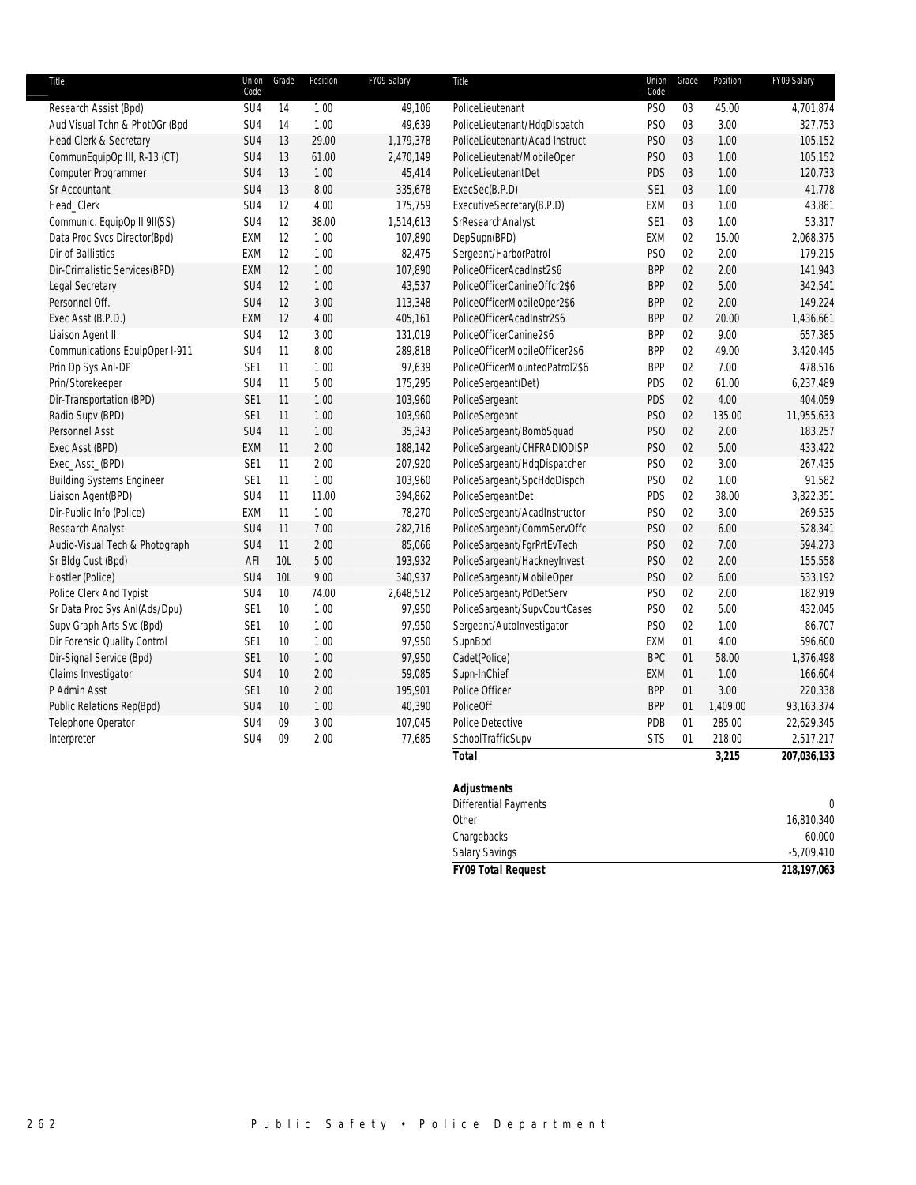| Title | Union Code | Grade | Position | FY09 Salary |
|---|---|---|---|---|
| Research Assist (Bpd) | SU4 | 14 | 1.00 | 49,106 |
| Aud Visual Tchn & Phot0Gr (Bpd | SU4 | 14 | 1.00 | 49,639 |
| Head Clerk & Secretary | SU4 | 13 | 29.00 | 1,179,378 |
| CommunEquipOp III, R-13 (CT) | SU4 | 13 | 61.00 | 2,470,149 |
| Computer Programmer | SU4 | 13 | 1.00 | 45,414 |
| Sr Accountant | SU4 | 13 | 8.00 | 335,678 |
| Head_Clerk | SU4 | 12 | 4.00 | 175,759 |
| Communic. EquipOp II 9II(SS) | SU4 | 12 | 38.00 | 1,514,613 |
| Data Proc Svcs Director(Bpd) | EXM | 12 | 1.00 | 107,890 |
| Dir of Ballistics | EXM | 12 | 1.00 | 82,475 |
| Dir-Crimalistic Services(BPD) | EXM | 12 | 1.00 | 107,890 |
| Legal Secretary | SU4 | 12 | 1.00 | 43,537 |
| Personnel Off. | SU4 | 12 | 3.00 | 113,348 |
| Exec Asst (B.P.D.) | EXM | 12 | 4.00 | 405,161 |
| Liaison Agent II | SU4 | 12 | 3.00 | 131,019 |
| Communications EquipOper I-911 | SU4 | 11 | 8.00 | 289,818 |
| Prin Dp Sys Anl-DP | SE1 | 11 | 1.00 | 97,639 |
| Prin/Storekeeper | SU4 | 11 | 5.00 | 175,295 |
| Dir-Transportation (BPD) | SE1 | 11 | 1.00 | 103,960 |
| Radio Supv (BPD) | SE1 | 11 | 1.00 | 103,960 |
| Personnel Asst | SU4 | 11 | 1.00 | 35,343 |
| Exec Asst (BPD) | EXM | 11 | 2.00 | 188,142 |
| Exec_Asst_(BPD) | SE1 | 11 | 2.00 | 207,920 |
| Building Systems Engineer | SE1 | 11 | 1.00 | 103,960 |
| Liaison Agent(BPD) | SU4 | 11 | 11.00 | 394,862 |
| Dir-Public Info (Police) | EXM | 11 | 1.00 | 78,270 |
| Research Analyst | SU4 | 11 | 7.00 | 282,716 |
| Audio-Visual Tech & Photograph | SU4 | 11 | 2.00 | 85,066 |
| Sr Bldg Cust (Bpd) | AFI | 10L | 5.00 | 193,932 |
| Hostler (Police) | SU4 | 10L | 9.00 | 340,937 |
| Police Clerk And Typist | SU4 | 10 | 74.00 | 2,648,512 |
| Sr Data Proc Sys Anl(Ads/Dpu) | SE1 | 10 | 1.00 | 97,950 |
| Supv Graph Arts Svc (Bpd) | SE1 | 10 | 1.00 | 97,950 |
| Dir Forensic Quality Control | SE1 | 10 | 1.00 | 97,950 |
| Dir-Signal Service (Bpd) | SE1 | 10 | 1.00 | 97,950 |
| Claims Investigator | SU4 | 10 | 2.00 | 59,085 |
| P Admin Asst | SE1 | 10 | 2.00 | 195,901 |
| Public Relations Rep(Bpd) | SU4 | 10 | 1.00 | 40,390 |
| Telephone Operator | SU4 | 09 | 3.00 | 107,045 |
| Interpreter | SU4 | 09 | 2.00 | 77,685 |
| PoliceLieutenant | PSO | 03 | 45.00 | 4,701,874 |
| PoliceLieutenant/HdqDispatch | PSO | 03 | 3.00 | 327,753 |
| PoliceLieutenant/Acad Instruct | PSO | 03 | 1.00 | 105,152 |
| PoliceLieutenat/MobileOper | PSO | 03 | 1.00 | 105,152 |
| PoliceLieutenantDet | PDS | 03 | 1.00 | 120,733 |
| ExecSec(B.P.D) | SE1 | 03 | 1.00 | 41,778 |
| ExecutiveSecretary(B.P.D) | EXM | 03 | 1.00 | 43,881 |
| SrResearchAnalyst | SE1 | 03 | 1.00 | 53,317 |
| DepSupn(BPD) | EXM | 02 | 15.00 | 2,068,375 |
| Sergeant/HarborPatrol | PSO | 02 | 2.00 | 179,215 |
| PoliceOfficerAcadInst2$6 | BPP | 02 | 2.00 | 141,943 |
| PoliceOfficerCanineOffcr2$6 | BPP | 02 | 5.00 | 342,541 |
| PoliceOfficerMobileOper2$6 | BPP | 02 | 2.00 | 149,224 |
| PoliceOfficerAcadInstr2$6 | BPP | 02 | 20.00 | 1,436,661 |
| PoliceOfficerCanine2$6 | BPP | 02 | 9.00 | 657,385 |
| PoliceOfficerMobileOfficer2$6 | BPP | 02 | 49.00 | 3,420,445 |
| PoliceOfficerMountedPatrol2$6 | BPP | 02 | 7.00 | 478,516 |
| PoliceSergeant(Det) | PDS | 02 | 61.00 | 6,237,489 |
| PoliceSergeant | PDS | 02 | 4.00 | 404,059 |
| PoliceSergeant | PSO | 02 | 135.00 | 11,955,633 |
| PoliceSargeant/BombSquad | PSO | 02 | 2.00 | 183,257 |
| PoliceSargeant/CHFRADIODISP | PSO | 02 | 5.00 | 433,422 |
| PoliceSargeant/HdqDispatcher | PSO | 02 | 3.00 | 267,435 |
| PoliceSargeant/SpcHdqDispch | PSO | 02 | 1.00 | 91,582 |
| PoliceSergeantDet | PDS | 02 | 38.00 | 3,822,351 |
| PoliceSergeant/AcadInstructor | PSO | 02 | 3.00 | 269,535 |
| PoliceSargeant/CommServOffc | PSO | 02 | 6.00 | 528,341 |
| PoliceSargeant/FgrPrtEvTech | PSO | 02 | 7.00 | 594,273 |
| PoliceSargeant/HackneyInvest | PSO | 02 | 2.00 | 155,558 |
| PoliceSargeant/MobileOper | PSO | 02 | 6.00 | 533,192 |
| PoliceSargeant/PdDetServ | PSO | 02 | 2.00 | 182,919 |
| PoliceSargeant/SupvCourtCases | PSO | 02 | 5.00 | 432,045 |
| Sergeant/AutoInvestigator | PSO | 02 | 1.00 | 86,707 |
| SupnBpd | EXM | 01 | 4.00 | 596,600 |
| Cadet(Police) | BPC | 01 | 58.00 | 1,376,498 |
| Supn-InChief | EXM | 01 | 1.00 | 166,604 |
| Police Officer | BPP | 01 | 3.00 | 220,338 |
| PoliceOff | BPP | 01 | 1,409.00 | 93,163,374 |
| Police Detective | PDB | 01 | 285.00 | 22,629,345 |
| SchoolTrafficSupv | STS | 01 | 218.00 | 2,517,217 |
| ***Total*** | | | ***3,215*** | ***207,036,133*** |

| ***Adjustments*** | |
|---|---|
| Differential Payments | 0 |
| Other | 16,810,340 |
| Chargebacks | 60,000 |
| Salary Savings | -5,709,410 |
| ***FY09 Total Request*** | ***218,197,063*** |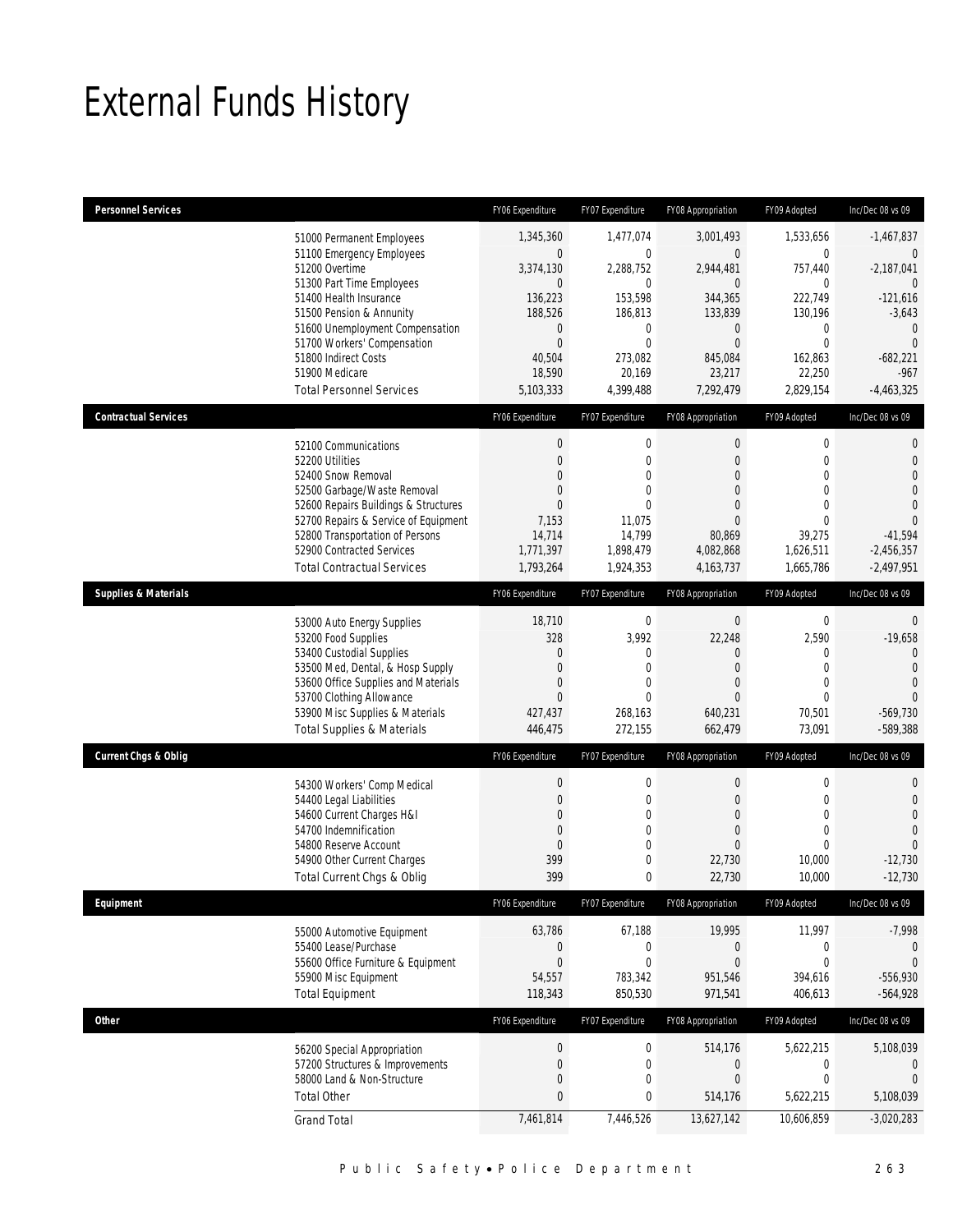# External Funds History

| Personnel Services | | FY06 Expenditure | FY07 Expenditure | FY08 Appropriation | FY09 Adopted | Inc/Dec 08 vs 09 |
|---|---|---|---|---|---|---|
| | 51000 Permanent Employees | 1,345,360 | 1,477,074 | 3,001,493 | 1,533,656 | -1,467,837 |
| | 51100 Emergency Employees | 0 | 0 | 0 | 0 | 0 |
| | 51200 Overtime | 3,374,130 | 2,288,752 | 2,944,481 | 757,440 | -2,187,041 |
| | 51300 Part Time Employees | 0 | 0 | 0 | 0 | 0 |
| | 51400 Health Insurance | 136,223 | 153,598 | 344,365 | 222,749 | -121,616 |
| | 51500 Pension & Annunity | 188,526 | 186,813 | 133,839 | 130,196 | -3,643 |
| | 51600 Unemployment Compensation | 0 | 0 | 0 | 0 | 0 |
| | 51700 Workers' Compensation | 0 | 0 | 0 | 0 | 0 |
| | 51800 Indirect Costs | 40,504 | 273,082 | 845,084 | 162,863 | -682,221 |
| | 51900 Medicare | 18,590 | 20,169 | 23,217 | 22,250 | -967 |
| | Total Personnel Services | 5,103,333 | 4,399,488 | 7,292,479 | 2,829,154 | -4,463,325 |

| Contractual Services | | FY06 Expenditure | FY07 Expenditure | FY08 Appropriation | FY09 Adopted | Inc/Dec 08 vs 09 |
|---|---|---|---|---|---|---|
| | 52100 Communications | 0 | 0 | 0 | 0 | 0 |
| | 52200 Utilities | 0 | 0 | 0 | 0 | 0 |
| | 52400 Snow Removal | 0 | 0 | 0 | 0 | 0 |
| | 52500 Garbage/Waste Removal | 0 | 0 | 0 | 0 | 0 |
| | 52600 Repairs Buildings & Structures | 0 | 0 | 0 | 0 | 0 |
| | 52700 Repairs & Service of Equipment | 7,153 | 11,075 | 0 | 0 | 0 |
| | 52800 Transportation of Persons | 14,714 | 14,799 | 80,869 | 39,275 | -41,594 |
| | 52900 Contracted Services | 1,771,397 | 1,898,479 | 4,082,868 | 1,626,511 | -2,456,357 |
| | Total Contractual Services | 1,793,264 | 1,924,353 | 4,163,737 | 1,665,786 | -2,497,951 |

| Supplies & Materials | | FY06 Expenditure | FY07 Expenditure | FY08 Appropriation | FY09 Adopted | Inc/Dec 08 vs 09 |
|---|---|---|---|---|---|---|
| | 53000 Auto Energy Supplies | 18,710 | 0 | 0 | 0 | 0 |
| | 53200 Food Supplies | 328 | 3,992 | 22,248 | 2,590 | -19,658 |
| | 53400 Custodial Supplies | 0 | 0 | 0 | 0 | 0 |
| | 53500 Med, Dental, & Hosp Supply | 0 | 0 | 0 | 0 | 0 |
| | 53600 Office Supplies and Materials | 0 | 0 | 0 | 0 | 0 |
| | 53700 Clothing Allowance | 0 | 0 | 0 | 0 | 0 |
| | 53900 Misc Supplies & Materials | 427,437 | 268,163 | 640,231 | 70,501 | -569,730 |
| | Total Supplies & Materials | 446,475 | 272,155 | 662,479 | 73,091 | -589,388 |

| Current Chgs & Oblig | | FY06 Expenditure | FY07 Expenditure | FY08 Appropriation | FY09 Adopted | Inc/Dec 08 vs 09 |
|---|---|---|---|---|---|---|
| | 54300 Workers' Comp Medical | 0 | 0 | 0 | 0 | 0 |
| | 54400 Legal Liabilities | 0 | 0 | 0 | 0 | 0 |
| | 54600 Current Charges H&I | 0 | 0 | 0 | 0 | 0 |
| | 54700 Indemnification | 0 | 0 | 0 | 0 | 0 |
| | 54800 Reserve Account | 0 | 0 | 0 | 0 | 0 |
| | 54900 Other Current Charges | 399 | 0 | 22,730 | 10,000 | -12,730 |
| | Total Current Chgs & Oblig | 399 | 0 | 22,730 | 10,000 | -12,730 |

| Equipment | | FY06 Expenditure | FY07 Expenditure | FY08 Appropriation | FY09 Adopted | Inc/Dec 08 vs 09 |
|---|---|---|---|---|---|---|
| | 55000 Automotive Equipment | 63,786 | 67,188 | 19,995 | 11,997 | -7,998 |
| | 55400 Lease/Purchase | 0 | 0 | 0 | 0 | 0 |
| | 55600 Office Furniture & Equipment | 0 | 0 | 0 | 0 | 0 |
| | 55900 Misc Equipment | 54,557 | 783,342 | 951,546 | 394,616 | -556,930 |
| | Total Equipment | 118,343 | 850,530 | 971,541 | 406,613 | -564,928 |

| Other | | FY06 Expenditure | FY07 Expenditure | FY08 Appropriation | FY09 Adopted | Inc/Dec 08 vs 09 |
|---|---|---|---|---|---|---|
| | 56200 Special Appropriation | 0 | 0 | 514,176 | 5,622,215 | 5,108,039 |
| | 57200 Structures & Improvements | 0 | 0 | 0 | 0 | 0 |
| | 58000 Land & Non-Structure | 0 | 0 | 0 | 0 | 0 |
| | Total Other | 0 | 0 | 514,176 | 5,622,215 | 5,108,039 |
| | Grand Total | 7,461,814 | 7,446,526 | 13,627,142 | 10,606,859 | -3,020,283 |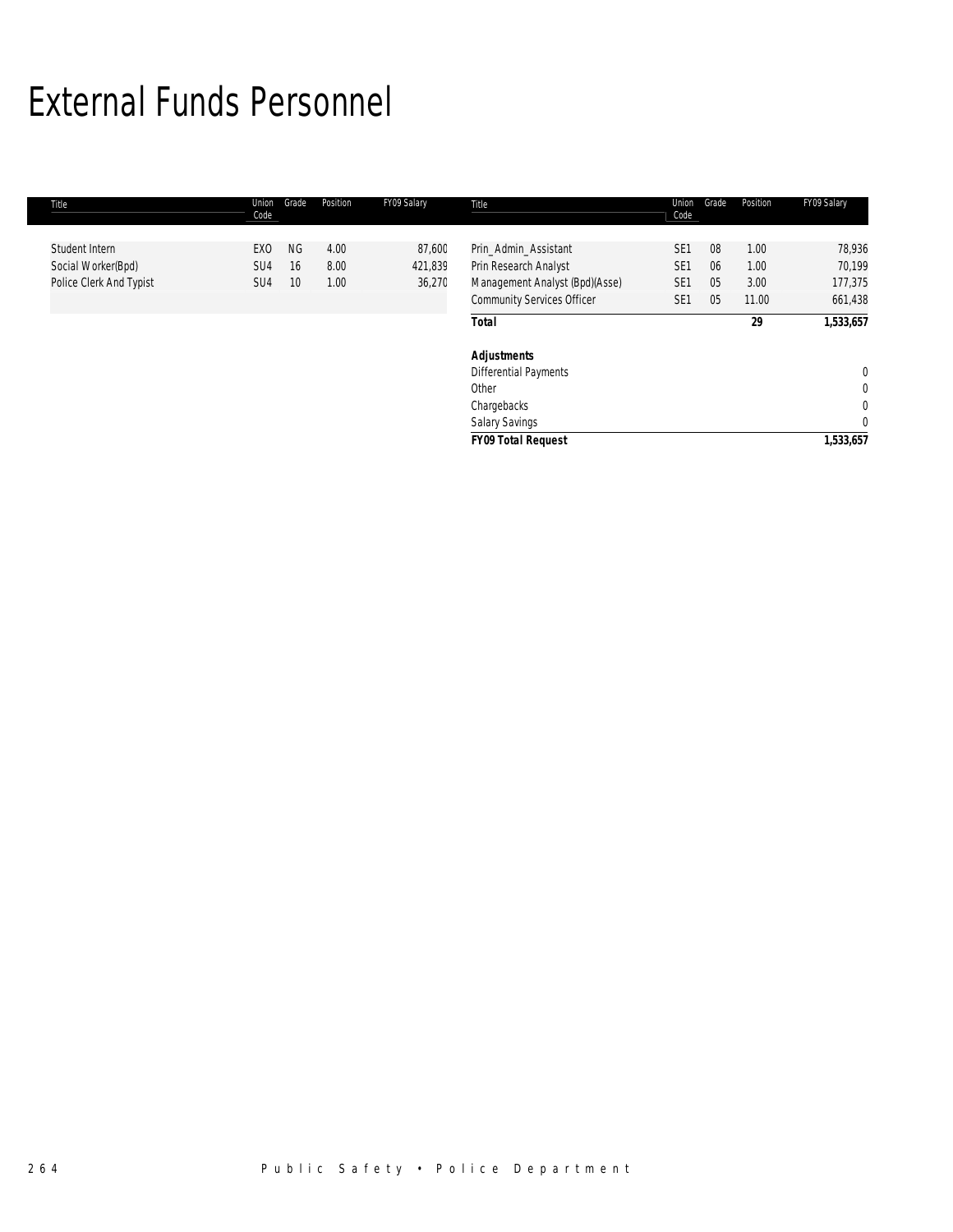# External Funds Personnel

| Title | Union Code | Grade | Position | FY09 Salary |
|---|---|---|---|---|
| Student Intern | EXO | NG | 4.00 | 87,600 |
| Social Worker(Bpd) | SU4 | 16 | 8.00 | 421,839 |
| Police Clerk And Typist | SU4 | 10 | 1.00 | 36,270 |
| Prin_Admin_Assistant | SE1 | 08 | 1.00 | 78,936 |
| Prin Research Analyst | SE1 | 06 | 1.00 | 70,199 |
| Management Analyst (Bpd)(Asse) | SE1 | 05 | 3.00 | 177,375 |
| Community Services Officer | SE1 | 05 | 11.00 | 661,438 |
| ***Total*** | | | ***29*** | ***1,533,657*** |
| ***Adjustments*** | | | | |
| Differential Payments | | | | 0 |
| Other | | | | 0 |
| Chargebacks | | | | 0 |
| Salary Savings | | | | 0 |
| ***FY09 Total Request*** | | | | ***1,533,657*** |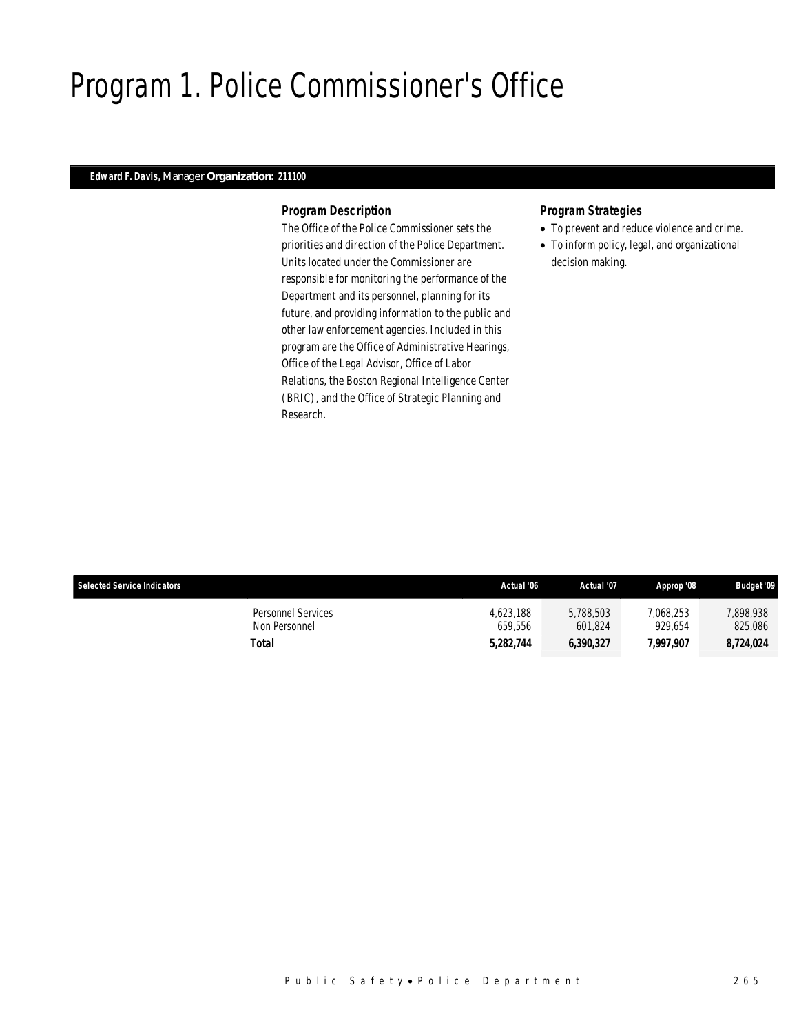# Program 1. Police Commissioner's Office

**Edward F. Davis,** Manager **Organization: 211100**

### Program Description

The Office of the Police Commissioner sets the priorities and direction of the Police Department. Units located under the Commissioner are responsible for monitoring the performance of the Department and its personnel, planning for its future, and providing information to the public and other law enforcement agencies. Included in this program are the Office of Administrative Hearings, Office of the Legal Advisor, Office of Labor Relations, the Boston Regional Intelligence Center (BRIC), and the Office of Strategic Planning and Research.

### Program Strategies

- To prevent and reduce violence and crime.
- To inform policy, legal, and organizational decision making.

| Selected Service Indicators | Actual '06 | Actual '07 | Approp '08 | Budget '09 |
|---|---|---|---|---|
| Personnel Services | 4,623,188 | 5,788,503 | 7,068,253 | 7,898,938 |
| Non Personnel | 659,556 | 601,824 | 929,654 | 825,086 |
| **Total** | **5,282,744** | **6,390,327** | **7,997,907** | **8,724,024** |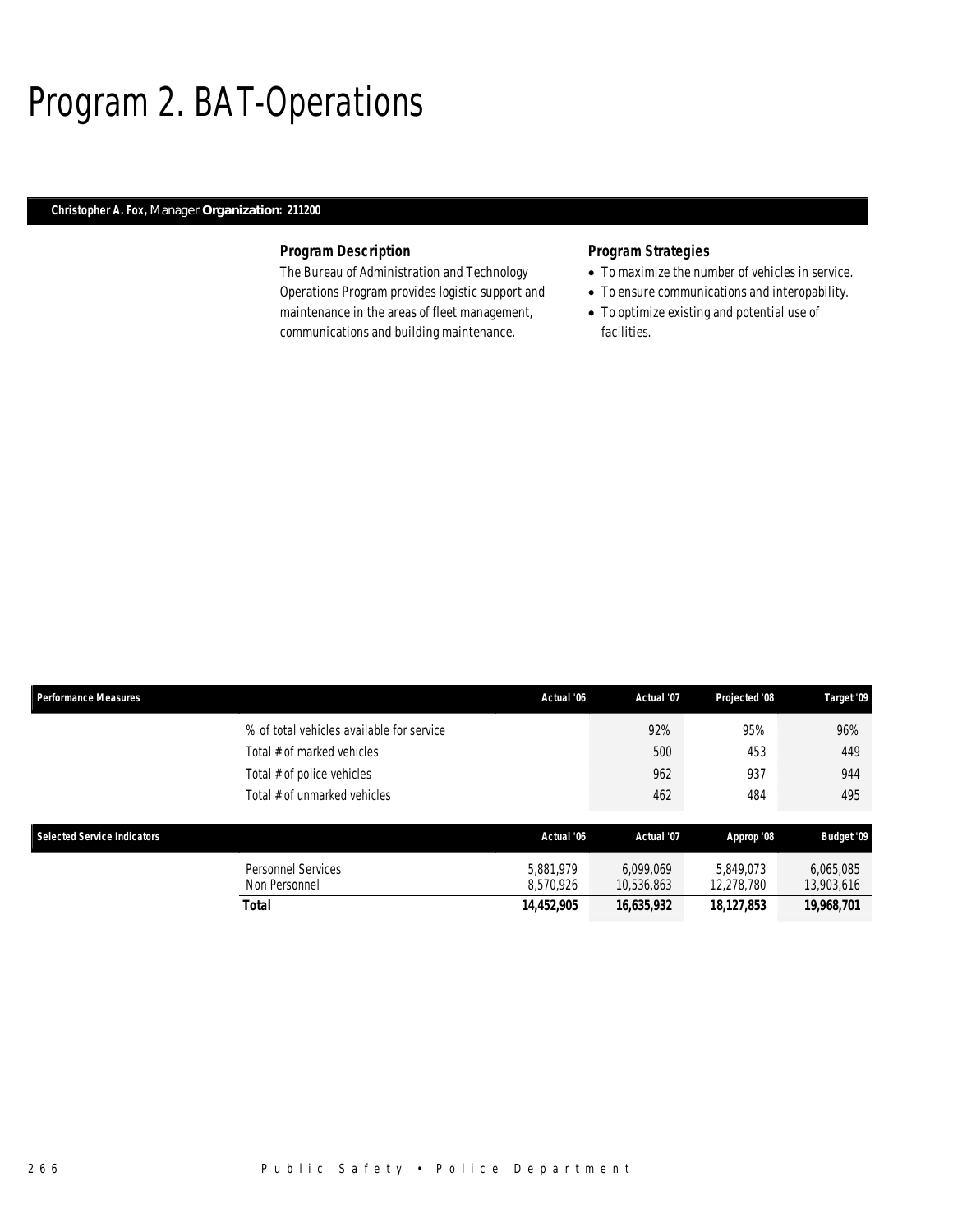# Program 2. BAT-Operations

**Christopher A. Fox,** Manager **Organization: 211200**

### Program Description

The Bureau of Administration and Technology Operations Program provides logistic support and maintenance in the areas of fleet management, communications and building maintenance.

### Program Strategies

- To maximize the number of vehicles in service.
- To ensure communications and interopability.
- To optimize existing and potential use of facilities.

| Performance Measures | | Actual '06 | Actual '07 | Projected '08 | Target '09 |
|---|---|---|---|---|---|
| | % of total vehicles available for service | | 92% | 95% | 96% |
| | Total # of marked vehicles | | 500 | 453 | 449 |
| | Total # of police vehicles | | 962 | 937 | 944 |
| | Total # of unmarked vehicles | | 462 | 484 | 495 |

| Selected Service Indicators | | Actual '06 | Actual '07 | Approp '08 | Budget '09 |
|---|---|---|---|---|---|
| | Personnel Services | 5,881,979 | 6,099,069 | 5,849,073 | 6,065,085 |
| | Non Personnel | 8,570,926 | 10,536,863 | 12,278,780 | 13,903,616 |
| | **Total** | **14,452,905** | **16,635,932** | **18,127,853** | **19,968,701** |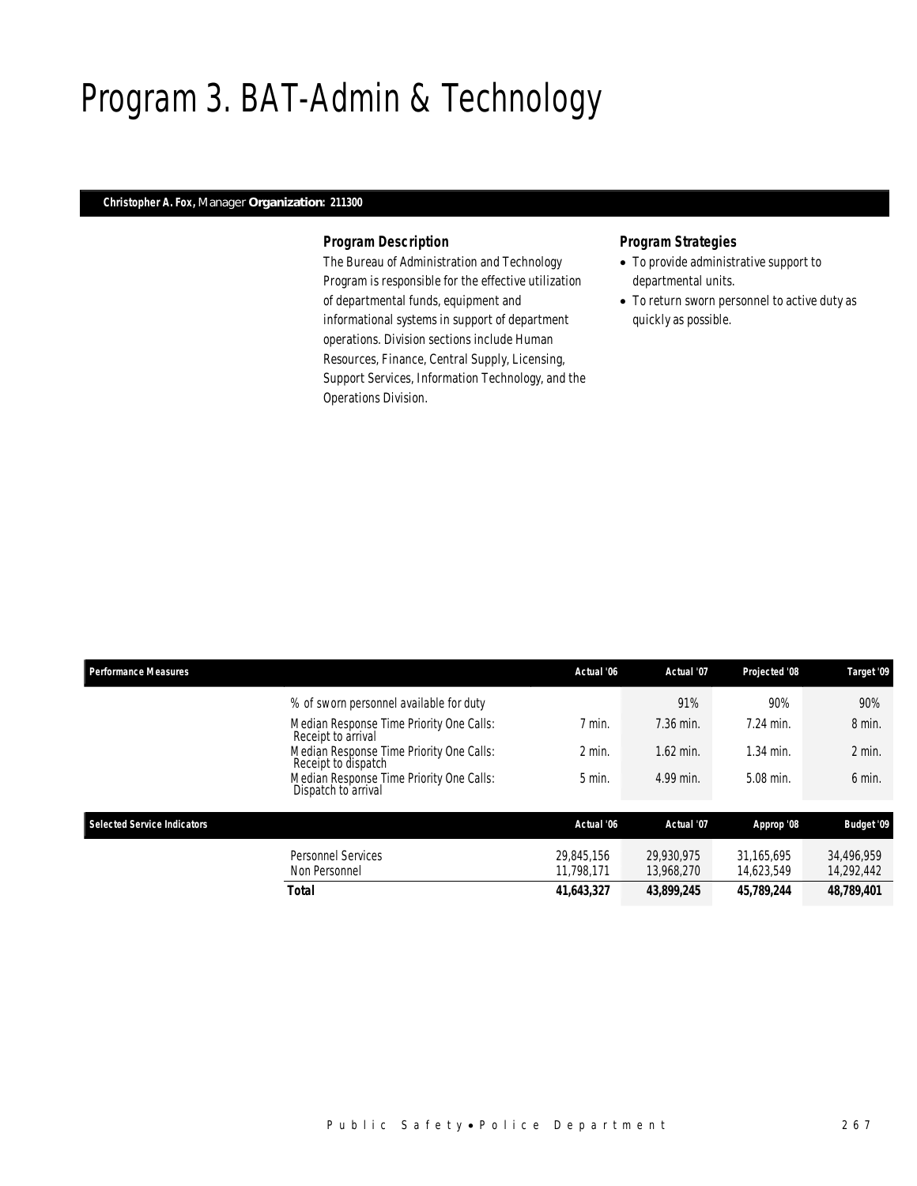# Program 3. BAT-Admin & Technology

**Christopher A. Fox,** Manager **Organization: 211300**

### *Program Description*

The Bureau of Administration and Technology Program is responsible for the effective utilization of departmental funds, equipment and informational systems in support of department operations. Division sections include Human Resources, Finance, Central Supply, Licensing, Support Services, Information Technology, and the Operations Division.

### *Program Strategies*

- To provide administrative support to departmental units.
- To return sworn personnel to active duty as quickly as possible.

| Performance Measures | | Actual '06 | Actual '07 | Projected '08 | Target '09 |
|---|---|---|---|---|---|
| | % of sworn personnel available for duty | | 91% | 90% | 90% |
| | Median Response Time Priority One Calls: Receipt to arrival | 7 min. | 7.36 min. | 7.24 min. | 8 min. |
| | Median Response Time Priority One Calls: Receipt to dispatch | 2 min. | 1.62 min. | 1.34 min. | 2 min. |
| | Median Response Time Priority One Calls: Dispatch to arrival | 5 min. | 4.99 min. | 5.08 min. | 6 min. |

| Selected Service Indicators | | Actual '06 | Actual '07 | Approp '08 | Budget '09 |
|---|---|---|---|---|---|
| | Personnel Services | 29,845,156 | 29,930,975 | 31,165,695 | 34,496,959 |
| | Non Personnel | 11,798,171 | 13,968,270 | 14,623,549 | 14,292,442 |
| | **Total** | **41,643,327** | **43,899,245** | **45,789,244** | **48,789,401** |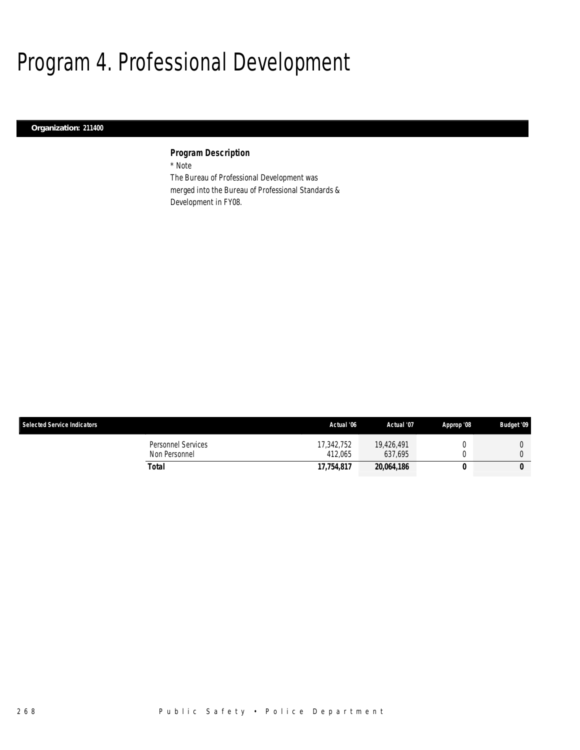# Program 4. Professional Development

**Organization: 211400**

### *Program Description*

\* Note

The Bureau of Professional Development was merged into the Bureau of Professional Standards & Development in FY08.

| Selected Service Indicators | Actual '06 | Actual '07 | Approp '08 | Budget '09 |
|---|---|---|---|---|
| Personnel Services | 17,342,752 | 19,426,491 | 0 | 0 |
| Non Personnel | 412,065 | 637,695 | 0 | 0 |
| **Total** | **17,754,817** | **20,064,186** | **0** | **0** |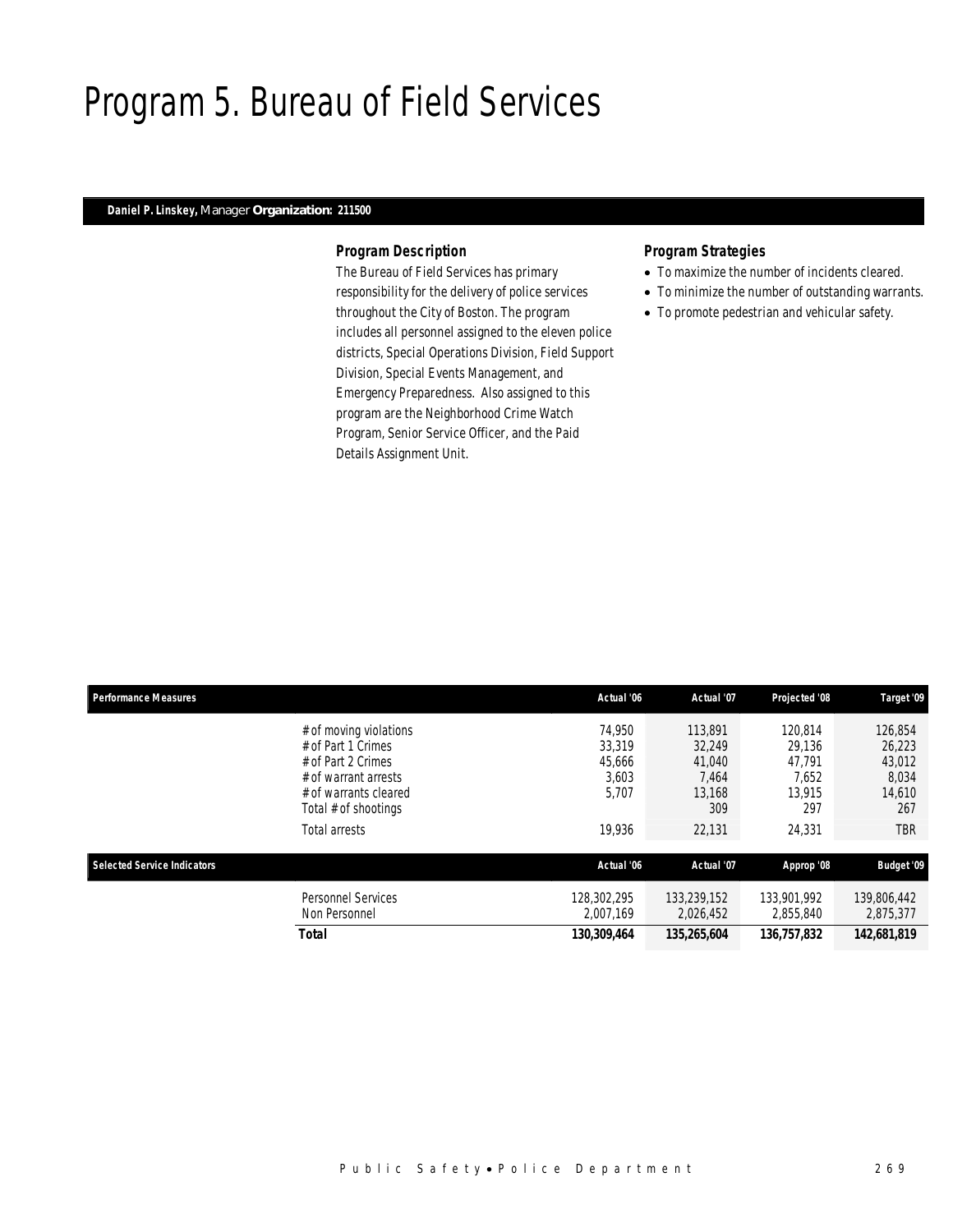# Program 5. Bureau of Field Services

**Daniel P. Linskey,** *Manager* **Organization: 211500**

### *Program Description*

The Bureau of Field Services has primary responsibility for the delivery of police services throughout the City of Boston. The program includes all personnel assigned to the eleven police districts, Special Operations Division, Field Support Division, Special Events Management, and Emergency Preparedness. Also assigned to this program are the Neighborhood Crime Watch Program, Senior Service Officer, and the Paid Details Assignment Unit.

### *Program Strategies*

- To maximize the number of incidents cleared.
- To minimize the number of outstanding warrants.
- To promote pedestrian and vehicular safety.

| Performance Measures | | Actual '06 | Actual '07 | Projected '08 | Target '09 |
|---|---|---|---|---|---|
| | # of moving violations | 74,950 | 113,891 | 120,814 | 126,854 |
| | # of Part 1 Crimes | 33,319 | 32,249 | 29,136 | 26,223 |
| | # of Part 2 Crimes | 45,666 | 41,040 | 47,791 | 43,012 |
| | # of warrant arrests | 3,603 | 7,464 | 7,652 | 8,034 |
| | # of warrants cleared | 5,707 | 13,168 | 13,915 | 14,610 |
| | Total # of shootings | | 309 | 297 | 267 |
| | Total arrests | 19,936 | 22,131 | 24,331 | TBR |

| Selected Service Indicators | | Actual '06 | Actual '07 | Approp '08 | Budget '09 |
|---|---|---|---|---|---|
| | Personnel Services | 128,302,295 | 133,239,152 | 133,901,992 | 139,806,442 |
| | Non Personnel | 2,007,169 | 2,026,452 | 2,855,840 | 2,875,377 |
| | ***Total*** | ***130,309,464*** | ***135,265,604*** | ***136,757,832*** | ***142,681,819*** |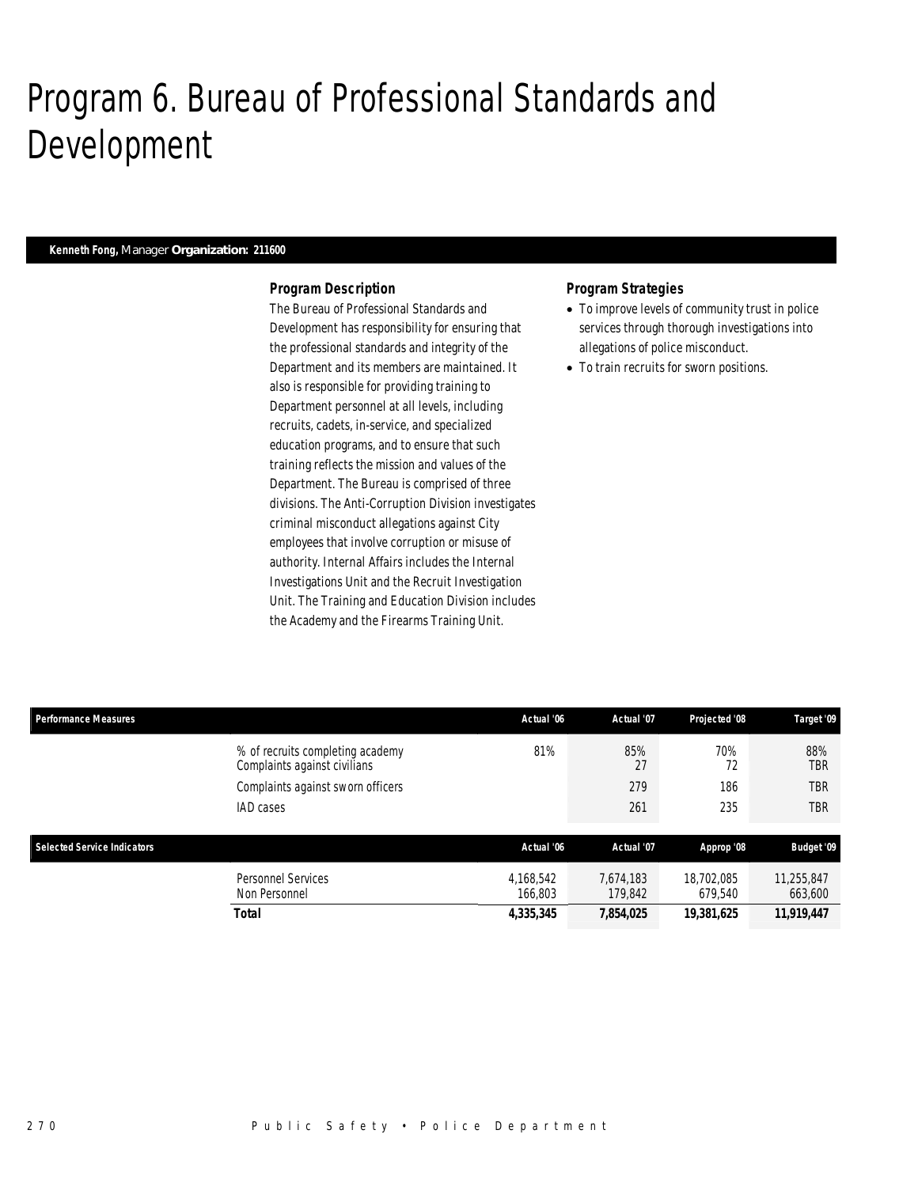# Program 6. Bureau of Professional Standards and Development

**Kenneth Fong,** *Manager* **Organization: 211600**

### Program Description

The Bureau of Professional Standards and Development has responsibility for ensuring that the professional standards and integrity of the Department and its members are maintained. It also is responsible for providing training to Department personnel at all levels, including recruits, cadets, in-service, and specialized education programs, and to ensure that such training reflects the mission and values of the Department. The Bureau is comprised of three divisions. The Anti-Corruption Division investigates criminal misconduct allegations against City employees that involve corruption or misuse of authority. Internal Affairs includes the Internal Investigations Unit and the Recruit Investigation Unit. The Training and Education Division includes the Academy and the Firearms Training Unit.

### Program Strategies

- To improve levels of community trust in police services through thorough investigations into allegations of police misconduct.
- To train recruits for sworn positions.

| Performance Measures | Actual '06 | Actual '07 | Projected '08 | Target '09 |
|---|---|---|---|---|
| % of recruits completing academy | 81% | 85% | 70% | 88% |
| Complaints against civilians | | 27 | 72 | TBR |
| Complaints against sworn officers | | 279 | 186 | TBR |
| IAD cases | | 261 | 235 | TBR |

| Selected Service Indicators | Actual '06 | Actual '07 | Approp '08 | Budget '09 |
|---|---|---|---|---|
| Personnel Services | 4,168,542 | 7,674,183 | 18,702,085 | 11,255,847 |
| Non Personnel | 166,803 | 179,842 | 679,540 | 663,600 |
| **Total** | **4,335,345** | **7,854,025** | **19,381,625** | **11,919,447** |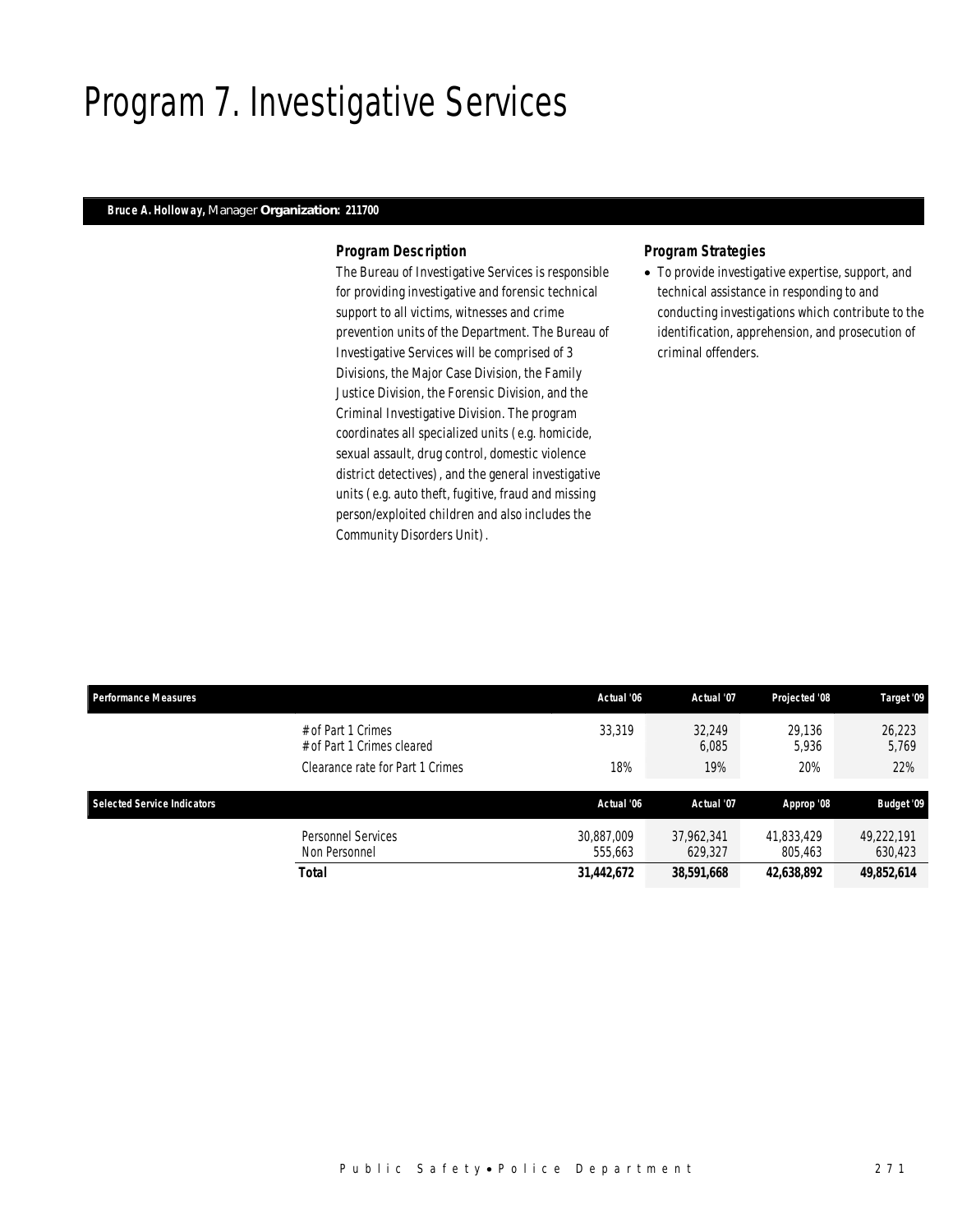# Program 7. Investigative Services

**Bruce A. Holloway,** Manager **Organization: 211700**

### *Program Description*

*The Bureau of Investigative Services is responsible for providing investigative and forensic technical support to all victims, witnesses and crime prevention units of the Department. The Bureau of Investigative Services will be comprised of 3 Divisions, the Major Case Division, the Family Justice Division, the Forensic Division, and the Criminal Investigative Division. The program coordinates all specialized units (e.g. homicide, sexual assault, drug control, domestic violence district detectives), and the general investigative units (e.g. auto theft, fugitive, fraud and missing person/exploited children and also includes the Community Disorders Unit).*

### *Program Strategies*

- *To provide investigative expertise, support, and technical assistance in responding to and conducting investigations which contribute to the identification, apprehension, and prosecution of criminal offenders.*

| Performance Measures | | Actual '06 | Actual '07 | Projected '08 | Target '09 |
|---|---|---|---|---|---|
| | # of Part 1 Crimes | 33,319 | 32,249 | 29,136 | 26,223 |
| | # of Part 1 Crimes cleared | | 6,085 | 5,936 | 5,769 |
| | Clearance rate for Part 1 Crimes | 18% | 19% | 20% | 22% |

| Selected Service Indicators | | Actual '06 | Actual '07 | Approp '08 | Budget '09 |
|---|---|---|---|---|---|
| | Personnel Services | 30,887,009 | 37,962,341 | 41,833,429 | 49,222,191 |
| | Non Personnel | 555,663 | 629,327 | 805,463 | 630,423 |
| | **Total** | **31,442,672** | **38,591,668** | **42,638,892** | **49,852,614** |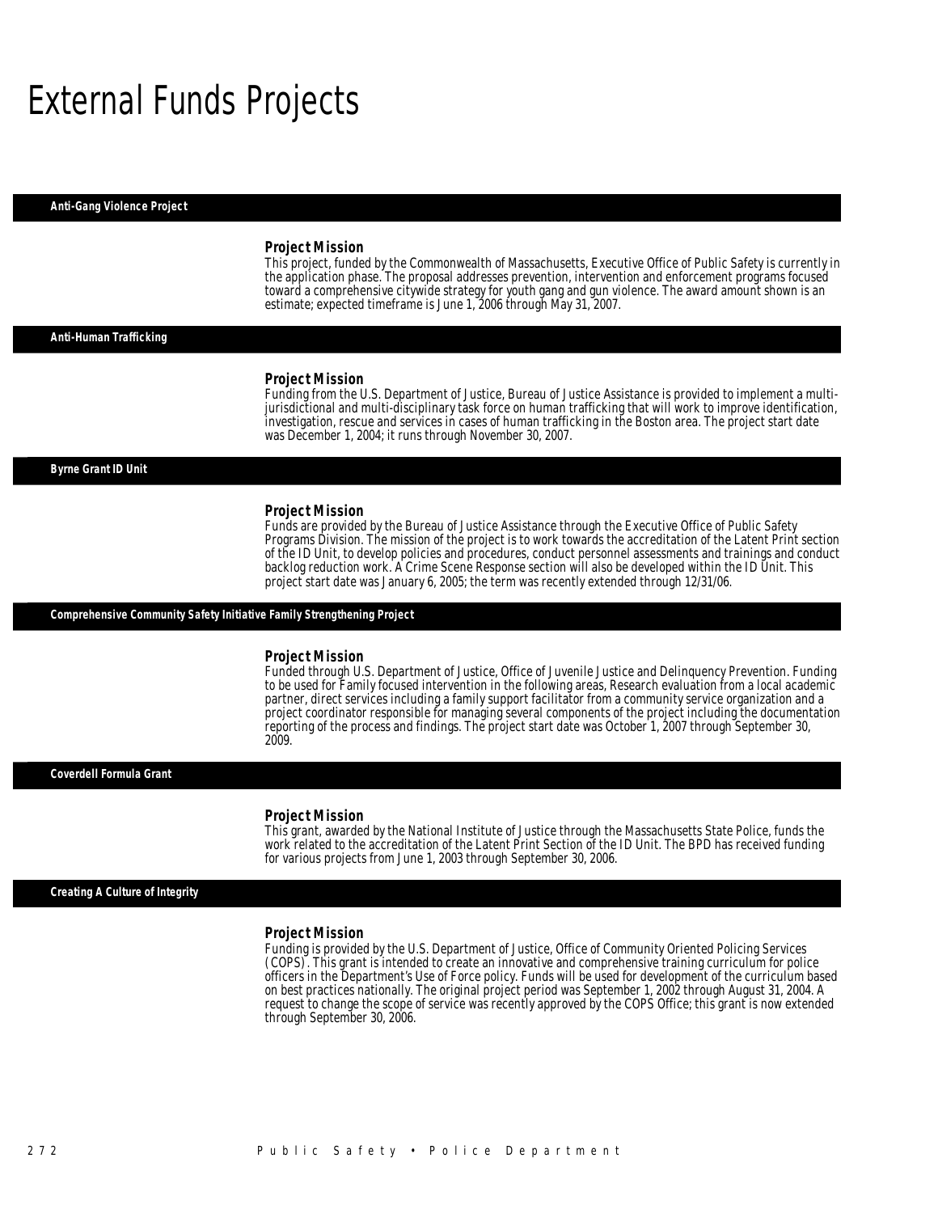# External Funds Projects

## Anti-Gang Violence Project

### Project Mission

This project, funded by the Commonwealth of Massachusetts, Executive Office of Public Safety is currently in the application phase. The proposal addresses prevention, intervention and enforcement programs focused toward a comprehensive citywide strategy for youth gang and gun violence. The award amount shown is an estimate; expected timeframe is June 1, 2006 through May 31, 2007.

## Anti-Human Trafficking

### Project Mission

Funding from the U.S. Department of Justice, Bureau of Justice Assistance is provided to implement a multi-jurisdictional and multi-disciplinary task force on human trafficking that will work to improve identification, investigation, rescue and services in cases of human trafficking in the Boston area. The project start date was December 1, 2004; it runs through November 30, 2007.

## Byrne Grant ID Unit

### Project Mission

Funds are provided by the Bureau of Justice Assistance through the Executive Office of Public Safety Programs Division. The mission of the project is to work towards the accreditation of the Latent Print section of the ID Unit, to develop policies and procedures, conduct personnel assessments and trainings and conduct backlog reduction work. A Crime Scene Response section will also be developed within the ID Unit. This project start date was January 6, 2005; the term was recently extended through 12/31/06.

## Comprehensive Community Safety Initiative Family Strengthening Project

### Project Mission

Funded through U.S. Department of Justice, Office of Juvenile Justice and Delinquency Prevention. Funding to be used for Family focused intervention in the following areas, Research evaluation from a local academic partner, direct services including a family support facilitator from a community service organization and a project coordinator responsible for managing several components of the project including the documentation reporting of the process and findings. The project start date was October 1, 2007 through September 30, 2009.

## Coverdell Formula Grant

### Project Mission

This grant, awarded by the National Institute of Justice through the Massachusetts State Police, funds the work related to the accreditation of the Latent Print Section of the ID Unit. The BPD has received funding for various projects from June 1, 2003 through September 30, 2006.

## Creating A Culture of Integrity

### Project Mission

Funding is provided by the U.S. Department of Justice, Office of Community Oriented Policing Services (COPS). This grant is intended to create an innovative and comprehensive training curriculum for police officers in the Department's Use of Force policy. Funds will be used for development of the curriculum based on best practices nationally. The original project period was September 1, 2002 through August 31, 2004. A request to change the scope of service was recently approved by the COPS Office; this grant is now extended through September 30, 2006.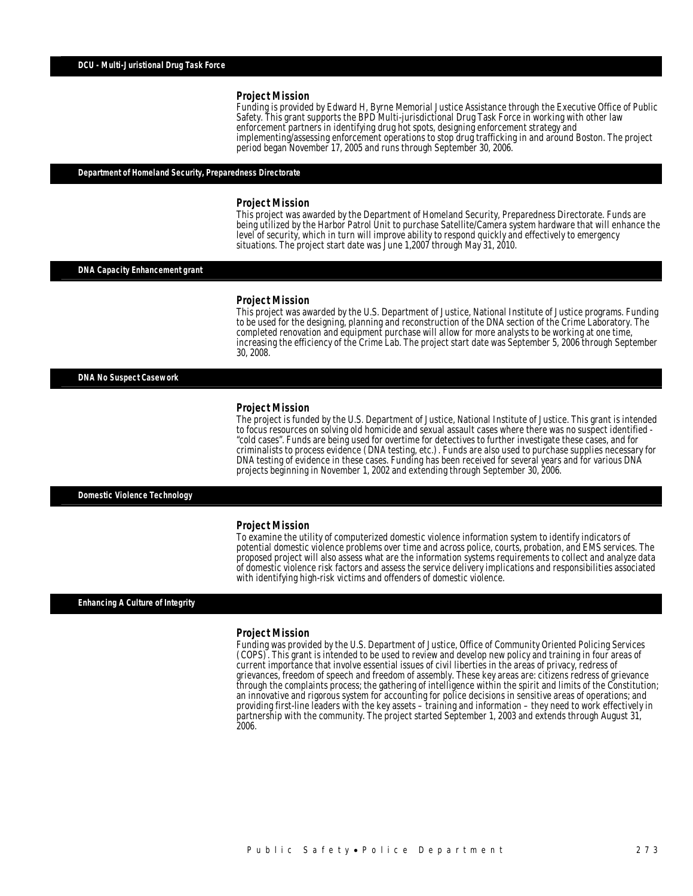## DCU - Multi-Juristional Drug Task Force

### Project Mission

Funding is provided by Edward H, Byrne Memorial Justice Assistance through the Executive Office of Public Safety. This grant supports the BPD Multi-jurisdictional Drug Task Force in working with other law enforcement partners in identifying drug hot spots, designing enforcement strategy and implementing/assessing enforcement operations to stop drug trafficking in and around Boston. The project period began November 17, 2005 and runs through September 30, 2006.

## Department of Homeland Security, Preparedness Directorate

### Project Mission

This project was awarded by the Department of Homeland Security, Preparedness Directorate. Funds are being utilized by the Harbor Patrol Unit to purchase Satellite/Camera system hardware that will enhance the level of security, which in turn will improve ability to respond quickly and effectively to emergency situations. The project start date was June 1,2007 through May 31, 2010.

## DNA Capacity Enhancement grant

### Project Mission

This project was awarded by the U.S. Department of Justice, National Institute of Justice programs. Funding to be used for the designing, planning and reconstruction of the DNA section of the Crime Laboratory. The completed renovation and equipment purchase will allow for more analysts to be working at one time, increasing the efficiency of the Crime Lab. The project start date was September 5, 2006 through September 30, 2008.

## DNA No Suspect Casework

### Project Mission

The project is funded by the U.S. Department of Justice, National Institute of Justice. This grant is intended to focus resources on solving old homicide and sexual assault cases where there was no suspect identified - "cold cases". Funds are being used for overtime for detectives to further investigate these cases, and for criminalists to process evidence (DNA testing, etc.). Funds are also used to purchase supplies necessary for DNA testing of evidence in these cases. Funding has been received for several years and for various DNA projects beginning in November 1, 2002 and extending through September 30, 2006.

## Domestic Violence Technology

### Project Mission

To examine the utility of computerized domestic violence information system to identify indicators of potential domestic violence problems over time and across police, courts, probation, and EMS services. The proposed project will also assess what are the information systems requirements to collect and analyze data of domestic violence risk factors and assess the service delivery implications and responsibilities associated with identifying high-risk victims and offenders of domestic violence.

## Enhancing A Culture of Integrity

### Project Mission

Funding was provided by the U.S. Department of Justice, Office of Community Oriented Policing Services (COPS). This grant is intended to be used to review and develop new policy and training in four areas of current importance that involve essential issues of civil liberties in the areas of privacy, redress of grievances, freedom of speech and freedom of assembly. These key areas are: citizens redress of grievance through the complaints process; the gathering of intelligence within the spirit and limits of the Constitution; an innovative and rigorous system for accounting for police decisions in sensitive areas of operations; and providing first-line leaders with the key assets – training and information – they need to work effectively in partnership with the community. The project started September 1, 2003 and extends through August 31, 2006.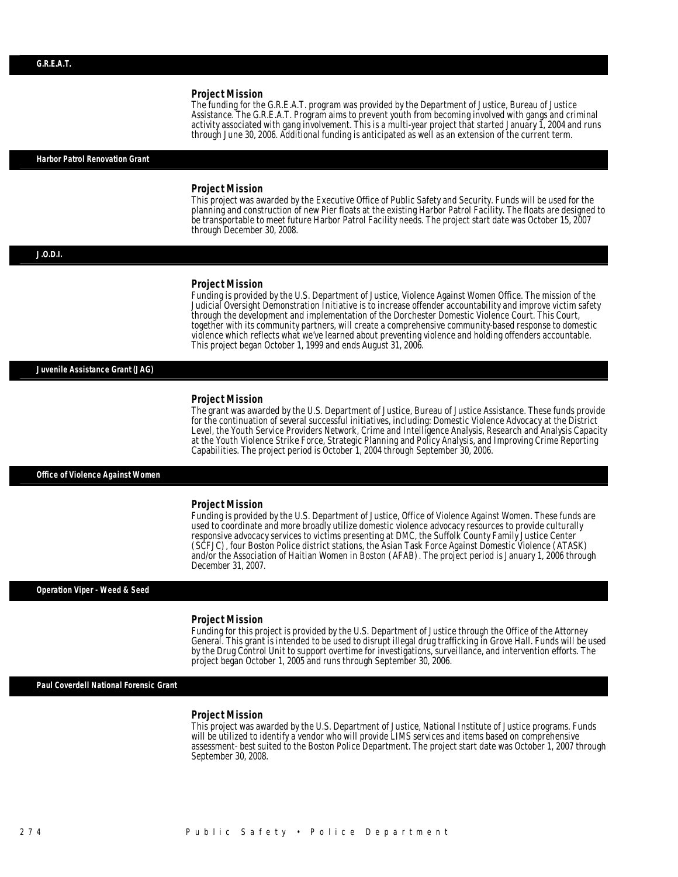## G.R.E.A.T.

### Project Mission

The funding for the G.R.E.A.T. program was provided by the Department of Justice, Bureau of Justice Assistance. The G.R.E.A.T. Program aims to prevent youth from becoming involved with gangs and criminal activity associated with gang involvement. This is a multi-year project that started January 1, 2004 and runs through June 30, 2006. Additional funding is anticipated as well as an extension of the current term.

## Harbor Patrol Renovation Grant

### Project Mission

This project was awarded by the Executive Office of Public Safety and Security. Funds will be used for the planning and construction of new Pier floats at the existing Harbor Patrol Facility. The floats are designed to be transportable to meet future Harbor Patrol Facility needs. The project start date was October 15, 2007 through December 30, 2008.

## J.O.D.I.

### Project Mission

Funding is provided by the U.S. Department of Justice, Violence Against Women Office. The mission of the Judicial Oversight Demonstration Initiative is to increase offender accountability and improve victim safety through the development and implementation of the Dorchester Domestic Violence Court. This Court, together with its community partners, will create a comprehensive community-based response to domestic violence which reflects what we've learned about preventing violence and holding offenders accountable. This project began October 1, 1999 and ends August 31, 2006.

## Juvenile Assistance Grant (JAG)

### Project Mission

The grant was awarded by the U.S. Department of Justice, Bureau of Justice Assistance. These funds provide for the continuation of several successful initiatives, including: Domestic Violence Advocacy at the District Level, the Youth Service Providers Network, Crime and Intelligence Analysis, Research and Analysis Capacity at the Youth Violence Strike Force, Strategic Planning and Policy Analysis, and Improving Crime Reporting Capabilities. The project period is October 1, 2004 through September 30, 2006.

## Office of Violence Against Women

### Project Mission

Funding is provided by the U.S. Department of Justice, Office of Violence Against Women. These funds are used to coordinate and more broadly utilize domestic violence advocacy resources to provide culturally responsive advocacy services to victims presenting at DMC, the Suffolk County Family Justice Center (SCFJC), four Boston Police district stations, the Asian Task Force Against Domestic Violence (ATASK) and/or the Association of Haitian Women in Boston (AFAB). The project period is January 1, 2006 through December 31, 2007.

## Operation Viper - Weed & Seed

### Project Mission

Funding for this project is provided by the U.S. Department of Justice through the Office of the Attorney General. This grant is intended to be used to disrupt illegal drug trafficking in Grove Hall. Funds will be used by the Drug Control Unit to support overtime for investigations, surveillance, and intervention efforts. The project began October 1, 2005 and runs through September 30, 2006.

## Paul Coverdell National Forensic Grant

### Project Mission

This project was awarded by the U.S. Department of Justice, National Institute of Justice programs. Funds will be utilized to identify a vendor who will provide LIMS services and items based on comprehensive assessment- best suited to the Boston Police Department. The project start date was October 1, 2007 through September 30, 2008.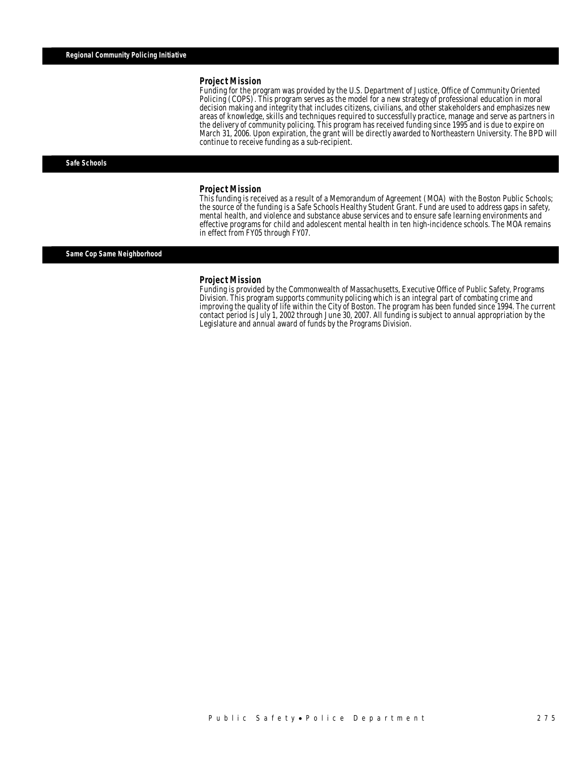## Regional Community Policing Initiative

### Project Mission

Funding for the program was provided by the U.S. Department of Justice, Office of Community Oriented Policing (COPS). This program serves as the model for a new strategy of professional education in moral decision making and integrity that includes citizens, civilians, and other stakeholders and emphasizes new areas of knowledge, skills and techniques required to successfully practice, manage and serve as partners in the delivery of community policing. This program has received funding since 1995 and is due to expire on March 31, 2006. Upon expiration, the grant will be directly awarded to Northeastern University. The BPD will continue to receive funding as a sub-recipient.

## Safe Schools

### Project Mission

This funding is received as a result of a Memorandum of Agreement (MOA) with the Boston Public Schools; the source of the funding is a Safe Schools Healthy Student Grant. Fund are used to address gaps in safety, mental health, and violence and substance abuse services and to ensure safe learning environments and effective programs for child and adolescent mental health in ten high-incidence schools. The MOA remains in effect from FY05 through FY07.

## Same Cop Same Neighborhood

### Project Mission

Funding is provided by the Commonwealth of Massachusetts, Executive Office of Public Safety, Programs Division. This program supports community policing which is an integral part of combating crime and improving the quality of life within the City of Boston. The program has been funded since 1994. The current contact period is July 1, 2002 through June 30, 2007. All funding is subject to annual appropriation by the Legislature and annual award of funds by the Programs Division.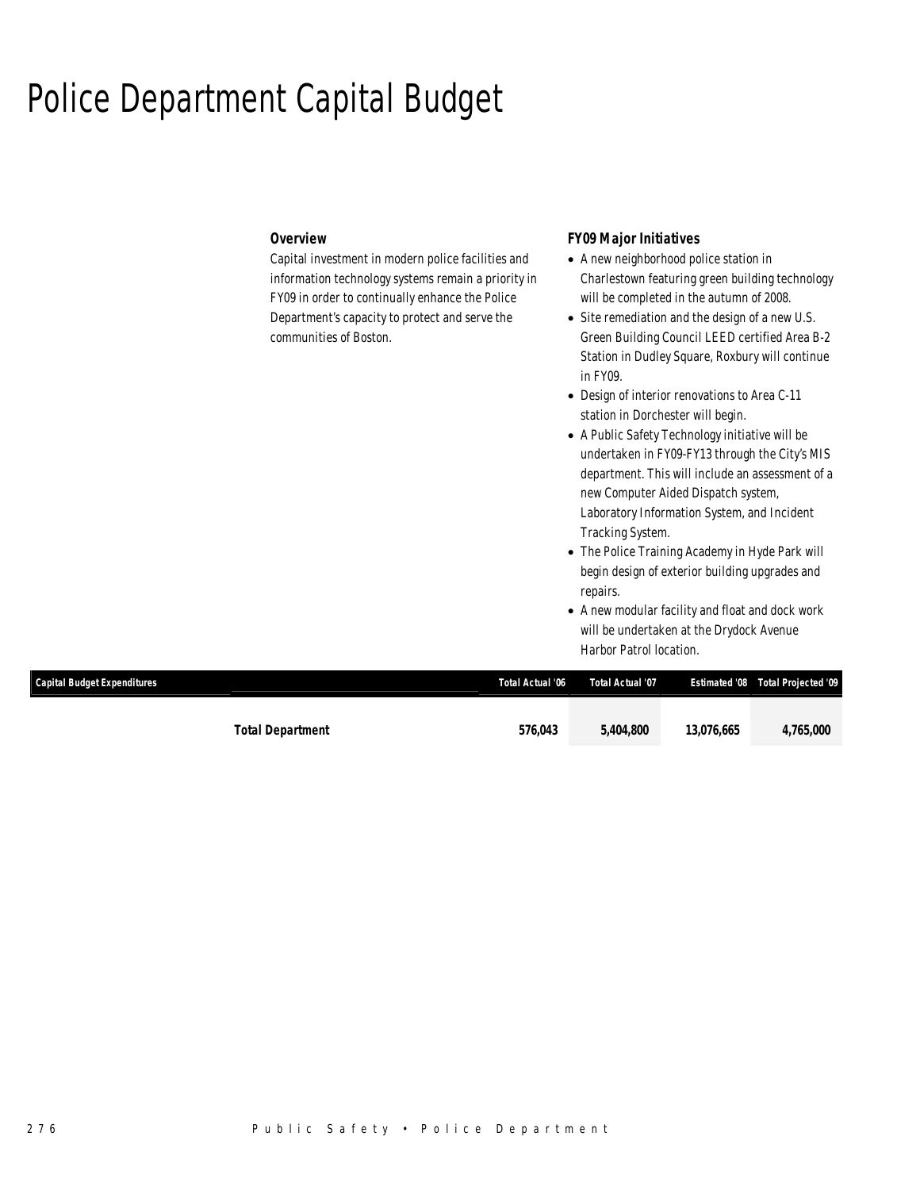# Police Department Capital Budget

### Overview

Capital investment in modern police facilities and information technology systems remain a priority in FY09 in order to continually enhance the Police Department's capacity to protect and serve the communities of Boston.

### FY09 Major Initiatives

- A new neighborhood police station in Charlestown featuring green building technology will be completed in the autumn of 2008.
- Site remediation and the design of a new U.S. Green Building Council LEED certified Area B-2 Station in Dudley Square, Roxbury will continue in FY09.
- Design of interior renovations to Area C-11 station in Dorchester will begin.
- A Public Safety Technology initiative will be undertaken in FY09-FY13 through the City's MIS department. This will include an assessment of a new Computer Aided Dispatch system, Laboratory Information System, and Incident Tracking System.
- The Police Training Academy in Hyde Park will begin design of exterior building upgrades and repairs.
- A new modular facility and float and dock work will be undertaken at the Drydock Avenue Harbor Patrol location.

| Capital Budget Expenditures | Total Actual '06 | Total Actual '07 | Estimated '08 | Total Projected '09 |
|---|---|---|---|---|
| **Total Department** | **576,043** | **5,404,800** | **13,076,665** | **4,765,000** |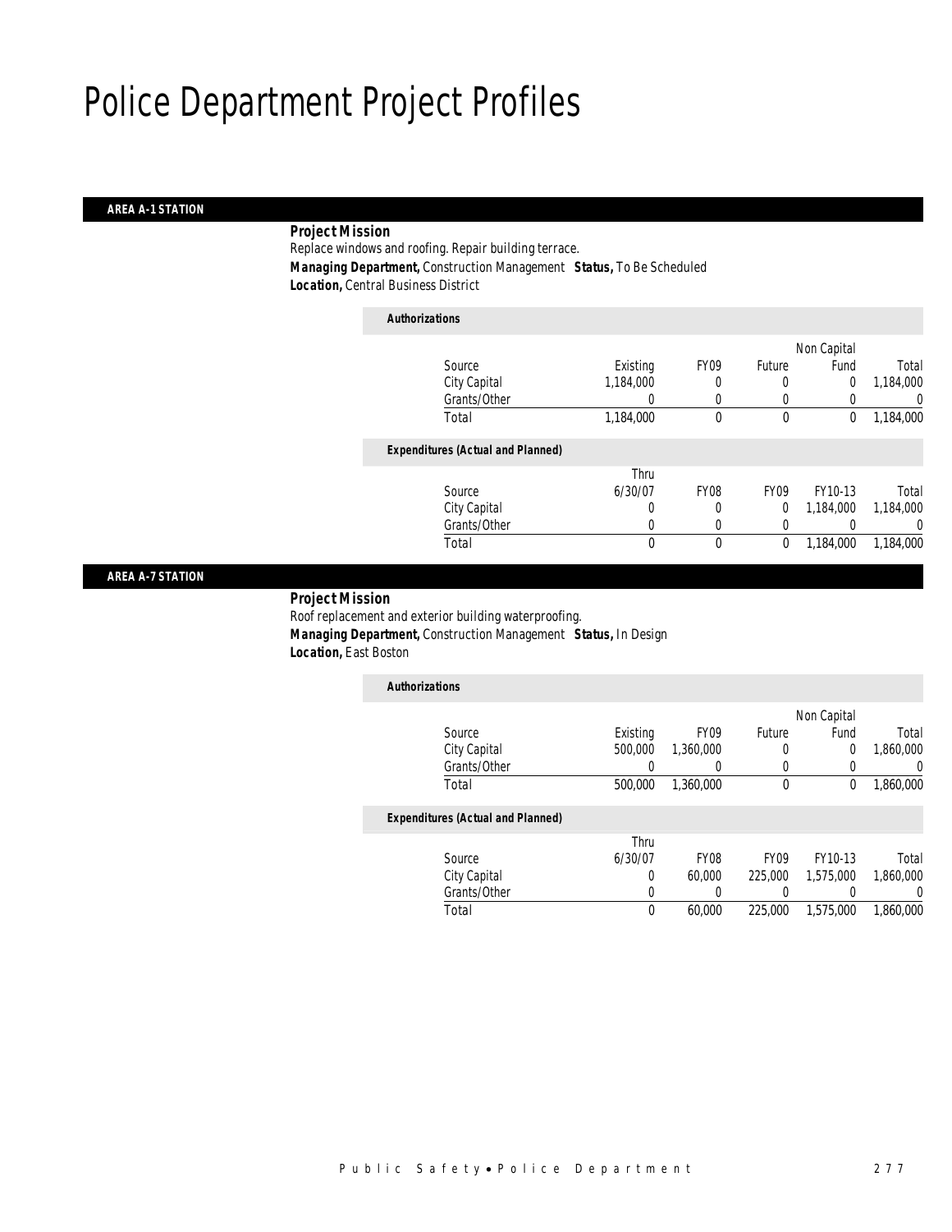# Police Department Project Profiles

## AREA A-1 STATION

***Project Mission***

Replace windows and roofing. Repair building terrace.

***Managing Department,*** Construction Management ***Status,*** To Be Scheduled

***Location,*** Central Business District

***Authorizations***

| Source | Existing | FY09 | Future | Non Capital Fund | Total |
|---|---|---|---|---|---|
| City Capital | 1,184,000 | 0 | 0 | 0 | 1,184,000 |
| Grants/Other | 0 | 0 | 0 | 0 | 0 |
| Total | 1,184,000 | 0 | 0 | 0 | 1,184,000 |

***Expenditures (Actual and Planned)***

| Source | Thru 6/30/07 | FY08 | FY09 | FY10-13 | Total |
|---|---|---|---|---|---|
| City Capital | 0 | 0 | 0 | 1,184,000 | 1,184,000 |
| Grants/Other | 0 | 0 | 0 | 0 | 0 |
| Total | 0 | 0 | 0 | 1,184,000 | 1,184,000 |

## AREA A-7 STATION

***Project Mission***

Roof replacement and exterior building waterproofing.

***Managing Department,*** Construction Management ***Status,*** In Design

***Location,*** East Boston

***Authorizations***

| Source | Existing | FY09 | Future | Non Capital Fund | Total |
|---|---|---|---|---|---|
| City Capital | 500,000 | 1,360,000 | 0 | 0 | 1,860,000 |
| Grants/Other | 0 | 0 | 0 | 0 | 0 |
| Total | 500,000 | 1,360,000 | 0 | 0 | 1,860,000 |

***Expenditures (Actual and Planned)***

| Source | Thru 6/30/07 | FY08 | FY09 | FY10-13 | Total |
|---|---|---|---|---|---|
| City Capital | 0 | 60,000 | 225,000 | 1,575,000 | 1,860,000 |
| Grants/Other | 0 | 0 | 0 | 0 | 0 |
| Total | 0 | 60,000 | 225,000 | 1,575,000 | 1,860,000 |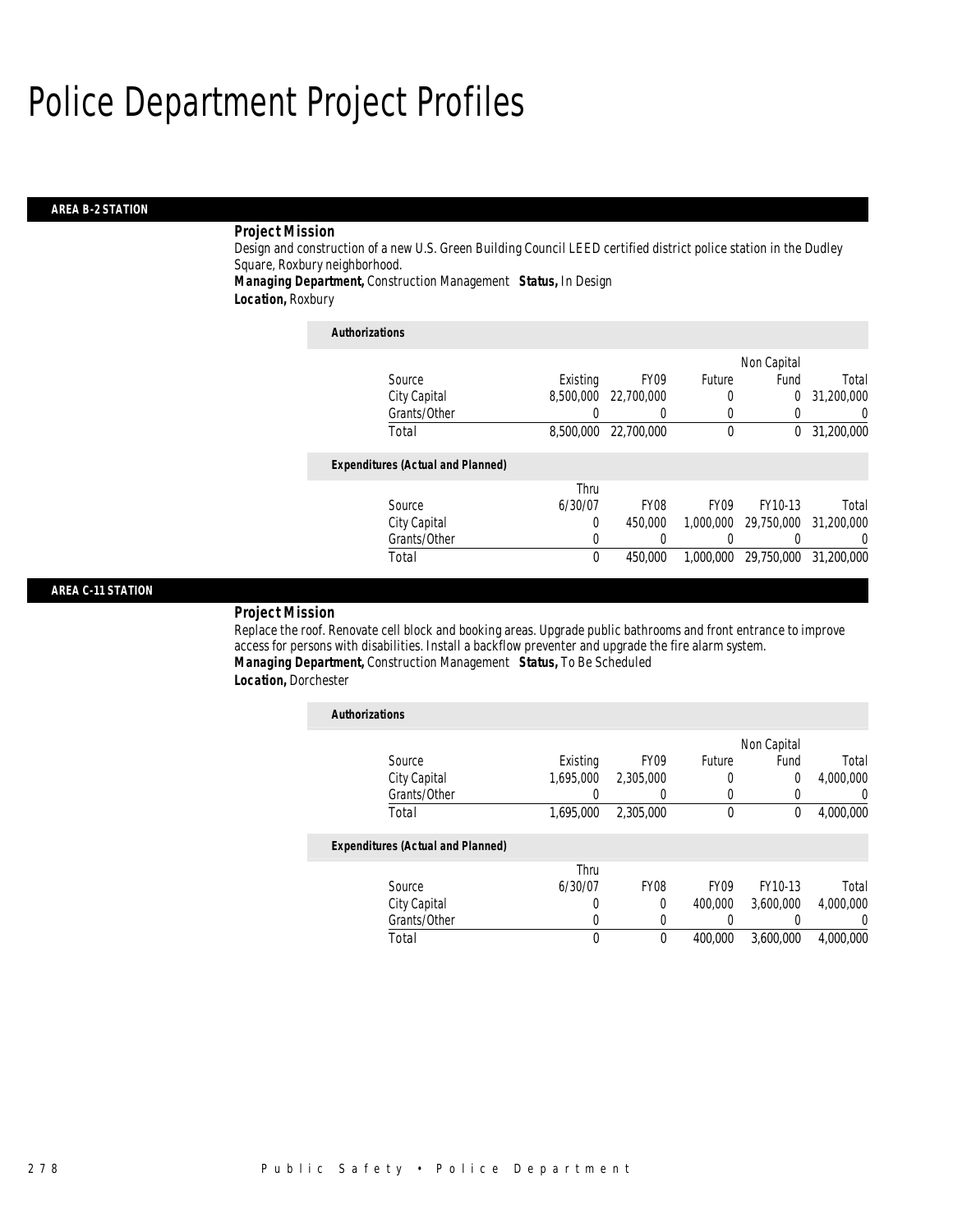# Police Department Project Profiles

## AREA B-2 STATION

***Project Mission***

Design and construction of a new U.S. Green Building Council LEED certified district police station in the Dudley Square, Roxbury neighborhood.

***Managing Department,*** Construction Management ***Status,*** In Design

***Location,*** Roxbury

***Authorizations***

| Source | Existing | FY09 | Future | Non Capital Fund | Total |
|---|---|---|---|---|---|
| City Capital | 8,500,000 | 22,700,000 | 0 | 0 | 31,200,000 |
| Grants/Other | 0 | 0 | 0 | 0 | 0 |
| Total | 8,500,000 | 22,700,000 | 0 | 0 | 31,200,000 |

***Expenditures (Actual and Planned)***

| Source | Thru 6/30/07 | FY08 | FY09 | FY10-13 | Total |
|---|---|---|---|---|---|
| City Capital | 0 | 450,000 | 1,000,000 | 29,750,000 | 31,200,000 |
| Grants/Other | 0 | 0 | 0 | 0 | 0 |
| Total | 0 | 450,000 | 1,000,000 | 29,750,000 | 31,200,000 |

## AREA C-11 STATION

***Project Mission***

Replace the roof. Renovate cell block and booking areas. Upgrade public bathrooms and front entrance to improve access for persons with disabilities. Install a backflow preventer and upgrade the fire alarm system.

***Managing Department,*** Construction Management ***Status,*** To Be Scheduled

***Location,*** Dorchester

***Authorizations***

| Source | Existing | FY09 | Future | Non Capital Fund | Total |
|---|---|---|---|---|---|
| City Capital | 1,695,000 | 2,305,000 | 0 | 0 | 4,000,000 |
| Grants/Other | 0 | 0 | 0 | 0 | 0 |
| Total | 1,695,000 | 2,305,000 | 0 | 0 | 4,000,000 |

***Expenditures (Actual and Planned)***

| Source | Thru 6/30/07 | FY08 | FY09 | FY10-13 | Total |
|---|---|---|---|---|---|
| City Capital | 0 | 0 | 400,000 | 3,600,000 | 4,000,000 |
| Grants/Other | 0 | 0 | 0 | 0 | 0 |
| Total | 0 | 0 | 400,000 | 3,600,000 | 4,000,000 |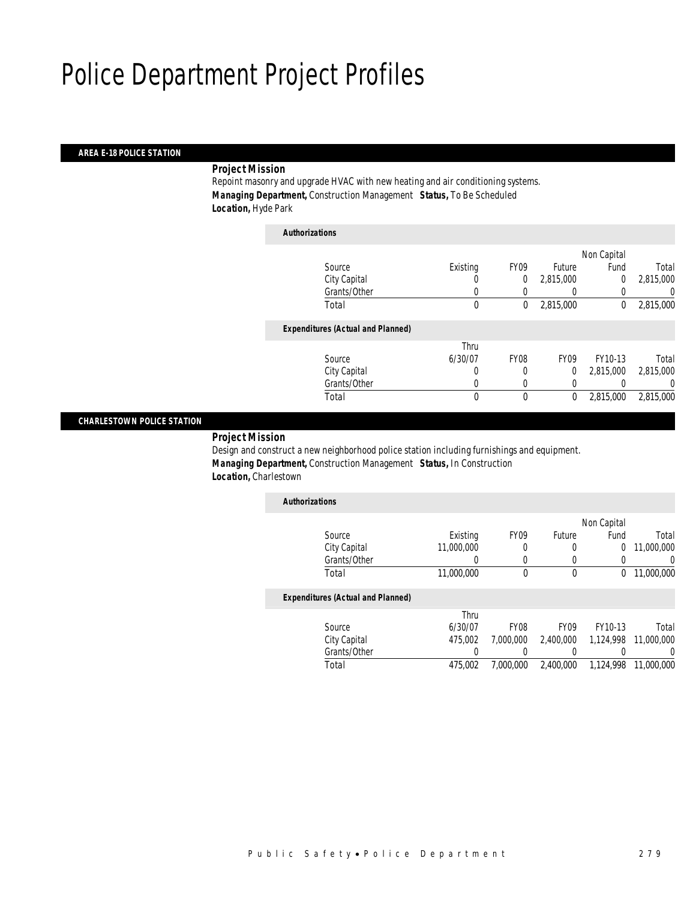# Police Department Project Profiles

## AREA E-18 POLICE STATION

***Project Mission***

Repoint masonry and upgrade HVAC with new heating and air conditioning systems.

***Managing Department,*** Construction Management ***Status,*** To Be Scheduled

***Location,*** Hyde Park

***Authorizations***

| Source | Existing | FY09 | Future | Non Capital Fund | Total |
|---|---|---|---|---|---|
| City Capital | 0 | 0 | 2,815,000 | 0 | 2,815,000 |
| Grants/Other | 0 | 0 | 0 | 0 | 0 |
| Total | 0 | 0 | 2,815,000 | 0 | 2,815,000 |

***Expenditures (Actual and Planned)***

| Source | Thru 6/30/07 | FY08 | FY09 | FY10-13 | Total |
|---|---|---|---|---|---|
| City Capital | 0 | 0 | 0 | 2,815,000 | 2,815,000 |
| Grants/Other | 0 | 0 | 0 | 0 | 0 |
| Total | 0 | 0 | 0 | 2,815,000 | 2,815,000 |

## CHARLESTOWN POLICE STATION

***Project Mission***

Design and construct a new neighborhood police station including furnishings and equipment.

***Managing Department,*** Construction Management ***Status,*** In Construction

***Location,*** Charlestown

***Authorizations***

| Source | Existing | FY09 | Future | Non Capital Fund | Total |
|---|---|---|---|---|---|
| City Capital | 11,000,000 | 0 | 0 | 0 | 11,000,000 |
| Grants/Other | 0 | 0 | 0 | 0 | 0 |
| Total | 11,000,000 | 0 | 0 | 0 | 11,000,000 |

***Expenditures (Actual and Planned)***

| Source | Thru 6/30/07 | FY08 | FY09 | FY10-13 | Total |
|---|---|---|---|---|---|
| City Capital | 475,002 | 7,000,000 | 2,400,000 | 1,124,998 | 11,000,000 |
| Grants/Other | 0 | 0 | 0 | 0 | 0 |
| Total | 475,002 | 7,000,000 | 2,400,000 | 1,124,998 | 11,000,000 |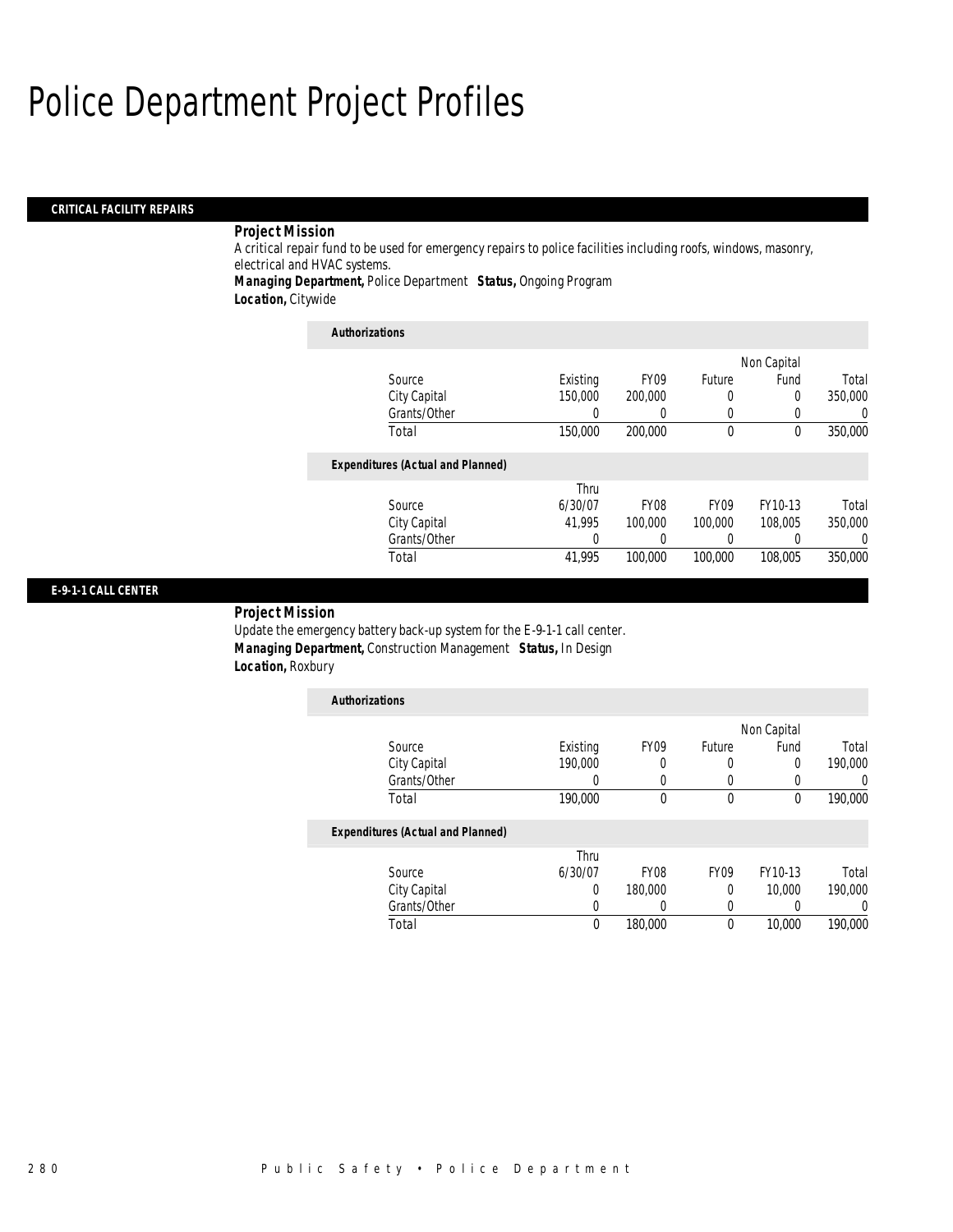# Police Department Project Profiles

## CRITICAL FACILITY REPAIRS

***Project Mission***

A critical repair fund to be used for emergency repairs to police facilities including roofs, windows, masonry, electrical and HVAC systems.

***Managing Department,*** Police Department ***Status,*** Ongoing Program

***Location,*** Citywide

***Authorizations***

| Source | Existing | FY09 | Future | Non Capital Fund | Total |
|---|---|---|---|---|---|
| City Capital | 150,000 | 200,000 | 0 | 0 | 350,000 |
| Grants/Other | 0 | 0 | 0 | 0 | 0 |
| Total | 150,000 | 200,000 | 0 | 0 | 350,000 |

***Expenditures (Actual and Planned)***

| Source | Thru 6/30/07 | FY08 | FY09 | FY10-13 | Total |
|---|---|---|---|---|---|
| City Capital | 41,995 | 100,000 | 100,000 | 108,005 | 350,000 |
| Grants/Other | 0 | 0 | 0 | 0 | 0 |
| Total | 41,995 | 100,000 | 100,000 | 108,005 | 350,000 |

## E-9-1-1 CALL CENTER

***Project Mission***

Update the emergency battery back-up system for the E-9-1-1 call center.

***Managing Department,*** Construction Management ***Status,*** In Design

***Location,*** Roxbury

***Authorizations***

| Source | Existing | FY09 | Future | Non Capital Fund | Total |
|---|---|---|---|---|---|
| City Capital | 190,000 | 0 | 0 | 0 | 190,000 |
| Grants/Other | 0 | 0 | 0 | 0 | 0 |
| Total | 190,000 | 0 | 0 | 0 | 190,000 |

***Expenditures (Actual and Planned)***

| Source | Thru 6/30/07 | FY08 | FY09 | FY10-13 | Total |
|---|---|---|---|---|---|
| City Capital | 0 | 180,000 | 0 | 10,000 | 190,000 |
| Grants/Other | 0 | 0 | 0 | 0 | 0 |
| Total | 0 | 180,000 | 0 | 10,000 | 190,000 |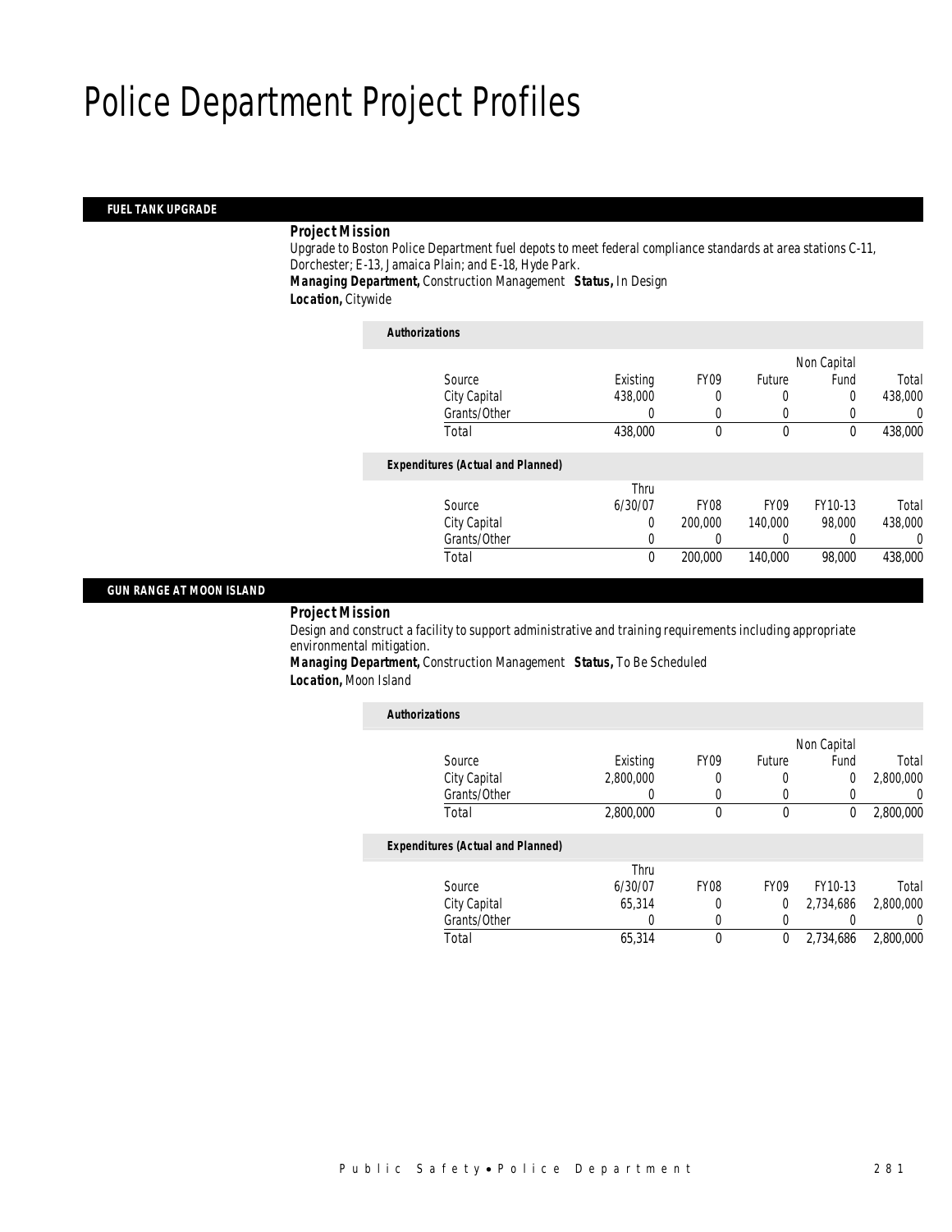# Police Department Project Profiles

## FUEL TANK UPGRADE

**Project Mission**

Upgrade to Boston Police Department fuel depots to meet federal compliance standards at area stations C-11, Dorchester; E-13, Jamaica Plain; and E-18, Hyde Park.

***Managing Department,*** Construction Management ***Status,*** In Design

***Location,*** Citywide

***Authorizations***

| Source | Existing | FY09 | Future | Non Capital Fund | Total |
|---|---|---|---|---|---|
| City Capital | 438,000 | 0 | 0 | 0 | 438,000 |
| Grants/Other | 0 | 0 | 0 | 0 | 0 |
| Total | 438,000 | 0 | 0 | 0 | 438,000 |

***Expenditures (Actual and Planned)***

| Source | Thru 6/30/07 | FY08 | FY09 | FY10-13 | Total |
|---|---|---|---|---|---|
| City Capital | 0 | 200,000 | 140,000 | 98,000 | 438,000 |
| Grants/Other | 0 | 0 | 0 | 0 | 0 |
| Total | 0 | 200,000 | 140,000 | 98,000 | 438,000 |

## GUN RANGE AT MOON ISLAND

**Project Mission**

Design and construct a facility to support administrative and training requirements including appropriate environmental mitigation.

***Managing Department,*** Construction Management ***Status,*** To Be Scheduled

***Location,*** Moon Island

***Authorizations***

| Source | Existing | FY09 | Future | Non Capital Fund | Total |
|---|---|---|---|---|---|
| City Capital | 2,800,000 | 0 | 0 | 0 | 2,800,000 |
| Grants/Other | 0 | 0 | 0 | 0 | 0 |
| Total | 2,800,000 | 0 | 0 | 0 | 2,800,000 |

***Expenditures (Actual and Planned)***

| Source | Thru 6/30/07 | FY08 | FY09 | FY10-13 | Total |
|---|---|---|---|---|---|
| City Capital | 65,314 | 0 | 0 | 2,734,686 | 2,800,000 |
| Grants/Other | 0 | 0 | 0 | 0 | 0 |
| Total | 65,314 | 0 | 0 | 2,734,686 | 2,800,000 |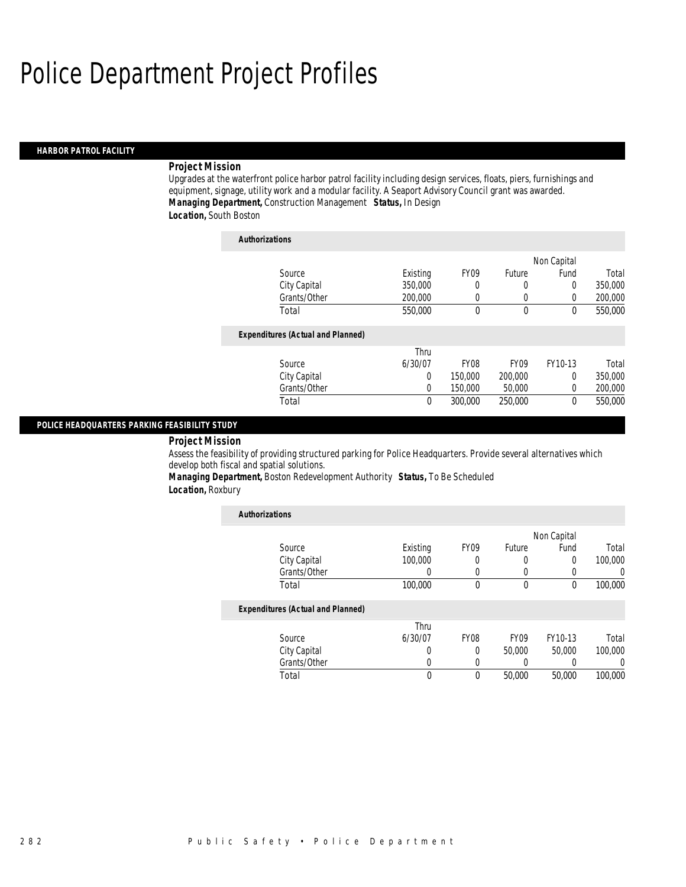# Police Department Project Profiles

## HARBOR PATROL FACILITY

***Project Mission***

Upgrades at the waterfront police harbor patrol facility including design services, floats, piers, furnishings and equipment, signage, utility work and a modular facility. A Seaport Advisory Council grant was awarded.

***Managing Department,*** Construction Management ***Status,*** In Design

***Location,*** South Boston

***Authorizations***

| Source | Existing | FY09 | Future | Non Capital Fund | Total |
|---|---|---|---|---|---|
| City Capital | 350,000 | 0 | 0 | 0 | 350,000 |
| Grants/Other | 200,000 | 0 | 0 | 0 | 200,000 |
| Total | 550,000 | 0 | 0 | 0 | 550,000 |

***Expenditures (Actual and Planned)***

| Source | Thru 6/30/07 | FY08 | FY09 | FY10-13 | Total |
|---|---|---|---|---|---|
| City Capital | 0 | 150,000 | 200,000 | 0 | 350,000 |
| Grants/Other | 0 | 150,000 | 50,000 | 0 | 200,000 |
| Total | 0 | 300,000 | 250,000 | 0 | 550,000 |

## POLICE HEADQUARTERS PARKING FEASIBILITY STUDY

***Project Mission***

Assess the feasibility of providing structured parking for Police Headquarters. Provide several alternatives which develop both fiscal and spatial solutions.

***Managing Department,*** Boston Redevelopment Authority ***Status,*** To Be Scheduled

***Location,*** Roxbury

***Authorizations***

| Source | Existing | FY09 | Future | Non Capital Fund | Total |
|---|---|---|---|---|---|
| City Capital | 100,000 | 0 | 0 | 0 | 100,000 |
| Grants/Other | 0 | 0 | 0 | 0 | 0 |
| Total | 100,000 | 0 | 0 | 0 | 100,000 |

***Expenditures (Actual and Planned)***

| Source | Thru 6/30/07 | FY08 | FY09 | FY10-13 | Total |
|---|---|---|---|---|---|
| City Capital | 0 | 0 | 50,000 | 50,000 | 100,000 |
| Grants/Other | 0 | 0 | 0 | 0 | 0 |
| Total | 0 | 0 | 50,000 | 50,000 | 100,000 |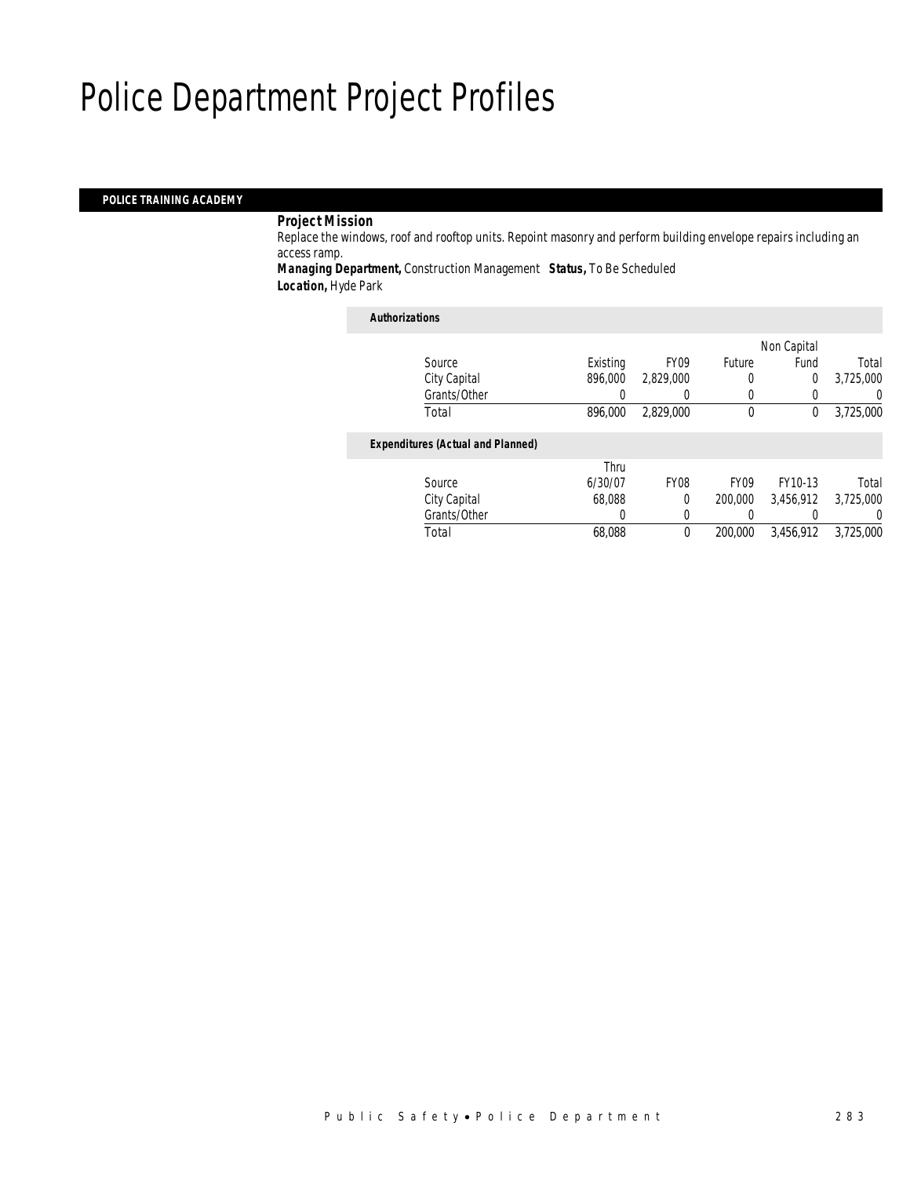# Police Department Project Profiles

## POLICE TRAINING ACADEMY

**Project Mission**

Replace the windows, roof and rooftop units. Repoint masonry and perform building envelope repairs including an access ramp.

**Managing Department,** Construction Management **Status,** To Be Scheduled

**Location,** Hyde Park

***Authorizations***

| Source | Existing | FY09 | Future | Non Capital Fund | Total |
|---|---|---|---|---|---|
| City Capital | 896,000 | 2,829,000 | 0 | 0 | 3,725,000 |
| Grants/Other | 0 | 0 | 0 | 0 | 0 |
| Total | 896,000 | 2,829,000 | 0 | 0 | 3,725,000 |

***Expenditures (Actual and Planned)***

| Source | Thru 6/30/07 | FY08 | FY09 | FY10-13 | Total |
|---|---|---|---|---|---|
| City Capital | 68,088 | 0 | 200,000 | 3,456,912 | 3,725,000 |
| Grants/Other | 0 | 0 | 0 | 0 | 0 |
| Total | 68,088 | 0 | 200,000 | 3,456,912 | 3,725,000 |